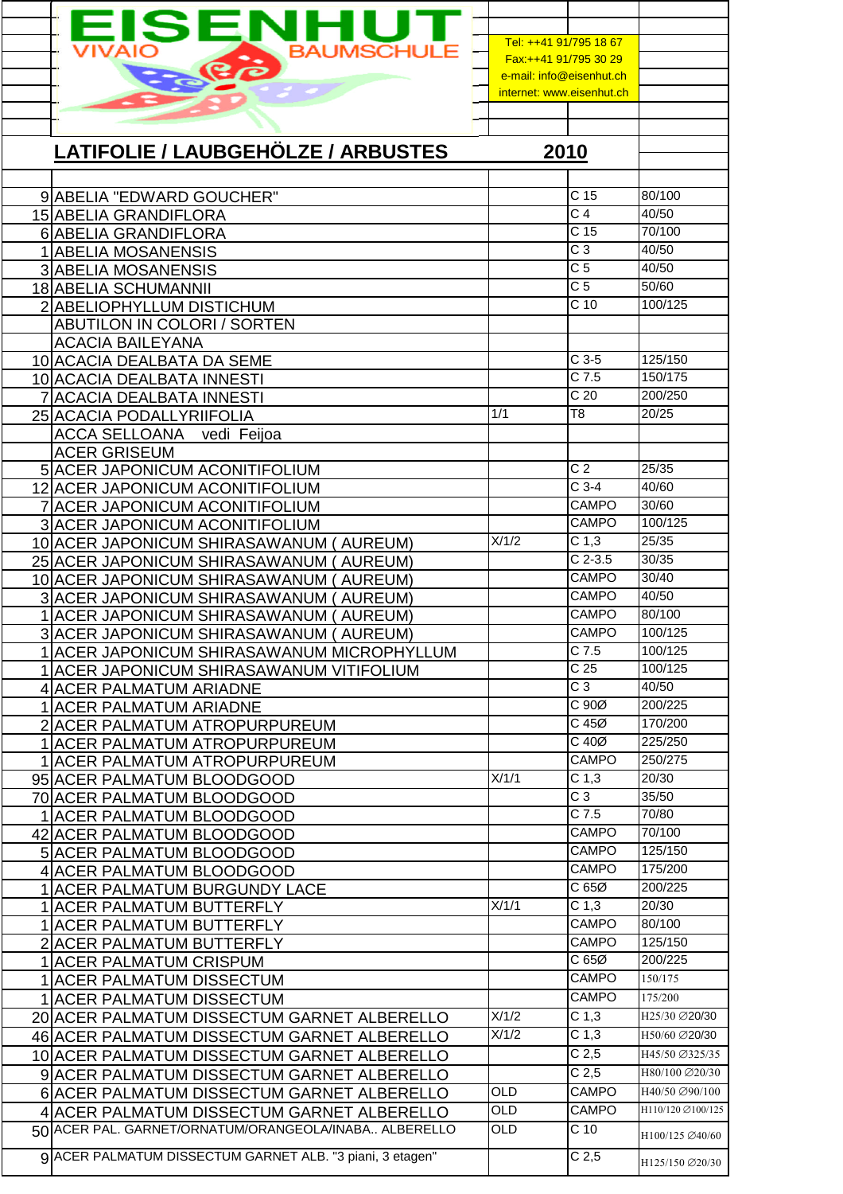EISENHUT
VIVAIO BAUMSCHULE

Tel: ++41 91/795 18 67
Fax:++41 91/795 30 29
e-mail: info@eisenhut.ch
internet: www.eisenhut.ch

## LATIFOLIE / LAUBGEHÖLZE / ARBUSTES 2010

| | | | | |
|---|---|---|---|---|
| 9 | ABELIA "EDWARD GOUCHER" | | C 15 | 80/100 |
| 15 | ABELIA GRANDIFLORA | | C 4 | 40/50 |
| 6 | ABELIA GRANDIFLORA | | C 15 | 70/100 |
| 1 | ABELIA MOSANENSIS | | C 3 | 40/50 |
| 3 | ABELIA MOSANENSIS | | C 5 | 40/50 |
| 18 | ABELIA SCHUMANNII | | C 5 | 50/60 |
| 2 | ABELIOPHYLLUM DISTICHUM | | C 10 | 100/125 |
| | ABUTILON IN COLORI / SORTEN | | | |
| | ACACIA BAILEYANA | | | |
| 10 | ACACIA DEALBATA DA SEME | | C 3-5 | 125/150 |
| 10 | ACACIA DEALBATA INNESTI | | C 7.5 | 150/175 |
| 7 | ACACIA DEALBATA INNESTI | | C 20 | 200/250 |
| 25 | ACACIA PODALLYRIIFOLIA | 1/1 | T8 | 20/25 |
| | ACCA SELLOANA vedi Feijoa | | | |
| | ACER GRISEUM | | | |
| 5 | ACER JAPONICUM ACONITIFOLIUM | | C 2 | 25/35 |
| 12 | ACER JAPONICUM ACONITIFOLIUM | | C 3-4 | 40/60 |
| 7 | ACER JAPONICUM ACONITIFOLIUM | | CAMPO | 30/60 |
| 3 | ACER JAPONICUM ACONITIFOLIUM | | CAMPO | 100/125 |
| 10 | ACER JAPONICUM SHIRASAWANUM ( AUREUM) | X/1/2 | C 1,3 | 25/35 |
| 25 | ACER JAPONICUM SHIRASAWANUM ( AUREUM) | | C 2-3.5 | 30/35 |
| 10 | ACER JAPONICUM SHIRASAWANUM ( AUREUM) | | CAMPO | 30/40 |
| 3 | ACER JAPONICUM SHIRASAWANUM ( AUREUM) | | CAMPO | 40/50 |
| 1 | ACER JAPONICUM SHIRASAWANUM ( AUREUM) | | CAMPO | 80/100 |
| 3 | ACER JAPONICUM SHIRASAWANUM ( AUREUM) | | CAMPO | 100/125 |
| 1 | ACER JAPONICUM SHIRASAWANUM MICROPHYLLUM | | C 7.5 | 100/125 |
| 1 | ACER JAPONICUM SHIRASAWANUM VITIFOLIUM | | C 25 | 100/125 |
| 4 | ACER PALMATUM ARIADNE | | C 3 | 40/50 |
| 1 | ACER PALMATUM ARIADNE | | C 90Ø | 200/225 |
| 2 | ACER PALMATUM ATROPURPUREUM | | C 45Ø | 170/200 |
| 1 | ACER PALMATUM ATROPURPUREUM | | C 40Ø | 225/250 |
| 1 | ACER PALMATUM ATROPURPUREUM | | CAMPO | 250/275 |
| 95 | ACER PALMATUM BLOODGOOD | X/1/1 | C 1,3 | 20/30 |
| 70 | ACER PALMATUM BLOODGOOD | | C 3 | 35/50 |
| 1 | ACER PALMATUM BLOODGOOD | | C 7.5 | 70/80 |
| 42 | ACER PALMATUM BLOODGOOD | | CAMPO | 70/100 |
| 5 | ACER PALMATUM BLOODGOOD | | CAMPO | 125/150 |
| 4 | ACER PALMATUM BLOODGOOD | | CAMPO | 175/200 |
| 1 | ACER PALMATUM BURGUNDY LACE | | C 65Ø | 200/225 |
| 1 | ACER PALMATUM BUTTERFLY | X/1/1 | C 1,3 | 20/30 |
| 1 | ACER PALMATUM BUTTERFLY | | CAMPO | 80/100 |
| 2 | ACER PALMATUM BUTTERFLY | | CAMPO | 125/150 |
| 1 | ACER PALMATUM CRISPUM | | C 65Ø | 200/225 |
| 1 | ACER PALMATUM DISSECTUM | | CAMPO | 150/175 |
| 1 | ACER PALMATUM DISSECTUM | | CAMPO | 175/200 |
| 20 | ACER PALMATUM DISSECTUM GARNET ALBERELLO | X/1/2 | C 1,3 | H25/30 Ø20/30 |
| 46 | ACER PALMATUM DISSECTUM GARNET ALBERELLO | X/1/2 | C 1,3 | H50/60 Ø20/30 |
| 10 | ACER PALMATUM DISSECTUM GARNET ALBERELLO | | C 2,5 | H45/50 Ø325/35 |
| 9 | ACER PALMATUM DISSECTUM GARNET ALBERELLO | | C 2,5 | H80/100 Ø20/30 |
| 6 | ACER PALMATUM DISSECTUM GARNET ALBERELLO | OLD | CAMPO | H40/50 Ø90/100 |
| 4 | ACER PALMATUM DISSECTUM GARNET ALBERELLO | OLD | CAMPO | H110/120 Ø100/125 |
| 50 | ACER PAL. GARNET/ORNATUM/ORANGEOLA/INABA.. ALBERELLO | OLD | C 10 | H100/125 Ø40/60 |
| 9 | ACER PALMATUM DISSECTUM GARNET ALB. "3 piani, 3 etagen" | | C 2,5 | H125/150 Ø20/30 |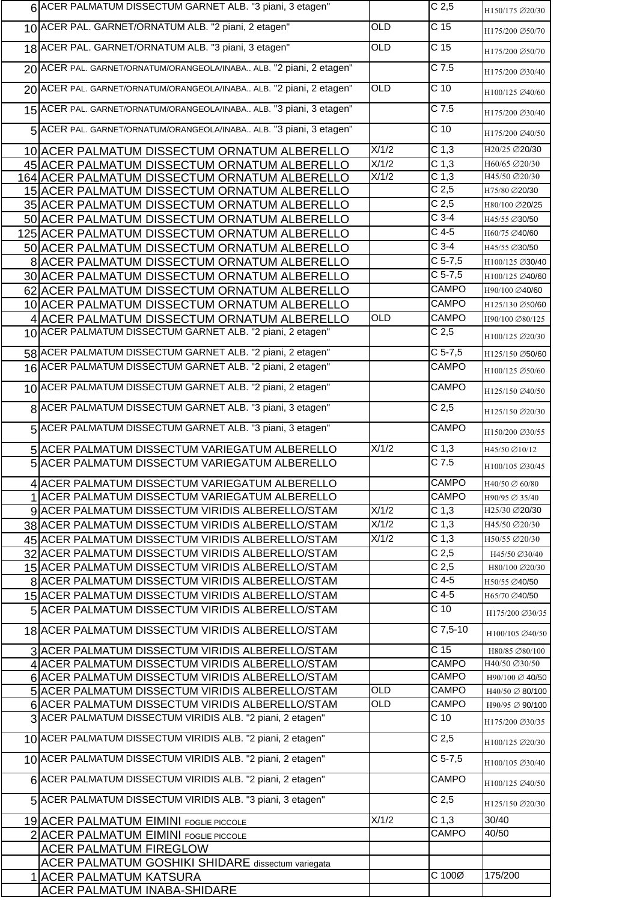| | | | | |
|---|---|---|---|---|
| 6 | ACER PALMATUM DISSECTUM GARNET ALB. "3 piani, 3 etagen" | | C 2,5 | H150/175 ∅20/30 |
| 10 | ACER PAL. GARNET/ORNATUM ALB. "2 piani, 2 etagen" | OLD | C 15 | H175/200 ∅50/70 |
| 18 | ACER PAL. GARNET/ORNATUM ALB. "3 piani, 3 etagen" | OLD | C 15 | H175/200 ∅50/70 |
| 20 | ACER PAL. GARNET/ORNATUM/ORANGEOLA/INABA.. ALB. "2 piani, 2 etagen" | | C 7.5 | H175/200 ∅30/40 |
| 20 | ACER PAL. GARNET/ORNATUM/ORANGEOLA/INABA.. ALB. "2 piani, 2 etagen" | OLD | C 10 | H100/125 ∅40/60 |
| 15 | ACER PAL. GARNET/ORNATUM/ORANGEOLA/INABA.. ALB. "3 piani, 3 etagen" | | C 7.5 | H175/200 ∅30/40 |
| 5 | ACER PAL. GARNET/ORNATUM/ORANGEOLA/INABA.. ALB. "3 piani, 3 etagen" | | C 10 | H175/200 ∅40/50 |
| 10 | ACER PALMATUM DISSECTUM ORNATUM ALBERELLO | X/1/2 | C 1,3 | H20/25 ∅20/30 |
| 45 | ACER PALMATUM DISSECTUM ORNATUM ALBERELLO | X/1/2 | C 1,3 | H60/65 ∅20/30 |
| 164 | ACER PALMATUM DISSECTUM ORNATUM ALBERELLO | X/1/2 | C 1,3 | H45/50 ∅20/30 |
| 15 | ACER PALMATUM DISSECTUM ORNATUM ALBERELLO | | C 2,5 | H75/80 ∅20/30 |
| 35 | ACER PALMATUM DISSECTUM ORNATUM ALBERELLO | | C 2,5 | H80/100 ∅20/25 |
| 50 | ACER PALMATUM DISSECTUM ORNATUM ALBERELLO | | C 3-4 | H45/55 ∅30/50 |
| 125 | ACER PALMATUM DISSECTUM ORNATUM ALBERELLO | | C 4-5 | H60/75 ∅40/60 |
| 50 | ACER PALMATUM DISSECTUM ORNATUM ALBERELLO | | C 3-4 | H45/55 ∅30/50 |
| 8 | ACER PALMATUM DISSECTUM ORNATUM ALBERELLO | | C 5-7,5 | H100/125 ∅30/40 |
| 30 | ACER PALMATUM DISSECTUM ORNATUM ALBERELLO | | C 5-7,5 | H100/125 ∅40/60 |
| 62 | ACER PALMATUM DISSECTUM ORNATUM ALBERELLO | | CAMPO | H90/100 ∅40/60 |
| 10 | ACER PALMATUM DISSECTUM ORNATUM ALBERELLO | | CAMPO | H125/130 ∅50/60 |
| 4 | ACER PALMATUM DISSECTUM ORNATUM ALBERELLO | OLD | CAMPO | H90/100 ∅80/125 |
| 10 | ACER PALMATUM DISSECTUM GARNET ALB. "2 piani, 2 etagen" | | C 2,5 | H100/125 ∅20/30 |
| 58 | ACER PALMATUM DISSECTUM GARNET ALB. "2 piani, 2 etagen" | | C 5-7,5 | H125/150 ∅50/60 |
| 16 | ACER PALMATUM DISSECTUM GARNET ALB. "2 piani, 2 etagen" | | CAMPO | H100/125 ∅50/60 |
| 10 | ACER PALMATUM DISSECTUM GARNET ALB. "2 piani, 2 etagen" | | CAMPO | H125/150 ∅40/50 |
| 8 | ACER PALMATUM DISSECTUM GARNET ALB. "3 piani, 3 etagen" | | C 2,5 | H125/150 ∅20/30 |
| 5 | ACER PALMATUM DISSECTUM GARNET ALB. "3 piani, 3 etagen" | | CAMPO | H150/200 ∅30/55 |
| 5 | ACER PALMATUM DISSECTUM VARIEGATUM ALBERELLO | X/1/2 | C 1,3 | H45/50 ∅10/12 |
| 5 | ACER PALMATUM DISSECTUM VARIEGATUM ALBERELLO | | C 7.5 | H100/105 ∅30/45 |
| 4 | ACER PALMATUM DISSECTUM VARIEGATUM ALBERELLO | | CAMPO | H40/50 ∅ 60/80 |
| 1 | ACER PALMATUM DISSECTUM VARIEGATUM ALBERELLO | | CAMPO | H90/95 ∅ 35/40 |
| 9 | ACER PALMATUM DISSECTUM VIRIDIS ALBERELLO/STAM | X/1/2 | C 1,3 | H25/30 ∅20/30 |
| 38 | ACER PALMATUM DISSECTUM VIRIDIS ALBERELLO/STAM | X/1/2 | C 1,3 | H45/50 ∅20/30 |
| 45 | ACER PALMATUM DISSECTUM VIRIDIS ALBERELLO/STAM | X/1/2 | C 1,3 | H50/55 ∅20/30 |
| 32 | ACER PALMATUM DISSECTUM VIRIDIS ALBERELLO/STAM | | C 2,5 | H45/50 ∅30/40 |
| 15 | ACER PALMATUM DISSECTUM VIRIDIS ALBERELLO/STAM | | C 2,5 | H80/100 ∅20/30 |
| 8 | ACER PALMATUM DISSECTUM VIRIDIS ALBERELLO/STAM | | C 4-5 | H50/55 ∅40/50 |
| 15 | ACER PALMATUM DISSECTUM VIRIDIS ALBERELLO/STAM | | C 4-5 | H65/70 ∅40/50 |
| 5 | ACER PALMATUM DISSECTUM VIRIDIS ALBERELLO/STAM | | C 10 | H175/200 ∅30/35 |
| 18 | ACER PALMATUM DISSECTUM VIRIDIS ALBERELLO/STAM | | C 7,5-10 | H100/105 ∅40/50 |
| 3 | ACER PALMATUM DISSECTUM VIRIDIS ALBERELLO/STAM | | C 15 | H80/85 ∅80/100 |
| 4 | ACER PALMATUM DISSECTUM VIRIDIS ALBERELLO/STAM | | CAMPO | H40/50 ∅30/50 |
| 6 | ACER PALMATUM DISSECTUM VIRIDIS ALBERELLO/STAM | | CAMPO | H90/100 ∅ 40/50 |
| 5 | ACER PALMATUM DISSECTUM VIRIDIS ALBERELLO/STAM | OLD | CAMPO | H40/50 ∅ 80/100 |
| 6 | ACER PALMATUM DISSECTUM VIRIDIS ALBERELLO/STAM | OLD | CAMPO | H90/95 ∅ 90/100 |
| 3 | ACER PALMATUM DISSECTUM VIRIDIS ALB. "2 piani, 2 etagen" | | C 10 | H175/200 ∅30/35 |
| 10 | ACER PALMATUM DISSECTUM VIRIDIS ALB. "2 piani, 2 etagen" | | C 2,5 | H100/125 ∅20/30 |
| 10 | ACER PALMATUM DISSECTUM VIRIDIS ALB. "2 piani, 2 etagen" | | C 5-7,5 | H100/105 ∅30/40 |
| 6 | ACER PALMATUM DISSECTUM VIRIDIS ALB. "2 piani, 2 etagen" | | CAMPO | H100/125 ∅40/50 |
| 5 | ACER PALMATUM DISSECTUM VIRIDIS ALB. "3 piani, 3 etagen" | | C 2,5 | H125/150 ∅20/30 |
| 19 | ACER PALMATUM EIMINI FOGLIE PICCOLE | X/1/2 | C 1,3 | 30/40 |
| 2 | ACER PALMATUM EIMINI FOGLIE PICCOLE | | CAMPO | 40/50 |
| | ACER PALMATUM FIREGLOW | | | |
| | ACER PALMATUM GOSHIKI SHIDARE dissectum variegata | | | |
| 1 | ACER PALMATUM KATSURA | | C 100Ø | 175/200 |
| | ACER PALMATUM INABA-SHIDARE | | | |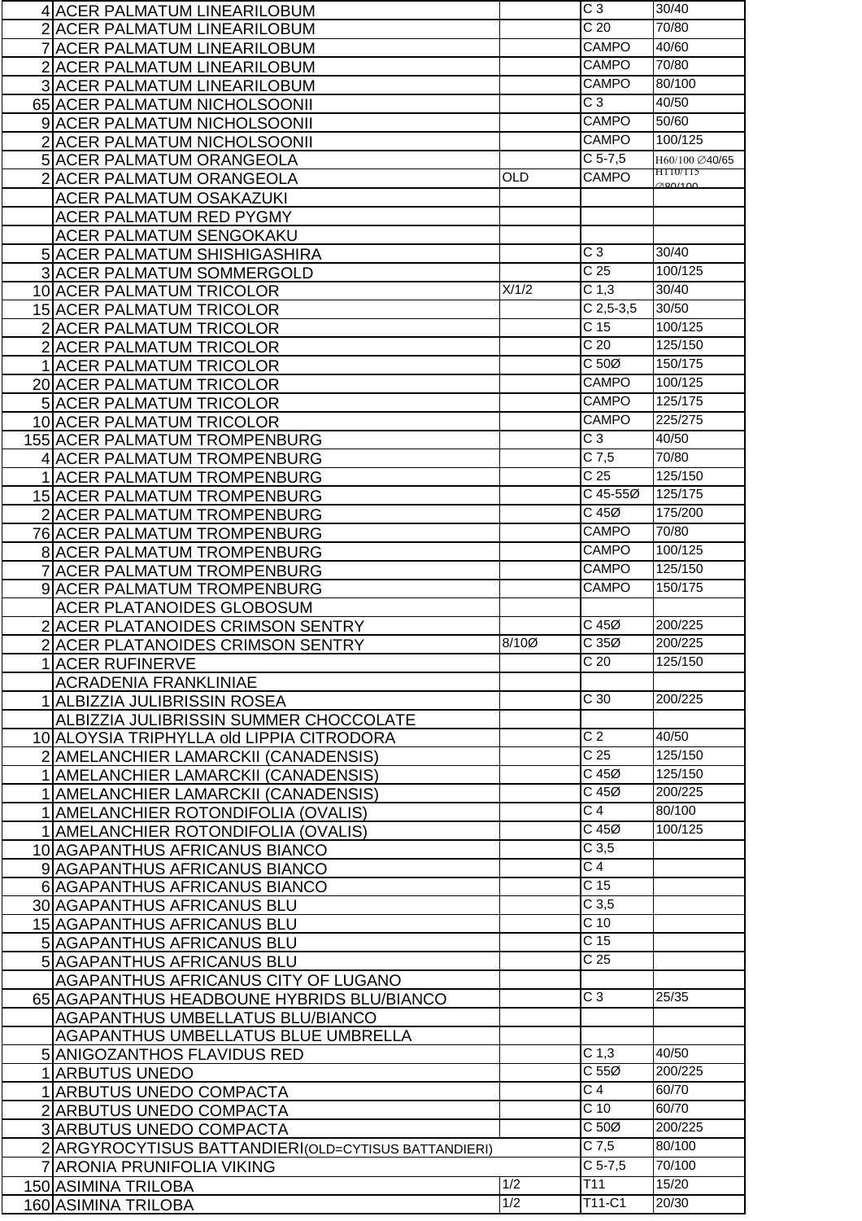| | | | | |
|---|---|---|---|---|
| 4 | ACER PALMATUM LINEARILOBUM | | C 3 | 30/40 |
| 2 | ACER PALMATUM LINEARILOBUM | | C 20 | 70/80 |
| 7 | ACER PALMATUM LINEARILOBUM | | CAMPO | 40/60 |
| 2 | ACER PALMATUM LINEARILOBUM | | CAMPO | 70/80 |
| 3 | ACER PALMATUM LINEARILOBUM | | CAMPO | 80/100 |
| 65 | ACER PALMATUM NICHOLSOONII | | C 3 | 40/50 |
| 9 | ACER PALMATUM NICHOLSOONII | | CAMPO | 50/60 |
| 2 | ACER PALMATUM NICHOLSOONII | | CAMPO | 100/125 |
| 5 | ACER PALMATUM ORANGEOLA | | C 5-7,5 | H60/100 ∅40/65 |
| 2 | ACER PALMATUM ORANGEOLA | OLD | CAMPO | H110/115 ∅80/100 |
| | ACER PALMATUM OSAKAZUKI | | | |
| | ACER PALMATUM RED PYGMY | | | |
| | ACER PALMATUM SENGOKAKU | | | |
| 5 | ACER PALMATUM SHISHIGASHIRA | | C 3 | 30/40 |
| 3 | ACER PALMATUM SOMMERGOLD | | C 25 | 100/125 |
| 10 | ACER PALMATUM TRICOLOR | X/1/2 | C 1,3 | 30/40 |
| 15 | ACER PALMATUM TRICOLOR | | C 2,5-3,5 | 30/50 |
| 2 | ACER PALMATUM TRICOLOR | | C 15 | 100/125 |
| 2 | ACER PALMATUM TRICOLOR | | C 20 | 125/150 |
| 1 | ACER PALMATUM TRICOLOR | | C 50Ø | 150/175 |
| 20 | ACER PALMATUM TRICOLOR | | CAMPO | 100/125 |
| 5 | ACER PALMATUM TRICOLOR | | CAMPO | 125/175 |
| 10 | ACER PALMATUM TRICOLOR | | CAMPO | 225/275 |
| 155 | ACER PALMATUM TROMPENBURG | | C 3 | 40/50 |
| 4 | ACER PALMATUM TROMPENBURG | | C 7,5 | 70/80 |
| 1 | ACER PALMATUM TROMPENBURG | | C 25 | 125/150 |
| 15 | ACER PALMATUM TROMPENBURG | | C 45-55Ø | 125/175 |
| 2 | ACER PALMATUM TROMPENBURG | | C 45Ø | 175/200 |
| 76 | ACER PALMATUM TROMPENBURG | | CAMPO | 70/80 |
| 8 | ACER PALMATUM TROMPENBURG | | CAMPO | 100/125 |
| 7 | ACER PALMATUM TROMPENBURG | | CAMPO | 125/150 |
| 9 | ACER PALMATUM TROMPENBURG | | CAMPO | 150/175 |
| | ACER PLATANOIDES GLOBOSUM | | | |
| 2 | ACER PLATANOIDES CRIMSON SENTRY | | C 45Ø | 200/225 |
| 2 | ACER PLATANOIDES CRIMSON SENTRY | 8/10Ø | C 35Ø | 200/225 |
| 1 | ACER RUFINERVE | | C 20 | 125/150 |
| | ACRADENIA FRANKLINIAE | | | |
| 1 | ALBIZZIA JULIBRISSIN ROSEA | | C 30 | 200/225 |
| | ALBIZZIA JULIBRISSIN SUMMER CHOCCOLATE | | | |
| 10 | ALOYSIA TRIPHYLLA old LIPPIA CITRODORA | | C 2 | 40/50 |
| 2 | AMELANCHIER LAMARCKII (CANADENSIS) | | C 25 | 125/150 |
| 1 | AMELANCHIER LAMARCKII (CANADENSIS) | | C 45Ø | 125/150 |
| 1 | AMELANCHIER LAMARCKII (CANADENSIS) | | C 45Ø | 200/225 |
| 1 | AMELANCHIER ROTONDIFOLIA (OVALIS) | | C 4 | 80/100 |
| 1 | AMELANCHIER ROTONDIFOLIA (OVALIS) | | C 45Ø | 100/125 |
| 10 | AGAPANTHUS AFRICANUS BIANCO | | C 3,5 | |
| 9 | AGAPANTHUS AFRICANUS BIANCO | | C 4 | |
| 6 | AGAPANTHUS AFRICANUS BIANCO | | C 15 | |
| 30 | AGAPANTHUS AFRICANUS BLU | | C 3,5 | |
| 15 | AGAPANTHUS AFRICANUS BLU | | C 10 | |
| 5 | AGAPANTHUS AFRICANUS BLU | | C 15 | |
| 5 | AGAPANTHUS AFRICANUS BLU | | C 25 | |
| | AGAPANTHUS AFRICANUS CITY OF LUGANO | | | |
| 65 | AGAPANTHUS HEADBOUNE HYBRIDS BLU/BIANCO | | C 3 | 25/35 |
| | AGAPANTHUS UMBELLATUS BLU/BIANCO | | | |
| | AGAPANTHUS UMBELLATUS BLUE UMBRELLA | | | |
| 5 | ANIGOZANTHOS FLAVIDUS RED | | C 1,3 | 40/50 |
| 1 | ARBUTUS UNEDO | | C 55Ø | 200/225 |
| 1 | ARBUTUS UNEDO COMPACTA | | C 4 | 60/70 |
| 2 | ARBUTUS UNEDO COMPACTA | | C 10 | 60/70 |
| 3 | ARBUTUS UNEDO COMPACTA | | C 50Ø | 200/225 |
| 2 | ARGYROCYTISUS BATTANDIERI(OLD=CYTISUS BATTANDIERI) | | C 7,5 | 80/100 |
| 7 | ARONIA PRUNIFOLIA VIKING | | C 5-7,5 | 70/100 |
| 150 | ASIMINA TRILOBA | 1/2 | T11 | 15/20 |
| 160 | ASIMINA TRILOBA | 1/2 | T11-C1 | 20/30 |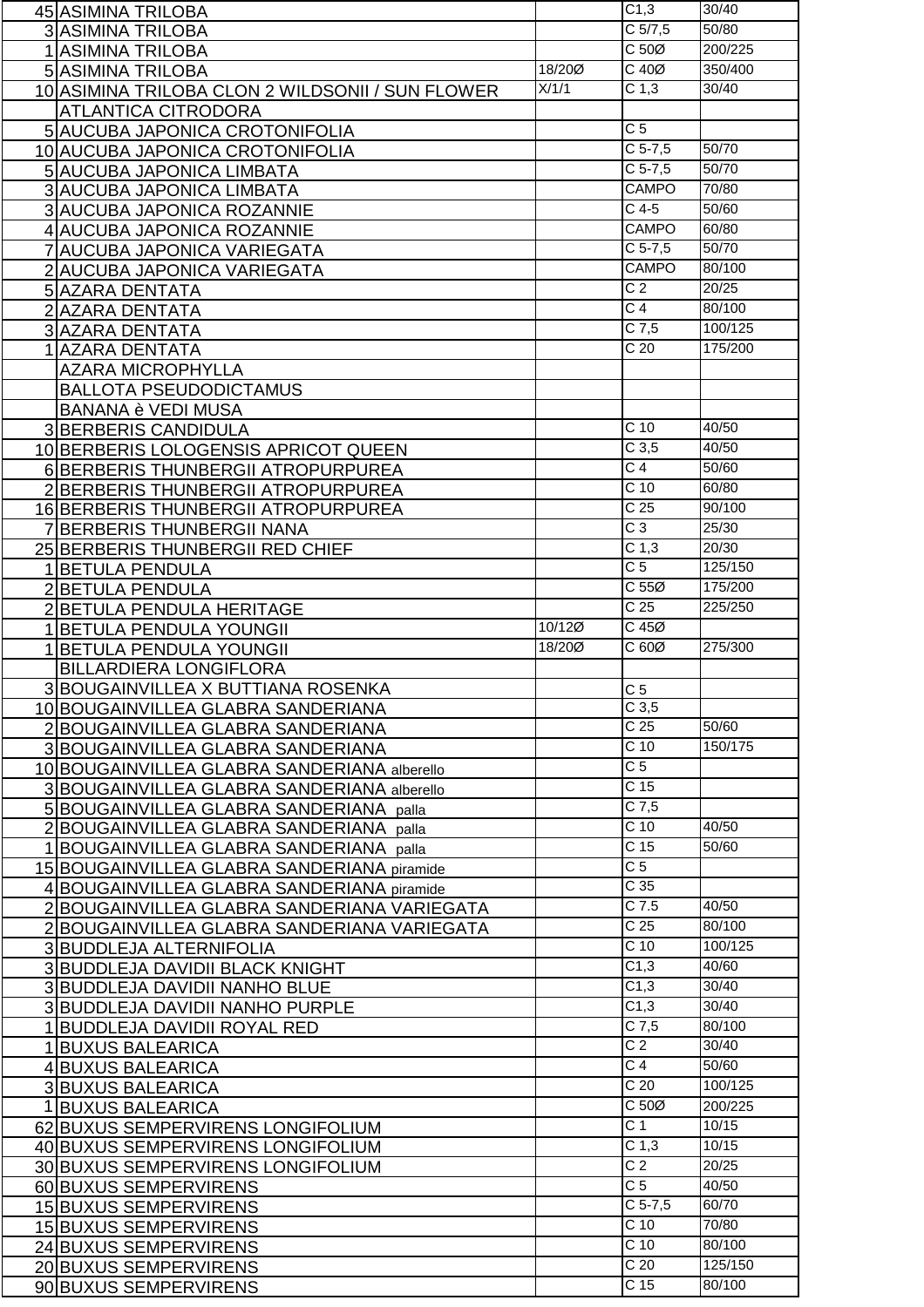| | | | | |
|---|---|---|---|---|
| 45 | ASIMINA TRILOBA | | C1,3 | 30/40 |
| 3 | ASIMINA TRILOBA | | C 5/7,5 | 50/80 |
| 1 | ASIMINA TRILOBA | | C 50Ø | 200/225 |
| 5 | ASIMINA TRILOBA | 18/20Ø | C 40Ø | 350/400 |
| 10 | ASIMINA TRILOBA CLON 2 WILDSONII / SUN FLOWER | X/1/1 | C 1,3 | 30/40 |
| | ATLANTICA CITRODORA | | | |
| 5 | AUCUBA JAPONICA CROTONIFOLIA | | C 5 | |
| 10 | AUCUBA JAPONICA CROTONIFOLIA | | C 5-7,5 | 50/70 |
| 5 | AUCUBA JAPONICA LIMBATA | | C 5-7,5 | 50/70 |
| 3 | AUCUBA JAPONICA LIMBATA | | CAMPO | 70/80 |
| 3 | AUCUBA JAPONICA ROZANNIE | | C 4-5 | 50/60 |
| 4 | AUCUBA JAPONICA ROZANNIE | | CAMPO | 60/80 |
| 7 | AUCUBA JAPONICA VARIEGATA | | C 5-7,5 | 50/70 |
| 2 | AUCUBA JAPONICA VARIEGATA | | CAMPO | 80/100 |
| 5 | AZARA DENTATA | | C 2 | 20/25 |
| 2 | AZARA DENTATA | | C 4 | 80/100 |
| 3 | AZARA DENTATA | | C 7,5 | 100/125 |
| 1 | AZARA DENTATA | | C 20 | 175/200 |
| | AZARA MICROPHYLLA | | | |
| | BALLOTA PSEUDODICTAMUS | | | |
| | BANANA è VEDI MUSA | | | |
| 3 | BERBERIS CANDIDULA | | C 10 | 40/50 |
| 10 | BERBERIS LOLOGENSIS APRICOT QUEEN | | C 3,5 | 40/50 |
| 6 | BERBERIS THUNBERGII ATROPURPUREA | | C 4 | 50/60 |
| 2 | BERBERIS THUNBERGII ATROPURPUREA | | C 10 | 60/80 |
| 16 | BERBERIS THUNBERGII ATROPURPUREA | | C 25 | 90/100 |
| 7 | BERBERIS THUNBERGII NANA | | C 3 | 25/30 |
| 25 | BERBERIS THUNBERGII RED CHIEF | | C 1,3 | 20/30 |
| 1 | BETULA PENDULA | | C 5 | 125/150 |
| 2 | BETULA PENDULA | | C 55Ø | 175/200 |
| 2 | BETULA PENDULA HERITAGE | | C 25 | 225/250 |
| 1 | BETULA PENDULA YOUNGII | 10/12Ø | C 45Ø | |
| 1 | BETULA PENDULA YOUNGII | 18/20Ø | C 60Ø | 275/300 |
| | BILLARDIERA LONGIFLORA | | | |
| 3 | BOUGAINVILLEA X BUTTIANA ROSENKA | | C 5 | |
| 10 | BOUGAINVILLEA GLABRA SANDERIANA | | C 3,5 | |
| 2 | BOUGAINVILLEA GLABRA SANDERIANA | | C 25 | 50/60 |
| 3 | BOUGAINVILLEA GLABRA SANDERIANA | | C 10 | 150/175 |
| 10 | BOUGAINVILLEA GLABRA SANDERIANA alberello | | C 5 | |
| 3 | BOUGAINVILLEA GLABRA SANDERIANA alberello | | C 15 | |
| 5 | BOUGAINVILLEA GLABRA SANDERIANA palla | | C 7,5 | |
| 2 | BOUGAINVILLEA GLABRA SANDERIANA palla | | C 10 | 40/50 |
| 1 | BOUGAINVILLEA GLABRA SANDERIANA palla | | C 15 | 50/60 |
| 15 | BOUGAINVILLEA GLABRA SANDERIANA piramide | | C 5 | |
| 4 | BOUGAINVILLEA GLABRA SANDERIANA piramide | | C 35 | |
| 2 | BOUGAINVILLEA GLABRA SANDERIANA VARIEGATA | | C 7.5 | 40/50 |
| 2 | BOUGAINVILLEA GLABRA SANDERIANA VARIEGATA | | C 25 | 80/100 |
| 3 | BUDDLEJA ALTERNIFOLIA | | C 10 | 100/125 |
| 3 | BUDDLEJA DAVIDII BLACK KNIGHT | | C1,3 | 40/60 |
| 3 | BUDDLEJA DAVIDII NANHO BLUE | | C1,3 | 30/40 |
| 3 | BUDDLEJA DAVIDII NANHO PURPLE | | C1,3 | 30/40 |
| 1 | BUDDLEJA DAVIDII ROYAL RED | | C 7,5 | 80/100 |
| 1 | BUXUS BALEARICA | | C 2 | 30/40 |
| 4 | BUXUS BALEARICA | | C 4 | 50/60 |
| 3 | BUXUS BALEARICA | | C 20 | 100/125 |
| 1 | BUXUS BALEARICA | | C 50Ø | 200/225 |
| 62 | BUXUS SEMPERVIRENS LONGIFOLIUM | | C 1 | 10/15 |
| 40 | BUXUS SEMPERVIRENS LONGIFOLIUM | | C 1,3 | 10/15 |
| 30 | BUXUS SEMPERVIRENS LONGIFOLIUM | | C 2 | 20/25 |
| 60 | BUXUS SEMPERVIRENS | | C 5 | 40/50 |
| 15 | BUXUS SEMPERVIRENS | | C 5-7,5 | 60/70 |
| 15 | BUXUS SEMPERVIRENS | | C 10 | 70/80 |
| 24 | BUXUS SEMPERVIRENS | | C 10 | 80/100 |
| 20 | BUXUS SEMPERVIRENS | | C 20 | 125/150 |
| 90 | BUXUS SEMPERVIRENS | | C 15 | 80/100 |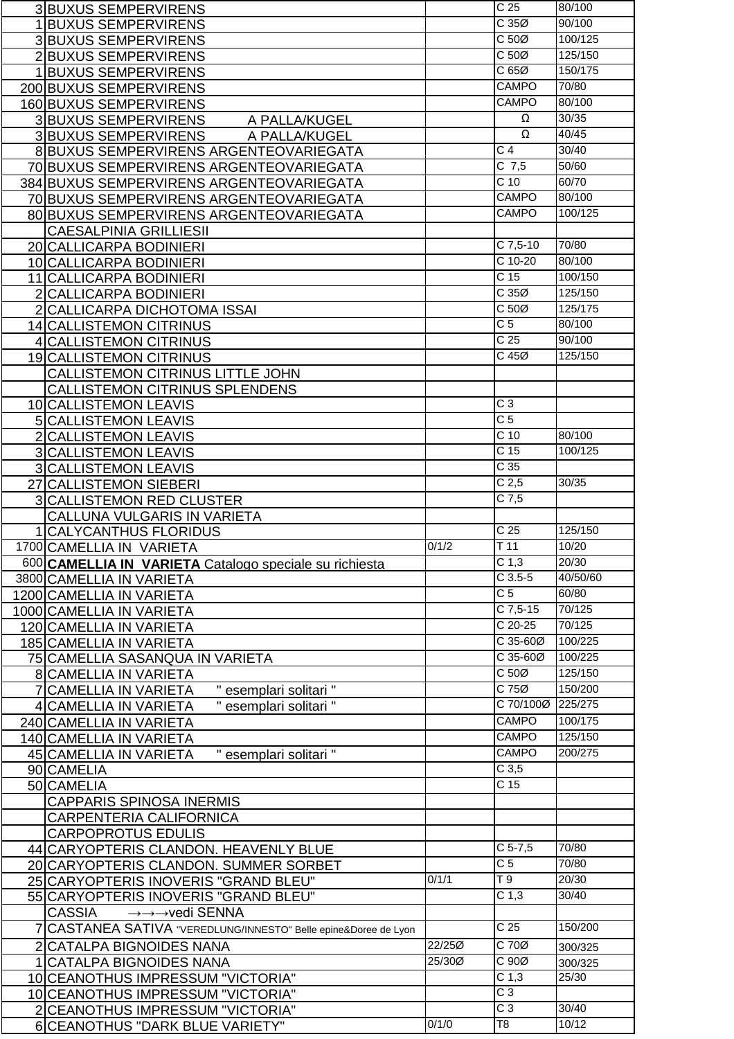| | | | | |
|---|---|---|---|---|
| 3 | BUXUS SEMPERVIRENS | | C 25 | 80/100 |
| 1 | BUXUS SEMPERVIRENS | | C 35Ø | 90/100 |
| 3 | BUXUS SEMPERVIRENS | | C 50Ø | 100/125 |
| 2 | BUXUS SEMPERVIRENS | | C 50Ø | 125/150 |
| 1 | BUXUS SEMPERVIRENS | | C 65Ø | 150/175 |
| 200 | BUXUS SEMPERVIRENS | | CAMPO | 70/80 |
| 160 | BUXUS SEMPERVIRENS | | CAMPO | 80/100 |
| 3 | BUXUS SEMPERVIRENS A PALLA/KUGEL | | Ω | 30/35 |
| 3 | BUXUS SEMPERVIRENS A PALLA/KUGEL | | Ω | 40/45 |
| 8 | BUXUS SEMPERVIRENS ARGENTEOVARIEGATA | | C 4 | 30/40 |
| 70 | BUXUS SEMPERVIRENS ARGENTEOVARIEGATA | | C 7,5 | 50/60 |
| 384 | BUXUS SEMPERVIRENS ARGENTEOVARIEGATA | | C 10 | 60/70 |
| 70 | BUXUS SEMPERVIRENS ARGENTEOVARIEGATA | | CAMPO | 80/100 |
| 80 | BUXUS SEMPERVIRENS ARGENTEOVARIEGATA | | CAMPO | 100/125 |
| | CAESALPINIA GRILLIESII | | | |
| 20 | CALLICARPA BODINIERI | | C 7,5-10 | 70/80 |
| 10 | CALLICARPA BODINIERI | | C 10-20 | 80/100 |
| 11 | CALLICARPA BODINIERI | | C 15 | 100/150 |
| 2 | CALLICARPA BODINIERI | | C 35Ø | 125/150 |
| 2 | CALLICARPA DICHOTOMA ISSAI | | C 50Ø | 125/175 |
| 14 | CALLISTEMON CITRINUS | | C 5 | 80/100 |
| 4 | CALLISTEMON CITRINUS | | C 25 | 90/100 |
| 19 | CALLISTEMON CITRINUS | | C 45Ø | 125/150 |
| | CALLISTEMON CITRINUS LITTLE JOHN | | | |
| | CALLISTEMON CITRINUS SPLENDENS | | | |
| 10 | CALLISTEMON LEAVIS | | C 3 | |
| 5 | CALLISTEMON LEAVIS | | C 5 | |
| 2 | CALLISTEMON LEAVIS | | C 10 | 80/100 |
| 3 | CALLISTEMON LEAVIS | | C 15 | 100/125 |
| 3 | CALLISTEMON LEAVIS | | C 35 | |
| 27 | CALLISTEMON SIEBERI | | C 2,5 | 30/35 |
| 3 | CALLISTEMON RED CLUSTER | | C 7,5 | |
| | CALLUNA VULGARIS IN VARIETA | | | |
| 1 | CALYCANTHUS FLORIDUS | | C 25 | 125/150 |
| 1700 | CAMELLIA IN VARIETA | 0/1/2 | T 11 | 10/20 |
| 600 | **CAMELLIA IN VARIETA** Catalogo speciale su richiesta | | C 1,3 | 20/30 |
| 3800 | CAMELLIA IN VARIETA | | C 3.5-5 | 40/50/60 |
| 1200 | CAMELLIA IN VARIETA | | C 5 | 60/80 |
| 1000 | CAMELLIA IN VARIETA | | C 7,5-15 | 70/125 |
| 120 | CAMELLIA IN VARIETA | | C 20-25 | 70/125 |
| 185 | CAMELLIA IN VARIETA | | C 35-60Ø | 100/225 |
| 75 | CAMELLIA SASANQUA IN VARIETA | | C 35-60Ø | 100/225 |
| 8 | CAMELLIA IN VARIETA | | C 50Ø | 125/150 |
| 7 | CAMELLIA IN VARIETA " esemplari solitari " | | C 75Ø | 150/200 |
| 4 | CAMELLIA IN VARIETA " esemplari solitari " | | C 70/100Ø | 225/275 |
| 240 | CAMELLIA IN VARIETA | | CAMPO | 100/175 |
| 140 | CAMELLIA IN VARIETA | | CAMPO | 125/150 |
| 45 | CAMELLIA IN VARIETA " esemplari solitari " | | CAMPO | 200/275 |
| 90 | CAMELIA | | C 3,5 | |
| 50 | CAMELIA | | C 15 | |
| | CAPPARIS SPINOSA INERMIS | | | |
| | CARPENTERIA CALIFORNICA | | | |
| | CARPOPROTUS EDULIS | | | |
| 44 | CARYOPTERIS CLANDON. HEAVENLY BLUE | | C 5-7,5 | 70/80 |
| 20 | CARYOPTERIS CLANDON. SUMMER SORBET | | C 5 | 70/80 |
| 25 | CARYOPTERIS INOVERIS "GRAND BLEU" | 0/1/1 | T 9 | 20/30 |
| 55 | CARYOPTERIS INOVERIS "GRAND BLEU" | | C 1,3 | 30/40 |
| | CASSIA →→→vedi SENNA | | | |
| 7 | CASTANEA SATIVA "VEREDLUNG/INNESTO" Belle epine&Doree de Lyon | | C 25 | 150/200 |
| 2 | CATALPA BIGNOIDES NANA | 22/25Ø | C 70Ø | 300/325 |
| 1 | CATALPA BIGNOIDES NANA | 25/30Ø | C 90Ø | 300/325 |
| 10 | CEANOTHUS IMPRESSUM "VICTORIA" | | C 1,3 | 25/30 |
| 10 | CEANOTHUS IMPRESSUM "VICTORIA" | | C 3 | |
| 2 | CEANOTHUS IMPRESSUM "VICTORIA" | | C 3 | 30/40 |
| 6 | CEANOTHUS "DARK BLUE VARIETY" | 0/1/0 | T8 | 10/12 |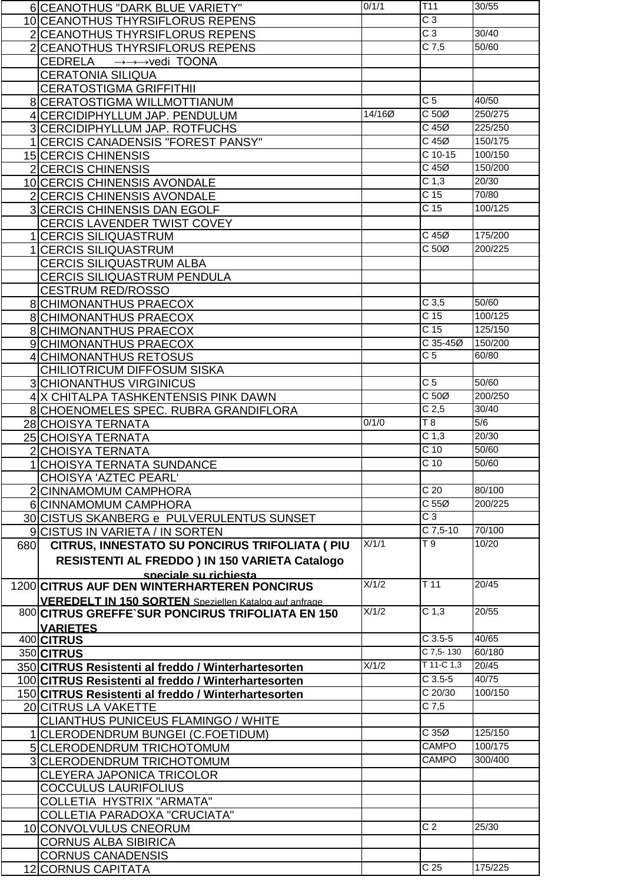| | | | | |
|---|---|---|---|---|
| 6 | CEANOTHUS "DARK BLUE VARIETY" | 0/1/1 | T11 | 30/55 |
| 10 | CEANOTHUS THYRSIFLORUS REPENS | | C 3 | |
| 2 | CEANOTHUS THYRSIFLORUS REPENS | | C 3 | 30/40 |
| 2 | CEANOTHUS THYRSIFLORUS REPENS | | C 7,5 | 50/60 |
| | CEDRELA →→→vedi TOONA | | | |
| | CERATONIA SILIQUA | | | |
| | CERATOSTIGMA GRIFFITHII | | | |
| 8 | CERATOSTIGMA WILLMOTTIANUM | | C 5 | 40/50 |
| 4 | CERCIDIPHYLLUM JAP. PENDULUM | 14/16Ø | C 50Ø | 250/275 |
| 3 | CERCIDIPHYLLUM JAP. ROTFUCHS | | C 45Ø | 225/250 |
| 1 | CERCIS CANADENSIS "FOREST PANSY" | | C 45Ø | 150/175 |
| 15 | CERCIS CHINENSIS | | C 10-15 | 100/150 |
| 2 | CERCIS CHINENSIS | | C 45Ø | 150/200 |
| 10 | CERCIS CHINENSIS AVONDALE | | C 1,3 | 20/30 |
| 2 | CERCIS CHINENSIS AVONDALE | | C 15 | 70/80 |
| 3 | CERCIS CHINENSIS DAN EGOLF | | C 15 | 100/125 |
| | CERCIS LAVENDER TWIST COVEY | | | |
| 1 | CERCIS SILIQUASTRUM | | C 45Ø | 175/200 |
| 1 | CERCIS SILIQUASTRUM | | C 50Ø | 200/225 |
| | CERCIS SILIQUASTRUM ALBA | | | |
| | CERCIS SILIQUASTRUM PENDULA | | | |
| | CESTRUM RED/ROSSO | | | |
| 8 | CHIMONANTHUS PRAECOX | | C 3,5 | 50/60 |
| 8 | CHIMONANTHUS PRAECOX | | C 15 | 100/125 |
| 8 | CHIMONANTHUS PRAECOX | | C 15 | 125/150 |
| 9 | CHIMONANTHUS PRAECOX | | C 35-45Ø | 150/200 |
| 4 | CHIMONANTHUS RETOSUS | | C 5 | 60/80 |
| | CHILIOTRICUM DIFFOSUM SISKA | | | |
| 3 | CHIONANTHUS VIRGINICUS | | C 5 | 50/60 |
| 4 | X CHITALPA TASHKENTENSIS PINK DAWN | | C 50Ø | 200/250 |
| 8 | CHOENOMELES SPEC. RUBRA GRANDIFLORA | | C 2,5 | 30/40 |
| 28 | CHOISYA TERNATA | 0/1/0 | T 8 | 5/6 |
| 25 | CHOISYA TERNATA | | C 1,3 | 20/30 |
| 2 | CHOISYA TERNATA | | C 10 | 50/60 |
| 1 | CHOISYA TERNATA SUNDANCE | | C 10 | 50/60 |
| | CHOISYA 'AZTEC PEARL' | | | |
| 2 | CINNAMOMUM CAMPHORA | | C 20 | 80/100 |
| 6 | CINNAMOMUM CAMPHORA | | C 55Ø | 200/225 |
| 30 | CISTUS SKANBERG e PULVERULENTUS SUNSET | | C 3 | |
| 9 | CISTUS IN VARIETA / IN SORTEN | | C 7,5-10 | 70/100 |
| 680 | **CITRUS, INNESTATO SU PONCIRUS TRIFOLIATA ( PIU RESISTENTI AL FREDDO ) IN 150 VARIETA Catalogo speciale su richiesta** | X/1/1 | T 9 | 10/20 |
| 1200 | **CITRUS AUF DEN WINTERHARTEREN PONCIRUS VEREDELT IN 150 SORTEN** Speziellen Katalog auf anfrage | X/1/2 | T 11 | 20/45 |
| 800 | **CITRUS GREFFE`SUR PONCIRUS TRIFOLIATA EN 150 VARIETES** | X/1/2 | C 1,3 | 20/55 |
| 400 | **CITRUS** | | C 3.5-5 | 40/65 |
| 350 | **CITRUS** | | C 7,5- 130 | 60/180 |
| 350 | **CITRUS Resistenti al freddo / Winterhartesorten** | X/1/2 | T 11-C 1,3 | 20/45 |
| 100 | **CITRUS Resistenti al freddo / Winterhartesorten** | | C 3.5-5 | 40/75 |
| 150 | **CITRUS Resistenti al freddo / Winterhartesorten** | | C 20/30 | 100/150 |
| 20 | CITRUS LA VAKETTE | | C 7,5 | |
| | CLIANTHUS PUNICEUS FLAMINGO / WHITE | | | |
| 1 | CLERODENDRUM BUNGEI (C.FOETIDUM) | | C 35Ø | 125/150 |
| 5 | CLERODENDRUM TRICHOTOMUM | | CAMPO | 100/175 |
| 3 | CLERODENDRUM TRICHOTOMUM | | CAMPO | 300/400 |
| | CLEYERA JAPONICA TRICOLOR | | | |
| | COCCULUS LAURIFOLIUS | | | |
| | COLLETIA HYSTRIX "ARMATA" | | | |
| | COLLETIA PARADOXA "CRUCIATA" | | | |
| 10 | CONVOLVULUS CNEORUM | | C 2 | 25/30 |
| | CORNUS ALBA SIBIRICA | | | |
| | CORNUS CANADENSIS | | | |
| 12 | CORNUS CAPITATA | | C 25 | 175/225 |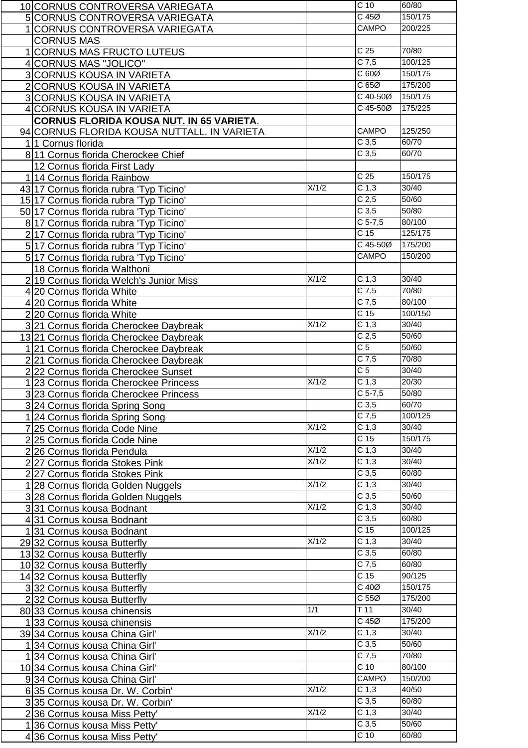| | | | | |
|---|---|---|---|---|
| 10 | CORNUS CONTROVERSA VARIEGATA | | C 10 | 60/80 |
| 5 | CORNUS CONTROVERSA VARIEGATA | | C 45Ø | 150/175 |
| 1 | CORNUS CONTROVERSA VARIEGATA | | CAMPO | 200/225 |
| | CORNUS MAS | | | |
| 1 | CORNUS MAS FRUCTO LUTEUS | | C 25 | 70/80 |
| 4 | CORNUS MAS "JOLICO" | | C 7,5 | 100/125 |
| 3 | CORNUS KOUSA IN VARIETA | | C 60Ø | 150/175 |
| 2 | CORNUS KOUSA IN VARIETA | | C 65Ø | 175/200 |
| 3 | CORNUS KOUSA IN VARIETA | | C 40-50Ø | 150/175 |
| 4 | CORNUS KOUSA IN VARIETA | | C 45-50Ø | 175/225 |
| | **CORNUS FLORIDA KOUSA NUT. IN 65 VARIETA**. | | | |
| 94 | CORNUS FLORIDA KOUSA NUTTALL. IN VARIETA | | CAMPO | 125/250 |
| 1 | 1 Cornus florida | | C 3,5 | 60/70 |
| 8 | 11 Cornus florida Cherockee Chief | | C 3,5 | 60/70 |
| | 12 Cornus florida First Lady | | | |
| 1 | 14 Cornus florida Rainbow | | C 25 | 150/175 |
| 43 | 17 Cornus florida rubra 'Typ Ticino' | X/1/2 | C 1,3 | 30/40 |
| 15 | 17 Cornus florida rubra 'Typ Ticino' | | C 2,5 | 50/60 |
| 50 | 17 Cornus florida rubra 'Typ Ticino' | | C 3,5 | 50/80 |
| 8 | 17 Cornus florida rubra 'Typ Ticino' | | C 5-7,5 | 80/100 |
| 2 | 17 Cornus florida rubra 'Typ Ticino' | | C 15 | 125/175 |
| 5 | 17 Cornus florida rubra 'Typ Ticino' | | C 45-50Ø | 175/200 |
| 5 | 17 Cornus florida rubra 'Typ Ticino' | | CAMPO | 150/200 |
| | 18 Cornus florida Walthoni | | | |
| 2 | 19 Cornus florida Welch's Junior Miss | X/1/2 | C 1,3 | 30/40 |
| 4 | 20 Cornus florida White | | C 7,5 | 70/80 |
| 4 | 20 Cornus florida White | | C 7,5 | 80/100 |
| 2 | 20 Cornus florida White | | C 15 | 100/150 |
| 3 | 21 Cornus florida Cherockee Daybreak | X/1/2 | C 1,3 | 30/40 |
| 13 | 21 Cornus florida Cherockee Daybreak | | C 2,5 | 50/60 |
| 1 | 21 Cornus florida Cherockee Daybreak | | C 5 | 50/60 |
| 2 | 21 Cornus florida Cherockee Daybreak | | C 7,5 | 70/80 |
| 2 | 22 Cornus florida Cherockee Sunset | | C 5 | 30/40 |
| 1 | 23 Cornus florida Cherockee Princess | X/1/2 | C 1,3 | 20/30 |
| 3 | 23 Cornus florida Cherockee Princess | | C 5-7,5 | 50/80 |
| 3 | 24 Cornus florida Spring Song | | C 3,5 | 60/70 |
| 1 | 24 Cornus florida Spring Song | | C 7,5 | 100/125 |
| 7 | 25 Cornus florida Code Nine | X/1/2 | C 1,3 | 30/40 |
| 2 | 25 Cornus florida Code Nine | | C 15 | 150/175 |
| 2 | 26 Cornus florida Pendula | X/1/2 | C 1,3 | 30/40 |
| 2 | 27 Cornus florida Stokes Pink | X/1/2 | C 1,3 | 30/40 |
| 2 | 27 Cornus florida Stokes Pink | | C 3,5 | 60/80 |
| 1 | 28 Cornus florida Golden Nuggels | X/1/2 | C 1,3 | 30/40 |
| 3 | 28 Cornus florida Golden Nuggels | | C 3,5 | 50/60 |
| 3 | 31 Cornus kousa Bodnant | X/1/2 | C 1,3 | 30/40 |
| 4 | 31 Cornus kousa Bodnant | | C 3,5 | 60/80 |
| 1 | 31 Cornus kousa Bodnant | | C 15 | 100/125 |
| 29 | 32 Cornus kousa Butterfly | X/1/2 | C 1,3 | 30/40 |
| 13 | 32 Cornus kousa Butterfly | | C 3,5 | 60/80 |
| 10 | 32 Cornus kousa Butterfly | | C 7,5 | 60/80 |
| 14 | 32 Cornus kousa Butterfly | | C 15 | 90/125 |
| 3 | 32 Cornus kousa Butterfly | | C 40Ø | 150/175 |
| 2 | 32 Cornus kousa Butterfly | | C 55Ø | 175/200 |
| 80 | 33 Cornus kousa chinensis | 1/1 | T 11 | 30/40 |
| 1 | 33 Cornus kousa chinensis | | C 45Ø | 175/200 |
| 39 | 34 Cornus kousa China Girl' | X/1/2 | C 1,3 | 30/40 |
| 1 | 34 Cornus kousa China Girl' | | C 3,5 | 50/60 |
| 1 | 34 Cornus kousa China Girl' | | C 7,5 | 70/80 |
| 10 | 34 Cornus kousa China Girl' | | C 10 | 80/100 |
| 9 | 34 Cornus kousa China Girl' | | CAMPO | 150/200 |
| 6 | 35 Cornus kousa Dr. W. Corbin' | X/1/2 | C 1,3 | 40/50 |
| 3 | 35 Cornus kousa Dr. W. Corbin' | | C 3,5 | 60/80 |
| 2 | 36 Cornus kousa Miss Petty' | X/1/2 | C 1,3 | 30/40 |
| 1 | 36 Cornus kousa Miss Petty' | | C 3,5 | 50/60 |
| 4 | 36 Cornus kousa Miss Petty' | | C 10 | 60/80 |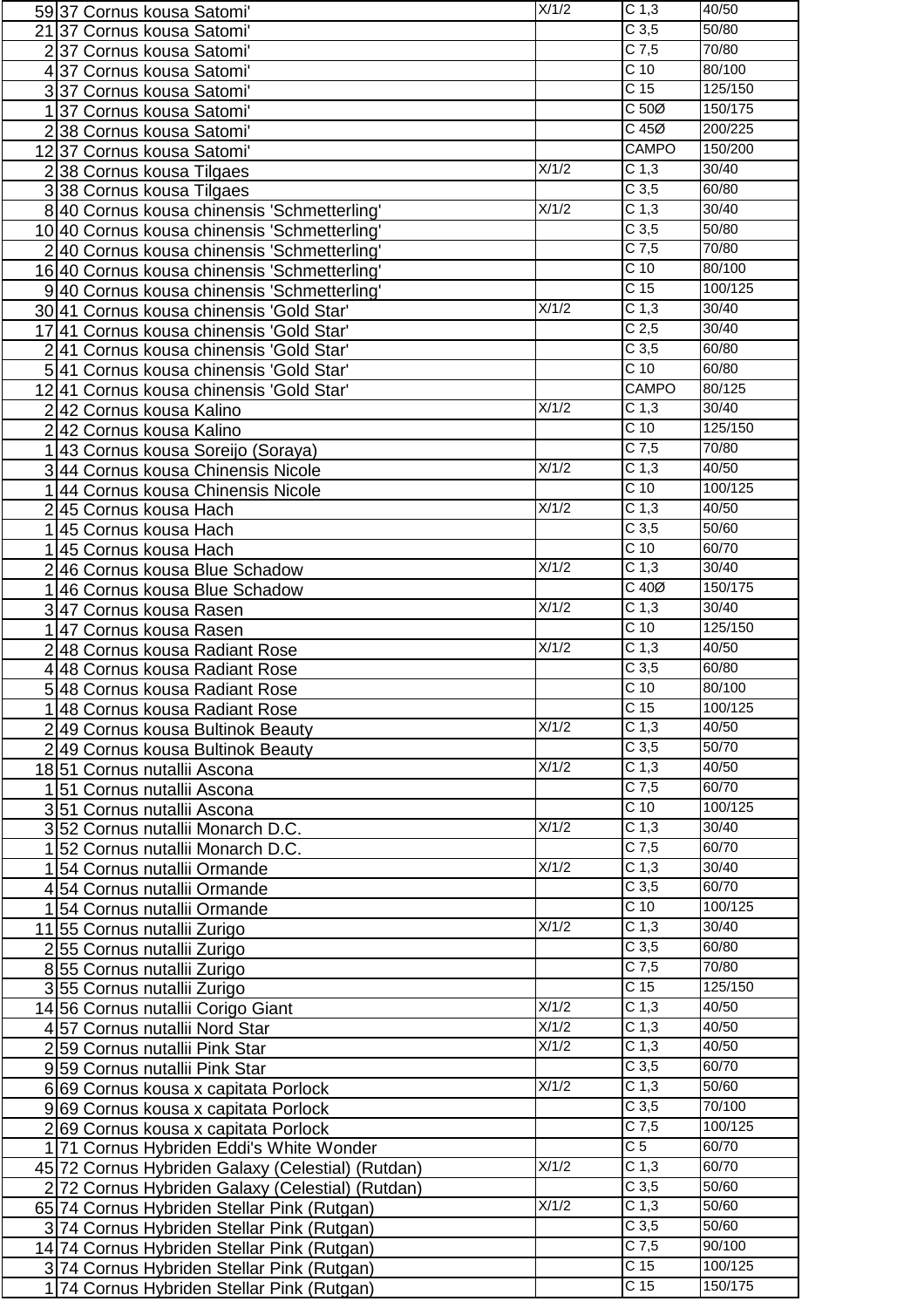| | | | | |
|---|---|---|---|---|
| 59 | 37 Cornus kousa Satomi' | X/1/2 | C 1,3 | 40/50 |
| 21 | 37 Cornus kousa Satomi' | | C 3,5 | 50/80 |
| 2 | 37 Cornus kousa Satomi' | | C 7,5 | 70/80 |
| 4 | 37 Cornus kousa Satomi' | | C 10 | 80/100 |
| 3 | 37 Cornus kousa Satomi' | | C 15 | 125/150 |
| 1 | 37 Cornus kousa Satomi' | | C 50Ø | 150/175 |
| 2 | 38 Cornus kousa Satomi' | | C 45Ø | 200/225 |
| 12 | 37 Cornus kousa Satomi' | | CAMPO | 150/200 |
| 2 | 38 Cornus kousa Tilgaes | X/1/2 | C 1,3 | 30/40 |
| 3 | 38 Cornus kousa Tilgaes | | C 3,5 | 60/80 |
| 8 | 40 Cornus kousa chinensis 'Schmetterling' | X/1/2 | C 1,3 | 30/40 |
| 10 | 40 Cornus kousa chinensis 'Schmetterling' | | C 3,5 | 50/80 |
| 2 | 40 Cornus kousa chinensis 'Schmetterling' | | C 7,5 | 70/80 |
| 16 | 40 Cornus kousa chinensis 'Schmetterling' | | C 10 | 80/100 |
| 9 | 40 Cornus kousa chinensis 'Schmetterling' | | C 15 | 100/125 |
| 30 | 41 Cornus kousa chinensis 'Gold Star' | X/1/2 | C 1,3 | 30/40 |
| 17 | 41 Cornus kousa chinensis 'Gold Star' | | C 2,5 | 30/40 |
| 2 | 41 Cornus kousa chinensis 'Gold Star' | | C 3,5 | 60/80 |
| 5 | 41 Cornus kousa chinensis 'Gold Star' | | C 10 | 60/80 |
| 12 | 41 Cornus kousa chinensis 'Gold Star' | | CAMPO | 80/125 |
| 2 | 42 Cornus kousa Kalino | X/1/2 | C 1,3 | 30/40 |
| 2 | 42 Cornus kousa Kalino | | C 10 | 125/150 |
| 1 | 43 Cornus kousa Soreijo (Soraya) | | C 7,5 | 70/80 |
| 3 | 44 Cornus kousa Chinensis Nicole | X/1/2 | C 1,3 | 40/50 |
| 1 | 44 Cornus kousa Chinensis Nicole | | C 10 | 100/125 |
| 2 | 45 Cornus kousa Hach | X/1/2 | C 1,3 | 40/50 |
| 1 | 45 Cornus kousa Hach | | C 3,5 | 50/60 |
| 1 | 45 Cornus kousa Hach | | C 10 | 60/70 |
| 2 | 46 Cornus kousa Blue Schadow | X/1/2 | C 1,3 | 30/40 |
| 1 | 46 Cornus kousa Blue Schadow | | C 40Ø | 150/175 |
| 3 | 47 Cornus kousa Rasen | X/1/2 | C 1,3 | 30/40 |
| 1 | 47 Cornus kousa Rasen | | C 10 | 125/150 |
| 2 | 48 Cornus kousa Radiant Rose | X/1/2 | C 1,3 | 40/50 |
| 4 | 48 Cornus kousa Radiant Rose | | C 3,5 | 60/80 |
| 5 | 48 Cornus kousa Radiant Rose | | C 10 | 80/100 |
| 1 | 48 Cornus kousa Radiant Rose | | C 15 | 100/125 |
| 2 | 49 Cornus kousa Bultinok Beauty | X/1/2 | C 1,3 | 40/50 |
| 2 | 49 Cornus kousa Bultinok Beauty | | C 3,5 | 50/70 |
| 18 | 51 Cornus nutallii Ascona | X/1/2 | C 1,3 | 40/50 |
| 1 | 51 Cornus nutallii Ascona | | C 7,5 | 60/70 |
| 3 | 51 Cornus nutallii Ascona | | C 10 | 100/125 |
| 3 | 52 Cornus nutallii Monarch D.C. | X/1/2 | C 1,3 | 30/40 |
| 1 | 52 Cornus nutallii Monarch D.C. | | C 7,5 | 60/70 |
| 1 | 54 Cornus nutallii Ormande | X/1/2 | C 1,3 | 30/40 |
| 4 | 54 Cornus nutallii Ormande | | C 3,5 | 60/70 |
| 1 | 54 Cornus nutallii Ormande | | C 10 | 100/125 |
| 11 | 55 Cornus nutallii Zurigo | X/1/2 | C 1,3 | 30/40 |
| 2 | 55 Cornus nutallii Zurigo | | C 3,5 | 60/80 |
| 8 | 55 Cornus nutallii Zurigo | | C 7,5 | 70/80 |
| 3 | 55 Cornus nutallii Zurigo | | C 15 | 125/150 |
| 14 | 56 Cornus nutallii Corigo Giant | X/1/2 | C 1,3 | 40/50 |
| 4 | 57 Cornus nutallii Nord Star | X/1/2 | C 1,3 | 40/50 |
| 2 | 59 Cornus nutallii Pink Star | X/1/2 | C 1,3 | 40/50 |
| 9 | 59 Cornus nutallii Pink Star | | C 3,5 | 60/70 |
| 6 | 69 Cornus kousa x capitata Porlock | X/1/2 | C 1,3 | 50/60 |
| 9 | 69 Cornus kousa x capitata Porlock | | C 3,5 | 70/100 |
| 2 | 69 Cornus kousa x capitata Porlock | | C 7,5 | 100/125 |
| 1 | 71 Cornus Hybriden Eddi's White Wonder | | C 5 | 60/70 |
| 45 | 72 Cornus Hybriden Galaxy (Celestial) (Rutdan) | X/1/2 | C 1,3 | 60/70 |
| 2 | 72 Cornus Hybriden Galaxy (Celestial) (Rutdan) | | C 3,5 | 50/60 |
| 65 | 74 Cornus Hybriden Stellar Pink (Rutgan) | X/1/2 | C 1,3 | 50/60 |
| 3 | 74 Cornus Hybriden Stellar Pink (Rutgan) | | C 3,5 | 50/60 |
| 14 | 74 Cornus Hybriden Stellar Pink (Rutgan) | | C 7,5 | 90/100 |
| 3 | 74 Cornus Hybriden Stellar Pink (Rutgan) | | C 15 | 100/125 |
| 1 | 74 Cornus Hybriden Stellar Pink (Rutgan) | | C 15 | 150/175 |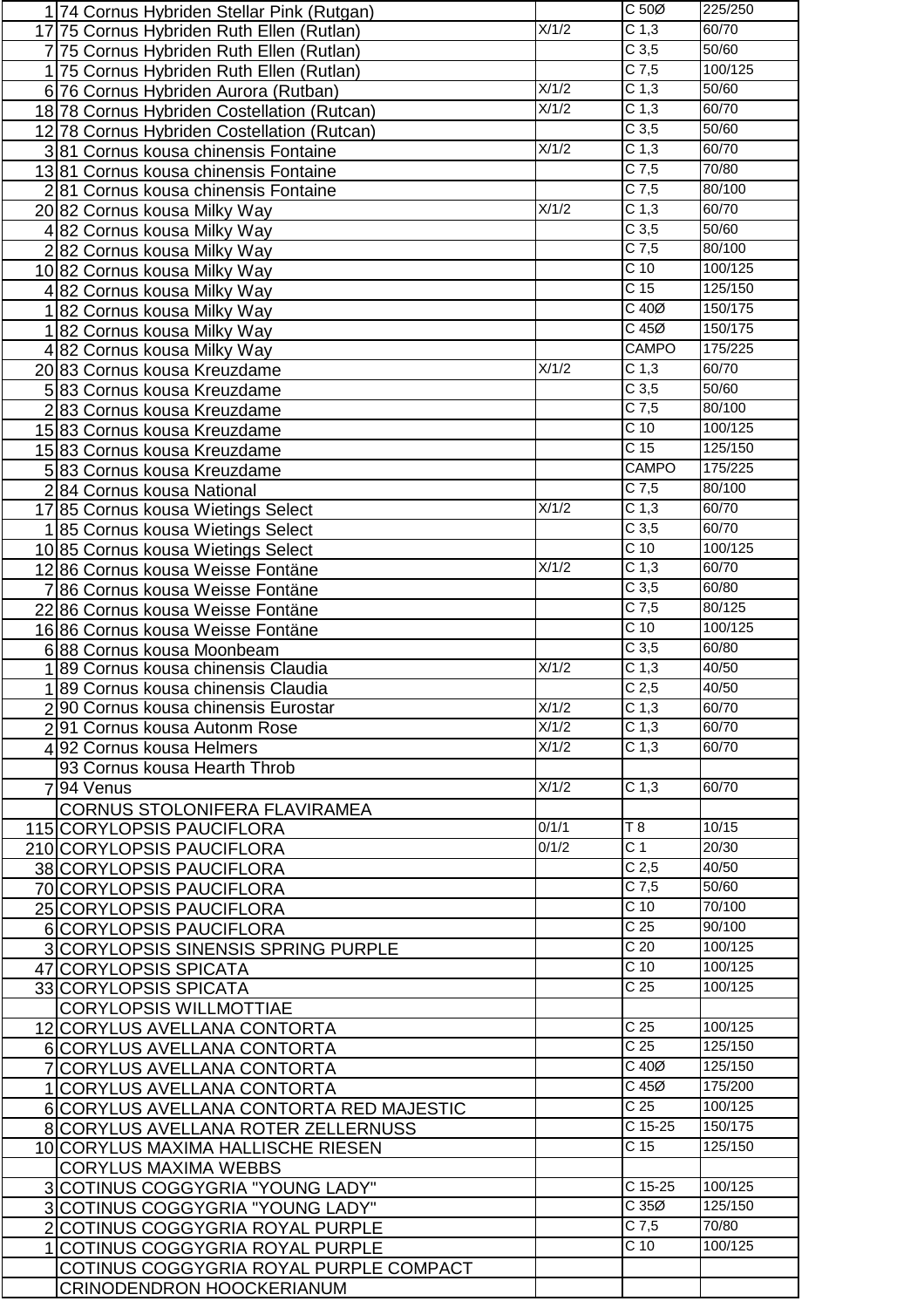| | | | | |
|---|---|---|---|---|
| 1 | 74 Cornus Hybriden Stellar Pink (Rutgan) | | C 50Ø | 225/250 |
| 17 | 75 Cornus Hybriden Ruth Ellen (Rutlan) | X/1/2 | C 1,3 | 60/70 |
| 7 | 75 Cornus Hybriden Ruth Ellen (Rutlan) | | C 3,5 | 50/60 |
| 1 | 75 Cornus Hybriden Ruth Ellen (Rutlan) | | C 7,5 | 100/125 |
| 6 | 76 Cornus Hybriden Aurora (Rutban) | X/1/2 | C 1,3 | 50/60 |
| 18 | 78 Cornus Hybriden Costellation (Rutcan) | X/1/2 | C 1,3 | 60/70 |
| 12 | 78 Cornus Hybriden Costellation (Rutcan) | | C 3,5 | 50/60 |
| 3 | 81 Cornus kousa chinensis Fontaine | X/1/2 | C 1,3 | 60/70 |
| 13 | 81 Cornus kousa chinensis Fontaine | | C 7,5 | 70/80 |
| 2 | 81 Cornus kousa chinensis Fontaine | | C 7,5 | 80/100 |
| 20 | 82 Cornus kousa Milky Way | X/1/2 | C 1,3 | 60/70 |
| 4 | 82 Cornus kousa Milky Way | | C 3,5 | 50/60 |
| 2 | 82 Cornus kousa Milky Way | | C 7,5 | 80/100 |
| 10 | 82 Cornus kousa Milky Way | | C 10 | 100/125 |
| 4 | 82 Cornus kousa Milky Way | | C 15 | 125/150 |
| 1 | 82 Cornus kousa Milky Way | | C 40Ø | 150/175 |
| 1 | 82 Cornus kousa Milky Way | | C 45Ø | 150/175 |
| 4 | 82 Cornus kousa Milky Way | | CAMPO | 175/225 |
| 20 | 83 Cornus kousa Kreuzdame | X/1/2 | C 1,3 | 60/70 |
| 5 | 83 Cornus kousa Kreuzdame | | C 3,5 | 50/60 |
| 2 | 83 Cornus kousa Kreuzdame | | C 7,5 | 80/100 |
| 15 | 83 Cornus kousa Kreuzdame | | C 10 | 100/125 |
| 15 | 83 Cornus kousa Kreuzdame | | C 15 | 125/150 |
| 5 | 83 Cornus kousa Kreuzdame | | CAMPO | 175/225 |
| 2 | 84 Cornus kousa National | | C 7,5 | 80/100 |
| 17 | 85 Cornus kousa Wietings Select | X/1/2 | C 1,3 | 60/70 |
| 1 | 85 Cornus kousa Wietings Select | | C 3,5 | 60/70 |
| 10 | 85 Cornus kousa Wietings Select | | C 10 | 100/125 |
| 12 | 86 Cornus kousa Weisse Fontäne | X/1/2 | C 1,3 | 60/70 |
| 7 | 86 Cornus kousa Weisse Fontäne | | C 3,5 | 60/80 |
| 22 | 86 Cornus kousa Weisse Fontäne | | C 7,5 | 80/125 |
| 16 | 86 Cornus kousa Weisse Fontäne | | C 10 | 100/125 |
| 6 | 88 Cornus kousa Moonbeam | | C 3,5 | 60/80 |
| 1 | 89 Cornus kousa chinensis Claudia | X/1/2 | C 1,3 | 40/50 |
| 1 | 89 Cornus kousa chinensis Claudia | | C 2,5 | 40/50 |
| 2 | 90 Cornus kousa chinensis Eurostar | X/1/2 | C 1,3 | 60/70 |
| 2 | 91 Cornus kousa Autonm Rose | X/1/2 | C 1,3 | 60/70 |
| 4 | 92 Cornus kousa Helmers | X/1/2 | C 1,3 | 60/70 |
| | 93 Cornus kousa Hearth Throb | | | |
| 7 | 94 Venus | X/1/2 | C 1,3 | 60/70 |
| | CORNUS STOLONIFERA FLAVIRAMEA | | | |
| 115 | CORYLOPSIS PAUCIFLORA | 0/1/1 | T 8 | 10/15 |
| 210 | CORYLOPSIS PAUCIFLORA | 0/1/2 | C 1 | 20/30 |
| 38 | CORYLOPSIS PAUCIFLORA | | C 2,5 | 40/50 |
| 70 | CORYLOPSIS PAUCIFLORA | | C 7,5 | 50/60 |
| 25 | CORYLOPSIS PAUCIFLORA | | C 10 | 70/100 |
| 6 | CORYLOPSIS PAUCIFLORA | | C 25 | 90/100 |
| 3 | CORYLOPSIS SINENSIS SPRING PURPLE | | C 20 | 100/125 |
| 47 | CORYLOPSIS SPICATA | | C 10 | 100/125 |
| 33 | CORYLOPSIS SPICATA | | C 25 | 100/125 |
| | CORYLOPSIS WILLMOTTIAE | | | |
| 12 | CORYLUS AVELLANA CONTORTA | | C 25 | 100/125 |
| 6 | CORYLUS AVELLANA CONTORTA | | C 25 | 125/150 |
| 7 | CORYLUS AVELLANA CONTORTA | | C 40Ø | 125/150 |
| 1 | CORYLUS AVELLANA CONTORTA | | C 45Ø | 175/200 |
| 6 | CORYLUS AVELLANA CONTORTA RED MAJESTIC | | C 25 | 100/125 |
| 8 | CORYLUS AVELLANA ROTER ZELLERNUSS | | C 15-25 | 150/175 |
| 10 | CORYLUS MAXIMA HALLISCHE RIESEN | | C 15 | 125/150 |
| | CORYLUS MAXIMA WEBBS | | | |
| 3 | COTINUS COGGYGRIA "YOUNG LADY" | | C 15-25 | 100/125 |
| 3 | COTINUS COGGYGRIA "YOUNG LADY" | | C 35Ø | 125/150 |
| 2 | COTINUS COGGYGRIA ROYAL PURPLE | | C 7,5 | 70/80 |
| 1 | COTINUS COGGYGRIA ROYAL PURPLE | | C 10 | 100/125 |
| | COTINUS COGGYGRIA ROYAL PURPLE COMPACT | | | |
| | CRINODENDRON HOOCKERIANUM | | | |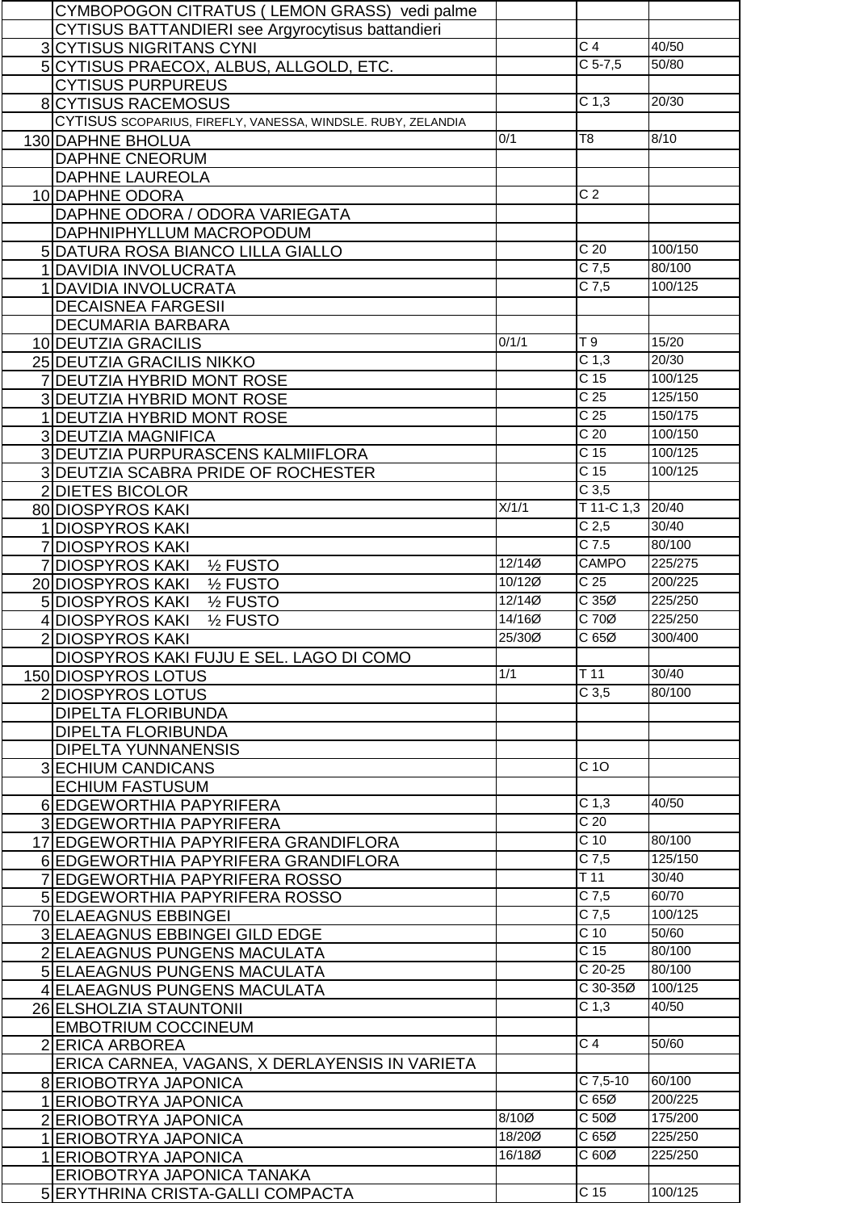| | | | | |
|---|---|---|---|---|
| | CYMBOPOGON CITRATUS ( LEMON GRASS) vedi palme | | | |
| | CYTISUS BATTANDIERI see Argyrocytisus battandieri | | | |
| 3 | CYTISUS NIGRITANS CYNI | | C 4 | 40/50 |
| 5 | CYTISUS PRAECOX, ALBUS, ALLGOLD, ETC. | | C 5-7,5 | 50/80 |
| | CYTISUS PURPUREUS | | | |
| 8 | CYTISUS RACEMOSUS | | C 1,3 | 20/30 |
| | CYTISUS SCOPARIUS, FIREFLY, VANESSA, WINDSLE. RUBY, ZELANDIA | | | |
| 130 | DAPHNE BHOLUA | 0/1 | T8 | 8/10 |
| | DAPHNE CNEORUM | | | |
| | DAPHNE LAUREOLA | | | |
| 10 | DAPHNE ODORA | | C 2 | |
| | DAPHNE ODORA / ODORA VARIEGATA | | | |
| | DAPHNIPHYLLUM MACROPODUM | | | |
| 5 | DATURA ROSA BIANCO LILLA GIALLO | | C 20 | 100/150 |
| 1 | DAVIDIA INVOLUCRATA | | C 7,5 | 80/100 |
| 1 | DAVIDIA INVOLUCRATA | | C 7,5 | 100/125 |
| | DECAISNEA FARGESII | | | |
| | DECUMARIA BARBARA | | | |
| 10 | DEUTZIA GRACILIS | 0/1/1 | T 9 | 15/20 |
| 25 | DEUTZIA GRACILIS NIKKO | | C 1,3 | 20/30 |
| 7 | DEUTZIA HYBRID MONT ROSE | | C 15 | 100/125 |
| 3 | DEUTZIA HYBRID MONT ROSE | | C 25 | 125/150 |
| 1 | DEUTZIA HYBRID MONT ROSE | | C 25 | 150/175 |
| 3 | DEUTZIA MAGNIFICA | | C 20 | 100/150 |
| 3 | DEUTZIA PURPURASCENS KALMIIFLORA | | C 15 | 100/125 |
| 3 | DEUTZIA SCABRA PRIDE OF ROCHESTER | | C 15 | 100/125 |
| 2 | DIETES BICOLOR | | C 3,5 | |
| 80 | DIOSPYROS KAKI | X/1/1 | T 11-C 1,3 | 20/40 |
| 1 | DIOSPYROS KAKI | | C 2,5 | 30/40 |
| 7 | DIOSPYROS KAKI | | C 7.5 | 80/100 |
| 7 | DIOSPYROS KAKI ½ FUSTO | 12/14Ø | CAMPO | 225/275 |
| 20 | DIOSPYROS KAKI ½ FUSTO | 10/12Ø | C 25 | 200/225 |
| 5 | DIOSPYROS KAKI ½ FUSTO | 12/14Ø | C 35Ø | 225/250 |
| 4 | DIOSPYROS KAKI ½ FUSTO | 14/16Ø | C 70Ø | 225/250 |
| 2 | DIOSPYROS KAKI | 25/30Ø | C 65Ø | 300/400 |
| | DIOSPYROS KAKI FUJU E SEL. LAGO DI COMO | | | |
| 150 | DIOSPYROS LOTUS | 1/1 | T 11 | 30/40 |
| 2 | DIOSPYROS LOTUS | | C 3,5 | 80/100 |
| | DIPELTA FLORIBUNDA | | | |
| | DIPELTA FLORIBUNDA | | | |
| | DIPELTA YUNNANENSIS | | | |
| 3 | ECHIUM CANDICANS | | C 1O | |
| | ECHIUM FASTUSUM | | | |
| 6 | EDGEWORTHIA PAPYRIFERA | | C 1,3 | 40/50 |
| 3 | EDGEWORTHIA PAPYRIFERA | | C 20 | |
| 17 | EDGEWORTHIA PAPYRIFERA GRANDIFLORA | | C 10 | 80/100 |
| 6 | EDGEWORTHIA PAPYRIFERA GRANDIFLORA | | C 7,5 | 125/150 |
| 7 | EDGEWORTHIA PAPYRIFERA ROSSO | | T 11 | 30/40 |
| 5 | EDGEWORTHIA PAPYRIFERA ROSSO | | C 7,5 | 60/70 |
| 70 | ELAEAGNUS EBBINGEI | | C 7,5 | 100/125 |
| 3 | ELAEAGNUS EBBINGEI GILD EDGE | | C 10 | 50/60 |
| 2 | ELAEAGNUS PUNGENS MACULATA | | C 15 | 80/100 |
| 5 | ELAEAGNUS PUNGENS MACULATA | | C 20-25 | 80/100 |
| 4 | ELAEAGNUS PUNGENS MACULATA | | C 30-35Ø | 100/125 |
| 26 | ELSHOLZIA STAUNTONII | | C 1,3 | 40/50 |
| | EMBOTRIUM COCCINEUM | | | |
| 2 | ERICA ARBOREA | | C 4 | 50/60 |
| | ERICA CARNEA, VAGANS, X DERLAYENSIS IN VARIETA | | | |
| 8 | ERIOBOTRYA JAPONICA | | C 7,5-10 | 60/100 |
| 1 | ERIOBOTRYA JAPONICA | | C 65Ø | 200/225 |
| 2 | ERIOBOTRYA JAPONICA | 8/10Ø | C 50Ø | 175/200 |
| 1 | ERIOBOTRYA JAPONICA | 18/20Ø | C 65Ø | 225/250 |
| 1 | ERIOBOTRYA JAPONICA | 16/18Ø | C 60Ø | 225/250 |
| | ERIOBOTRYA JAPONICA TANAKA | | | |
| 5 | ERYTHRINA CRISTA-GALLI COMPACTA | | C 15 | 100/125 |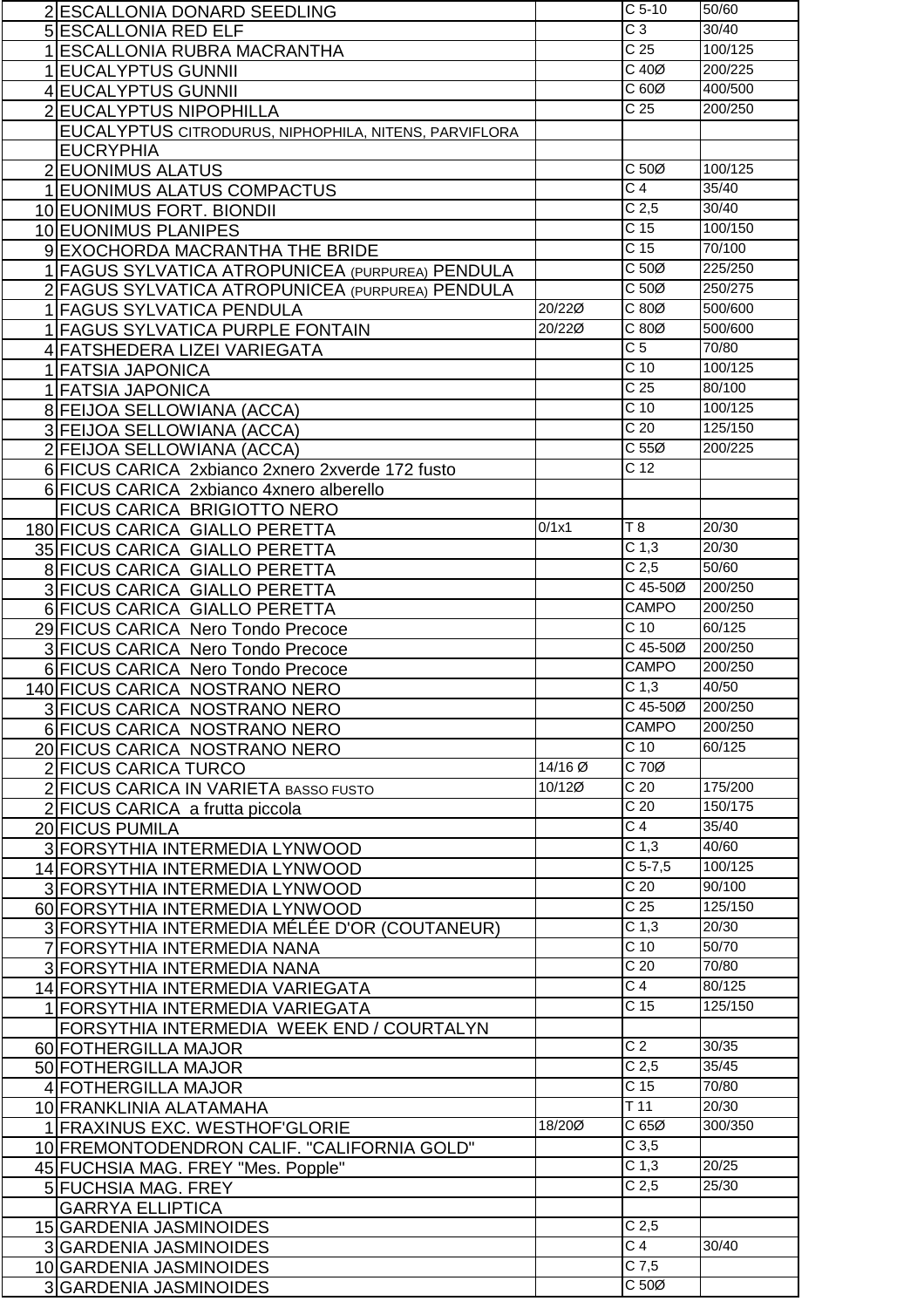| | | | | |
|---|---|---|---|---|
| 2 | ESCALLONIA DONARD SEEDLING | | C 5-10 | 50/60 |
| 5 | ESCALLONIA RED ELF | | C 3 | 30/40 |
| 1 | ESCALLONIA RUBRA MACRANTHA | | C 25 | 100/125 |
| 1 | EUCALYPTUS GUNNII | | C 40Ø | 200/225 |
| 4 | EUCALYPTUS GUNNII | | C 60Ø | 400/500 |
| 2 | EUCALYPTUS NIPOPHILLA | | C 25 | 200/250 |
| | EUCALYPTUS CITRODURUS, NIPHOPHILA, NITENS, PARVIFLORA | | | |
| | EUCRYPHIA | | | |
| 2 | EUONIMUS ALATUS | | C 50Ø | 100/125 |
| 1 | EUONIMUS ALATUS COMPACTUS | | C 4 | 35/40 |
| 10 | EUONIMUS FORT. BIONDII | | C 2,5 | 30/40 |
| 10 | EUONIMUS PLANIPES | | C 15 | 100/150 |
| 9 | EXOCHORDA MACRANTHA THE BRIDE | | C 15 | 70/100 |
| 1 | FAGUS SYLVATICA ATROPUNICEA (PURPUREA) PENDULA | | C 50Ø | 225/250 |
| 2 | FAGUS SYLVATICA ATROPUNICEA (PURPUREA) PENDULA | | C 50Ø | 250/275 |
| 1 | FAGUS SYLVATICA PENDULA | 20/22Ø | C 80Ø | 500/600 |
| 1 | FAGUS SYLVATICA PURPLE FONTAIN | 20/22Ø | C 80Ø | 500/600 |
| 4 | FATSHEDERA LIZEI VARIEGATA | | C 5 | 70/80 |
| 1 | FATSIA JAPONICA | | C 10 | 100/125 |
| 1 | FATSIA JAPONICA | | C 25 | 80/100 |
| 8 | FEIJOA SELLOWIANA (ACCA) | | C 10 | 100/125 |
| 3 | FEIJOA SELLOWIANA (ACCA) | | C 20 | 125/150 |
| 2 | FEIJOA SELLOWIANA (ACCA) | | C 55Ø | 200/225 |
| 6 | FICUS CARICA 2xbianco 2xnero 2xverde 172 fusto | | C 12 | |
| 6 | FICUS CARICA 2xbianco 4xnero alberello | | | |
| | FICUS CARICA BRIGIOTTO NERO | | | |
| 180 | FICUS CARICA GIALLO PERETTA | 0/1x1 | T 8 | 20/30 |
| 35 | FICUS CARICA GIALLO PERETTA | | C 1,3 | 20/30 |
| 8 | FICUS CARICA GIALLO PERETTA | | C 2,5 | 50/60 |
| 3 | FICUS CARICA GIALLO PERETTA | | C 45-50Ø | 200/250 |
| 6 | FICUS CARICA GIALLO PERETTA | | CAMPO | 200/250 |
| 29 | FICUS CARICA Nero Tondo Precoce | | C 10 | 60/125 |
| 3 | FICUS CARICA Nero Tondo Precoce | | C 45-50Ø | 200/250 |
| 6 | FICUS CARICA Nero Tondo Precoce | | CAMPO | 200/250 |
| 140 | FICUS CARICA NOSTRANO NERO | | C 1,3 | 40/50 |
| 3 | FICUS CARICA NOSTRANO NERO | | C 45-50Ø | 200/250 |
| 6 | FICUS CARICA NOSTRANO NERO | | CAMPO | 200/250 |
| 20 | FICUS CARICA NOSTRANO NERO | | C 10 | 60/125 |
| 2 | FICUS CARICA TURCO | 14/16 Ø | C 70Ø | |
| 2 | FICUS CARICA IN VARIETA BASSO FUSTO | 10/12Ø | C 20 | 175/200 |
| 2 | FICUS CARICA a frutta piccola | | C 20 | 150/175 |
| 20 | FICUS PUMILA | | C 4 | 35/40 |
| 3 | FORSYTHIA INTERMEDIA LYNWOOD | | C 1,3 | 40/60 |
| 14 | FORSYTHIA INTERMEDIA LYNWOOD | | C 5-7,5 | 100/125 |
| 3 | FORSYTHIA INTERMEDIA LYNWOOD | | C 20 | 90/100 |
| 60 | FORSYTHIA INTERMEDIA LYNWOOD | | C 25 | 125/150 |
| 3 | FORSYTHIA INTERMEDIA MÉLÉE D'OR (COUTANEUR) | | C 1,3 | 20/30 |
| 7 | FORSYTHIA INTERMEDIA NANA | | C 10 | 50/70 |
| 3 | FORSYTHIA INTERMEDIA NANA | | C 20 | 70/80 |
| 14 | FORSYTHIA INTERMEDIA VARIEGATA | | C 4 | 80/125 |
| 1 | FORSYTHIA INTERMEDIA VARIEGATA | | C 15 | 125/150 |
| | FORSYTHIA INTERMEDIA WEEK END / COURTALYN | | | |
| 60 | FOTHERGILLA MAJOR | | C 2 | 30/35 |
| 50 | FOTHERGILLA MAJOR | | C 2,5 | 35/45 |
| 4 | FOTHERGILLA MAJOR | | C 15 | 70/80 |
| 10 | FRANKLINIA ALATAMAHA | | T 11 | 20/30 |
| 1 | FRAXINUS EXC. WESTHOF'GLORIE | 18/20Ø | C 65Ø | 300/350 |
| 10 | FREMONTODENDRON CALIF. "CALIFORNIA GOLD" | | C 3,5 | |
| 45 | FUCHSIA MAG. FREY "Mes. Popple" | | C 1,3 | 20/25 |
| 5 | FUCHSIA MAG. FREY | | C 2,5 | 25/30 |
| | GARRYA ELLIPTICA | | | |
| 15 | GARDENIA JASMINOIDES | | C 2,5 | |
| 3 | GARDENIA JASMINOIDES | | C 4 | 30/40 |
| 10 | GARDENIA JASMINOIDES | | C 7,5 | |
| 3 | GARDENIA JASMINOIDES | | C 50Ø | |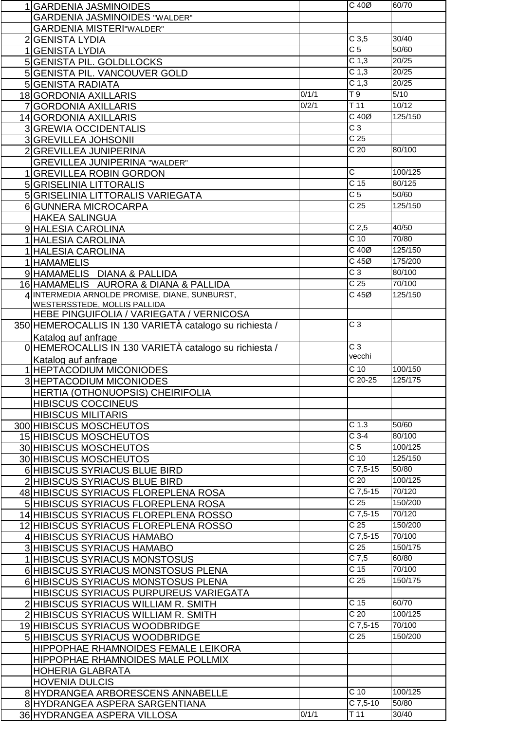| | | | | |
|---|---|---|---|---|
| 1 | GARDENIA JASMINOIDES | | C 40Ø | 60/70 |
| | GARDENIA JASMINOIDES "WALDER" | | | |
| | GARDENIA MISTERI"WALDER" | | | |
| 2 | GENISTA LYDIA | | C 3,5 | 30/40 |
| 1 | GENISTA LYDIA | | C 5 | 50/60 |
| 5 | GENISTA PIL. GOLDLLOCKS | | C 1,3 | 20/25 |
| 5 | GENISTA PIL. VANCOUVER GOLD | | C 1,3 | 20/25 |
| 5 | GENISTA RADIATA | | C 1,3 | 20/25 |
| 18 | GORDONIA AXILLARIS | 0/1/1 | T 9 | 5/10 |
| 7 | GORDONIA AXILLARIS | 0/2/1 | T 11 | 10/12 |
| 14 | GORDONIA AXILLARIS | | C 40Ø | 125/150 |
| 3 | GREWIA OCCIDENTALIS | | C 3 | |
| 3 | GREVILLEA JOHSONII | | C 25 | |
| 2 | GREVILLEA JUNIPERINA | | C 20 | 80/100 |
| | GREVILLEA JUNIPERINA "WALDER" | | | |
| 1 | GREVILLEA ROBIN GORDON | | C | 100/125 |
| 5 | GRISELINIA LITTORALIS | | C 15 | 80/125 |
| 5 | GRISELINIA LITTORALIS VARIEGATA | | C 5 | 50/60 |
| 6 | GUNNERA MICROCARPA | | C 25 | 125/150 |
| | HAKEA SALINGUA | | | |
| 9 | HALESIA CAROLINA | | C 2,5 | 40/50 |
| 1 | HALESIA CAROLINA | | C 10 | 70/80 |
| 1 | HALESIA CAROLINA | | C 40Ø | 125/150 |
| 1 | HAMAMELIS | | C 45Ø | 175/200 |
| 9 | HAMAMELIS DIANA & PALLIDA | | C 3 | 80/100 |
| 16 | HAMAMELIS AURORA & DIANA & PALLIDA | | C 25 | 70/100 |
| 4 | INTERMEDIA ARNOLDE PROMISE, DIANE, SUNBURST, WESTERSSTEDE, MOLLIS PALLIDA | | C 45Ø | 125/150 |
| | HEBE PINGUIFOLIA / VARIEGATA / VERNICOSA | | | |
| 350 | HEMEROCALLIS IN 130 VARIETÀ catalogo su richiesta / Katalog auf anfrage | | C 3 | |
| 0 | HEMEROCALLIS IN 130 VARIETÀ catalogo su richiesta / Katalog auf anfrage | | C 3 vecchi | |
| 1 | HEPTACODIUM MICONIODES | | C 10 | 100/150 |
| 3 | HEPTACODIUM MICONIODES | | C 20-25 | 125/175 |
| | HERTIA (OTHONUOPSIS) CHEIRIFOLIA | | | |
| | HIBISCUS COCCINEUS | | | |
| | HIBISCUS MILITARIS | | | |
| 300 | HIBISCUS MOSCHEUTOS | | C 1.3 | 50/60 |
| 15 | HIBISCUS MOSCHEUTOS | | C 3-4 | 80/100 |
| 30 | HIBISCUS MOSCHEUTOS | | C 5 | 100/125 |
| 30 | HIBISCUS MOSCHEUTOS | | C 10 | 125/150 |
| 6 | HIBISCUS SYRIACUS BLUE BIRD | | C 7,5-15 | 50/80 |
| 2 | HIBISCUS SYRIACUS BLUE BIRD | | C 20 | 100/125 |
| 48 | HIBISCUS SYRIACUS FLOREPLENA ROSA | | C 7,5-15 | 70/120 |
| 5 | HIBISCUS SYRIACUS FLOREPLENA ROSA | | C 25 | 150/200 |
| 14 | HIBISCUS SYRIACUS FLOREPLENA ROSSO | | C 7,5-15 | 70/120 |
| 12 | HIBISCUS SYRIACUS FLOREPLENA ROSSO | | C 25 | 150/200 |
| 4 | HIBISCUS SYRIACUS HAMABO | | C 7,5-15 | 70/100 |
| 3 | HIBISCUS SYRIACUS HAMABO | | C 25 | 150/175 |
| 1 | HIBISCUS SYRIACUS MONSTOSUS | | C 7,5 | 60/80 |
| 6 | HIBISCUS SYRIACUS MONSTOSUS PLENA | | C 15 | 70/100 |
| 6 | HIBISCUS SYRIACUS MONSTOSUS PLENA | | C 25 | 150/175 |
| | HIBISCUS SYRIACUS PURPUREUS VARIEGATA | | | |
| 2 | HIBISCUS SYRIACUS WILLIAM R. SMITH | | C 15 | 60/70 |
| 2 | HIBISCUS SYRIACUS WILLIAM R. SMITH | | C 20 | 100/125 |
| 19 | HIBISCUS SYRIACUS WOODBRIDGE | | C 7,5-15 | 70/100 |
| 5 | HIBISCUS SYRIACUS WOODBRIDGE | | C 25 | 150/200 |
| | HIPPOPHAE RHAMNOIDES FEMALE LEIKORA | | | |
| | HIPPOPHAE RHAMNOIDES MALE POLLMIX | | | |
| | HOHERIA GLABRATA | | | |
| | HOVENIA DULCIS | | | |
| 8 | HYDRANGEA ARBORESCENS ANNABELLE | | C 10 | 100/125 |
| 8 | HYDRANGEA ASPERA SARGENTIANA | | C 7,5-10 | 50/80 |
| 36 | HYDRANGEA ASPERA VILLOSA | 0/1/1 | T 11 | 30/40 |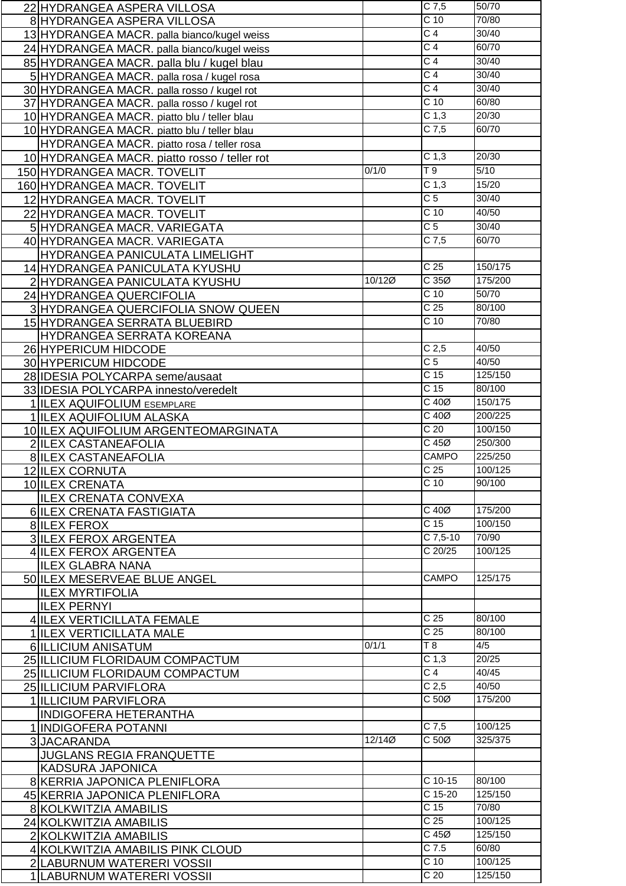| | | | | |
|---|---|---|---|---|
| 22 | HYDRANGEA ASPERA VILLOSA | | C 7,5 | 50/70 |
| 8 | HYDRANGEA ASPERA VILLOSA | | C 10 | 70/80 |
| 13 | HYDRANGEA MACR. palla bianco/kugel weiss | | C 4 | 30/40 |
| 24 | HYDRANGEA MACR. palla bianco/kugel weiss | | C 4 | 60/70 |
| 85 | HYDRANGEA MACR. palla blu / kugel blau | | C 4 | 30/40 |
| 5 | HYDRANGEA MACR. palla rosa / kugel rosa | | C 4 | 30/40 |
| 30 | HYDRANGEA MACR. palla rosso / kugel rot | | C 4 | 30/40 |
| 37 | HYDRANGEA MACR. palla rosso / kugel rot | | C 10 | 60/80 |
| 10 | HYDRANGEA MACR. piatto blu / teller blau | | C 1,3 | 20/30 |
| 10 | HYDRANGEA MACR. piatto blu / teller blau | | C 7,5 | 60/70 |
| | HYDRANGEA MACR. piatto rosa / teller rosa | | | |
| 10 | HYDRANGEA MACR. piatto rosso / teller rot | | C 1,3 | 20/30 |
| 150 | HYDRANGEA MACR. TOVELIT | 0/1/0 | T 9 | 5/10 |
| 160 | HYDRANGEA MACR. TOVELIT | | C 1,3 | 15/20 |
| 12 | HYDRANGEA MACR. TOVELIT | | C 5 | 30/40 |
| 22 | HYDRANGEA MACR. TOVELIT | | C 10 | 40/50 |
| 5 | HYDRANGEA MACR. VARIEGATA | | C 5 | 30/40 |
| 40 | HYDRANGEA MACR. VARIEGATA | | C 7,5 | 60/70 |
| | HYDRANGEA PANICULATA LIMELIGHT | | | |
| 14 | HYDRANGEA PANICULATA KYUSHU | | C 25 | 150/175 |
| 2 | HYDRANGEA PANICULATA KYUSHU | 10/12Ø | C 35Ø | 175/200 |
| 24 | HYDRANGEA QUERCIFOLIA | | C 10 | 50/70 |
| 3 | HYDRANGEA QUERCIFOLIA SNOW QUEEN | | C 25 | 80/100 |
| 15 | HYDRANGEA SERRATA BLUEBIRD | | C 10 | 70/80 |
| | HYDRANGEA SERRATA KOREANA | | | |
| 26 | HYPERICUM HIDCODE | | C 2,5 | 40/50 |
| 30 | HYPERICUM HIDCODE | | C 5 | 40/50 |
| 28 | IDESIA POLYCARPA seme/ausaat | | C 15 | 125/150 |
| 33 | IDESIA POLYCARPA innesto/veredelt | | C 15 | 80/100 |
| 1 | ILEX AQUIFOLIUM ESEMPLARE | | C 40Ø | 150/175 |
| 1 | ILEX AQUIFOLIUM ALASKA | | C 40Ø | 200/225 |
| 10 | ILEX AQUIFOLIUM ARGENTEOMARGINATA | | C 20 | 100/150 |
| 2 | ILEX CASTANEAFOLIA | | C 45Ø | 250/300 |
| 8 | ILEX CASTANEAFOLIA | | CAMPO | 225/250 |
| 12 | ILEX CORNUTA | | C 25 | 100/125 |
| 10 | ILEX CRENATA | | C 10 | 90/100 |
| | ILEX CRENATA CONVEXA | | | |
| 6 | ILEX CRENATA FASTIGIATA | | C 40Ø | 175/200 |
| 8 | ILEX FEROX | | C 15 | 100/150 |
| 3 | ILEX FEROX ARGENTEA | | C 7,5-10 | 70/90 |
| 4 | ILEX FEROX ARGENTEA | | C 20/25 | 100/125 |
| | ILEX GLABRA NANA | | | |
| 50 | ILEX MESERVEAE BLUE ANGEL | | CAMPO | 125/175 |
| | ILEX MYRTIFOLIA | | | |
| | ILEX PERNYI | | | |
| 4 | ILEX VERTICILLATA FEMALE | | C 25 | 80/100 |
| 1 | ILEX VERTICILLATA MALE | | C 25 | 80/100 |
| 6 | ILLICIUM ANISATUM | 0/1/1 | T 8 | 4/5 |
| 25 | ILLICIUM FLORIDAUM COMPACTUM | | C 1,3 | 20/25 |
| 25 | ILLICIUM FLORIDAUM COMPACTUM | | C 4 | 40/45 |
| 25 | ILLICIUM PARVIFLORA | | C 2,5 | 40/50 |
| 1 | ILLICIUM PARVIFLORA | | C 50Ø | 175/200 |
| | INDIGOFERA HETERANTHA | | | |
| 1 | INDIGOFERA POTANNI | | C 7,5 | 100/125 |
| 3 | JACARANDA | 12/14Ø | C 50Ø | 325/375 |
| | JUGLANS REGIA FRANQUETTE | | | |
| | KADSURA JAPONICA | | | |
| 8 | KERRIA JAPONICA PLENIFLORA | | C 10-15 | 80/100 |
| 45 | KERRIA JAPONICA PLENIFLORA | | C 15-20 | 125/150 |
| 8 | KOLKWITZIA AMABILIS | | C 15 | 70/80 |
| 24 | KOLKWITZIA AMABILIS | | C 25 | 100/125 |
| 2 | KOLKWITZIA AMABILIS | | C 45Ø | 125/150 |
| 4 | KOLKWITZIA AMABILIS PINK CLOUD | | C 7.5 | 60/80 |
| 2 | LABURNUM WATERERI VOSSII | | C 10 | 100/125 |
| 1 | LABURNUM WATERERI VOSSII | | C 20 | 125/150 |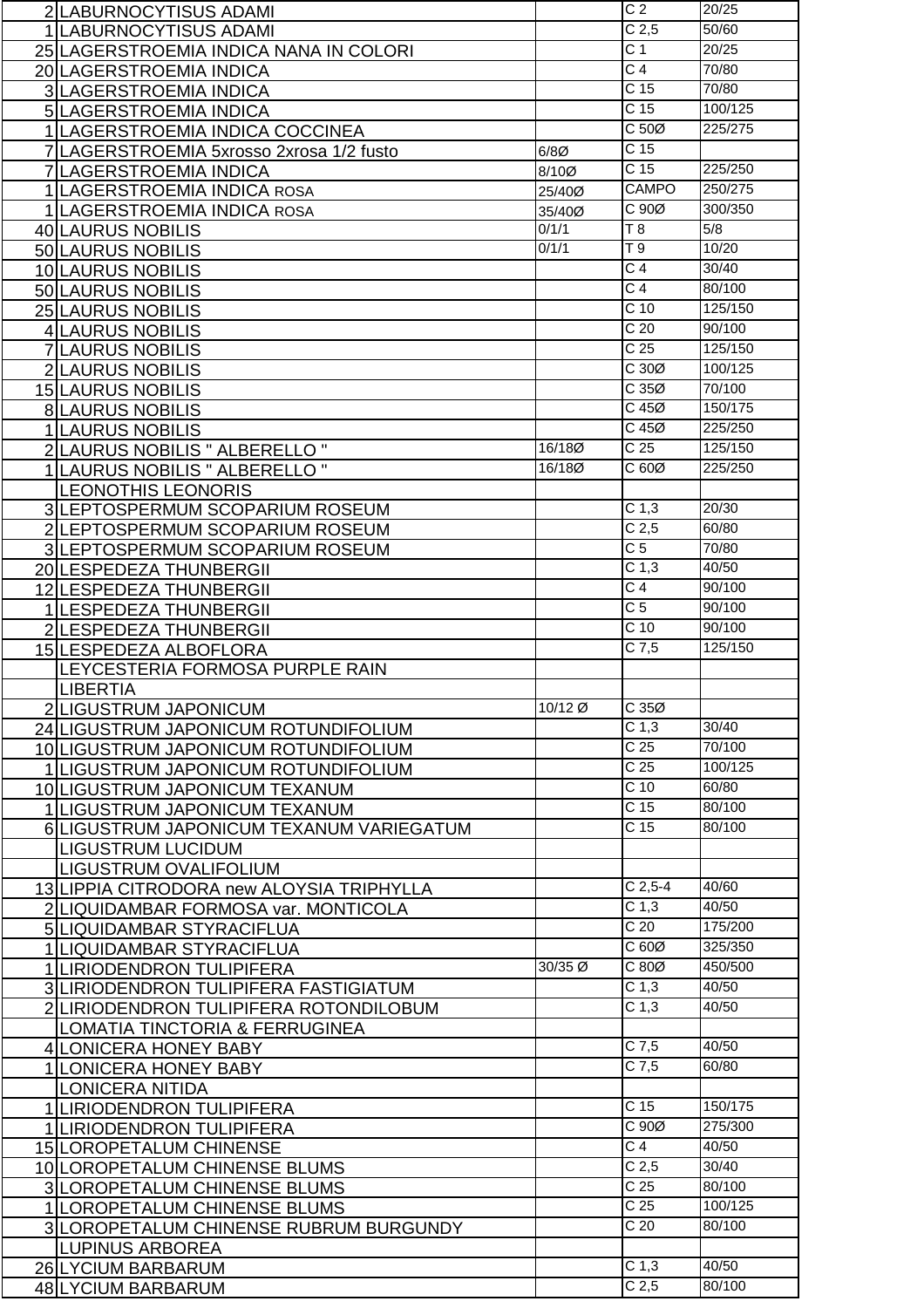| | | | | |
|---|---|---|---|---|
| 2 | LABURNOCYTISUS ADAMI | | C 2 | 20/25 |
| 1 | LABURNOCYTISUS ADAMI | | C 2,5 | 50/60 |
| 25 | LAGERSTROEMIA INDICA NANA IN COLORI | | C 1 | 20/25 |
| 20 | LAGERSTROEMIA INDICA | | C 4 | 70/80 |
| 3 | LAGERSTROEMIA INDICA | | C 15 | 70/80 |
| 5 | LAGERSTROEMIA INDICA | | C 15 | 100/125 |
| 1 | LAGERSTROEMIA INDICA COCCINEA | | C 50Ø | 225/275 |
| 7 | LAGERSTROEMIA 5xrosso 2xrosa 1/2 fusto | 6/8Ø | C 15 | |
| 7 | LAGERSTROEMIA INDICA | 8/10Ø | C 15 | 225/250 |
| 1 | LAGERSTROEMIA INDICA ROSA | 25/40Ø | CAMPO | 250/275 |
| 1 | LAGERSTROEMIA INDICA ROSA | 35/40Ø | C 90Ø | 300/350 |
| 40 | LAURUS NOBILIS | 0/1/1 | T 8 | 5/8 |
| 50 | LAURUS NOBILIS | 0/1/1 | T 9 | 10/20 |
| 10 | LAURUS NOBILIS | | C 4 | 30/40 |
| 50 | LAURUS NOBILIS | | C 4 | 80/100 |
| 25 | LAURUS NOBILIS | | C 10 | 125/150 |
| 4 | LAURUS NOBILIS | | C 20 | 90/100 |
| 7 | LAURUS NOBILIS | | C 25 | 125/150 |
| 2 | LAURUS NOBILIS | | C 30Ø | 100/125 |
| 15 | LAURUS NOBILIS | | C 35Ø | 70/100 |
| 8 | LAURUS NOBILIS | | C 45Ø | 150/175 |
| 1 | LAURUS NOBILIS | | C 45Ø | 225/250 |
| 2 | LAURUS NOBILIS " ALBERELLO " | 16/18Ø | C 25 | 125/150 |
| 1 | LAURUS NOBILIS " ALBERELLO " | 16/18Ø | C 60Ø | 225/250 |
| | LEONOTHIS LEONORIS | | | |
| 3 | LEPTOSPERMUM SCOPARIUM ROSEUM | | C 1,3 | 20/30 |
| 2 | LEPTOSPERMUM SCOPARIUM ROSEUM | | C 2,5 | 60/80 |
| 3 | LEPTOSPERMUM SCOPARIUM ROSEUM | | C 5 | 70/80 |
| 20 | LESPEDEZA THUNBERGII | | C 1,3 | 40/50 |
| 12 | LESPEDEZA THUNBERGII | | C 4 | 90/100 |
| 1 | LESPEDEZA THUNBERGII | | C 5 | 90/100 |
| 2 | LESPEDEZA THUNBERGII | | C 10 | 90/100 |
| 15 | LESPEDEZA ALBOFLORA | | C 7,5 | 125/150 |
| | LEYCESTERIA FORMOSA PURPLE RAIN | | | |
| | LIBERTIA | | | |
| 2 | LIGUSTRUM JAPONICUM | 10/12 Ø | C 35Ø | |
| 24 | LIGUSTRUM JAPONICUM ROTUNDIFOLIUM | | C 1,3 | 30/40 |
| 10 | LIGUSTRUM JAPONICUM ROTUNDIFOLIUM | | C 25 | 70/100 |
| 1 | LIGUSTRUM JAPONICUM ROTUNDIFOLIUM | | C 25 | 100/125 |
| 10 | LIGUSTRUM JAPONICUM TEXANUM | | C 10 | 60/80 |
| 1 | LIGUSTRUM JAPONICUM TEXANUM | | C 15 | 80/100 |
| 6 | LIGUSTRUM JAPONICUM TEXANUM VARIEGATUM | | C 15 | 80/100 |
| | LIGUSTRUM LUCIDUM | | | |
| | LIGUSTRUM OVALIFOLIUM | | | |
| 13 | LIPPIA CITRODORA new ALOYSIA TRIPHYLLA | | C 2,5-4 | 40/60 |
| 2 | LIQUIDAMBAR FORMOSA var. MONTICOLA | | C 1,3 | 40/50 |
| 5 | LIQUIDAMBAR STYRACIFLUA | | C 20 | 175/200 |
| 1 | LIQUIDAMBAR STYRACIFLUA | | C 60Ø | 325/350 |
| 1 | LIRIODENDRON TULIPIFERA | 30/35 Ø | C 80Ø | 450/500 |
| 3 | LIRIODENDRON TULIPIFERA FASTIGIATUM | | C 1,3 | 40/50 |
| 2 | LIRIODENDRON TULIPIFERA ROTONDILOBUM | | C 1,3 | 40/50 |
| | LOMATIA TINCTORIA & FERRUGINEA | | | |
| 4 | LONICERA HONEY BABY | | C 7,5 | 40/50 |
| 1 | LONICERA HONEY BABY | | C 7,5 | 60/80 |
| | LONICERA NITIDA | | | |
| 1 | LIRIODENDRON TULIPIFERA | | C 15 | 150/175 |
| 1 | LIRIODENDRON TULIPIFERA | | C 90Ø | 275/300 |
| 15 | LOROPETALUM CHINENSE | | C 4 | 40/50 |
| 10 | LOROPETALUM CHINENSE BLUMS | | C 2,5 | 30/40 |
| 3 | LOROPETALUM CHINENSE BLUMS | | C 25 | 80/100 |
| 1 | LOROPETALUM CHINENSE BLUMS | | C 25 | 100/125 |
| 3 | LOROPETALUM CHINENSE RUBRUM BURGUNDY | | C 20 | 80/100 |
| | LUPINUS ARBOREA | | | |
| 26 | LYCIUM BARBARUM | | C 1,3 | 40/50 |
| 48 | LYCIUM BARBARUM | | C 2,5 | 80/100 |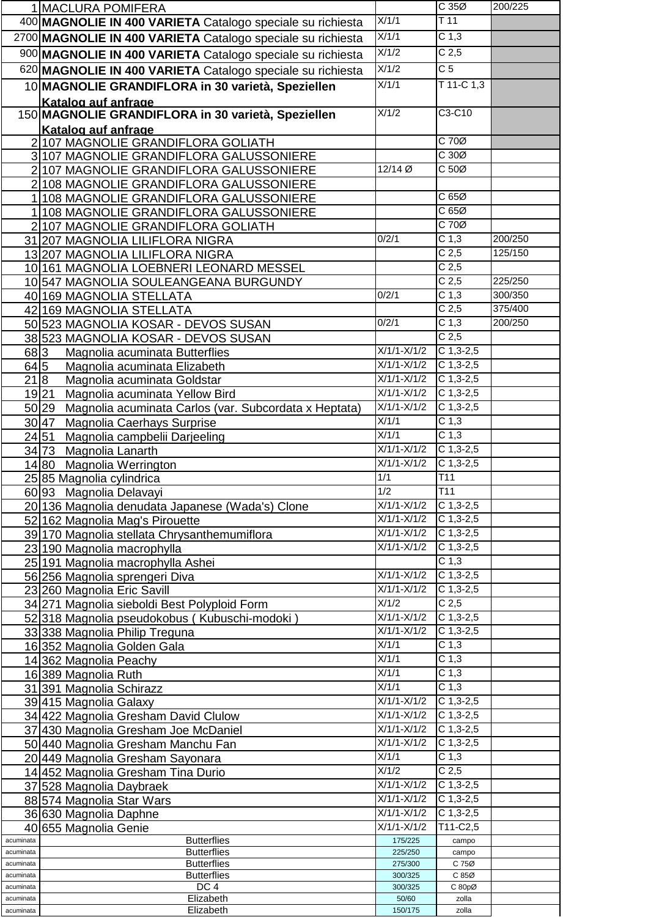| | | | | |
|---|---|---|---|---|
| 1 | MACLURA POMIFERA | | C 35Ø | 200/225 |
| 400 | **MAGNOLIE IN 400 VARIETA** Catalogo speciale su richiesta | X/1/1 | T 11 | |
| 2700 | **MAGNOLIE IN 400 VARIETA** Catalogo speciale su richiesta | X/1/1 | C 1,3 | |
| 900 | **MAGNOLIE IN 400 VARIETA** Catalogo speciale su richiesta | X/1/2 | C 2,5 | |
| 620 | **MAGNOLIE IN 400 VARIETA** Catalogo speciale su richiesta | X/1/2 | C 5 | |
| 10 | **MAGNOLIE GRANDIFLORA in 30 varietà, Speziellen Katalog auf anfrage** | X/1/1 | T 11-C 1,3 | |
| 150 | **MAGNOLIE GRANDIFLORA in 30 varietà, Speziellen Katalog auf anfrage** | X/1/2 | C3-C10 | |
| 2 | 107 MAGNOLIE GRANDIFLORA GOLIATH | | C 70Ø | |
| 3 | 107 MAGNOLIE GRANDIFLORA GALUSSONIERE | | C 30Ø | |
| 2 | 107 MAGNOLIE GRANDIFLORA GALUSSONIERE | 12/14 Ø | C 50Ø | |
| 2 | 108 MAGNOLIE GRANDIFLORA GALUSSONIERE | | | |
| 1 | 108 MAGNOLIE GRANDIFLORA GALUSSONIERE | | C 65Ø | |
| 1 | 108 MAGNOLIE GRANDIFLORA GALUSSONIERE | | C 65Ø | |
| 2 | 107 MAGNOLIE GRANDIFLORA GOLIATH | | C 70Ø | |
| 31 | 207 MAGNOLIA LILIFLORA NIGRA | 0/2/1 | C 1,3 | 200/250 |
| 13 | 207 MAGNOLIA LILIFLORA NIGRA | | C 2,5 | 125/150 |
| 10 | 161 MAGNOLIA LOEBNERI LEONARD MESSEL | | C 2,5 | |
| 10 | 547 MAGNOLIA SOULEANGEANA BURGUNDY | | C 2,5 | 225/250 |
| 40 | 169 MAGNOLIA STELLATA | 0/2/1 | C 1,3 | 300/350 |
| 42 | 169 MAGNOLIA STELLATA | | C 2,5 | 375/400 |
| 50 | 523 MAGNOLIA KOSAR - DEVOS SUSAN | 0/2/1 | C 1,3 | 200/250 |
| 38 | 523 MAGNOLIA KOSAR - DEVOS SUSAN | | C 2,5 | |
| 68 | 3 Magnolia acuminata Butterflies | X/1/1-X/1/2 | C 1,3-2,5 | |
| 64 | 5 Magnolia acuminata Elizabeth | X/1/1-X/1/2 | C 1,3-2,5 | |
| 21 | 8 Magnolia acuminata Goldstar | X/1/1-X/1/2 | C 1,3-2,5 | |
| 19 | 21 Magnolia acuminata Yellow Bird | X/1/1-X/1/2 | C 1,3-2,5 | |
| 50 | 29 Magnolia acuminata Carlos (var. Subcordata x Heptata) | X/1/1-X/1/2 | C 1,3-2,5 | |
| 30 | 47 Magnolia Caerhays Surprise | X/1/1 | C 1,3 | |
| 24 | 51 Magnolia campbelii Darjeeling | X/1/1 | C 1,3 | |
| 34 | 73 Magnolia Lanarth | X/1/1-X/1/2 | C 1,3-2,5 | |
| 14 | 80 Magnolia Werrington | X/1/1-X/1/2 | C 1,3-2,5 | |
| 25 | 85 Magnolia cylindrica | 1/1 | T11 | |
| 60 | 93 Magnolia Delavayi | 1/2 | T11 | |
| 20 | 136 Magnolia denudata Japanese (Wada's) Clone | X/1/1-X/1/2 | C 1,3-2,5 | |
| 52 | 162 Magnolia Mag's Pirouette | X/1/1-X/1/2 | C 1,3-2,5 | |
| 39 | 170 Magnolia stellata Chrysanthemumiflora | X/1/1-X/1/2 | C 1,3-2,5 | |
| 23 | 190 Magnolia macrophylla | X/1/1-X/1/2 | C 1,3-2,5 | |
| 25 | 191 Magnolia macrophylla Ashei | | C 1,3 | |
| 56 | 256 Magnolia sprengeri Diva | X/1/1-X/1/2 | C 1,3-2,5 | |
| 23 | 260 Magnolia Eric Savill | X/1/1-X/1/2 | C 1,3-2,5 | |
| 34 | 271 Magnolia sieboldi Best Polyploid Form | X/1/2 | C 2,5 | |
| 52 | 318 Magnolia pseudokobus ( Kubuschi-modoki ) | X/1/1-X/1/2 | C 1,3-2,5 | |
| 33 | 338 Magnolia Philip Treguna | X/1/1-X/1/2 | C 1,3-2,5 | |
| 16 | 352 Magnolia Golden Gala | X/1/1 | C 1,3 | |
| 14 | 362 Magnolia Peachy | X/1/1 | C 1,3 | |
| 16 | 389 Magnolia Ruth | X/1/1 | C 1,3 | |
| 31 | 391 Magnolia Schirazz | X/1/1 | C 1,3 | |
| 39 | 415 Magnolia Galaxy | X/1/1-X/1/2 | C 1,3-2,5 | |
| 34 | 422 Magnolia Gresham David Clulow | X/1/1-X/1/2 | C 1,3-2,5 | |
| 37 | 430 Magnolia Gresham Joe McDaniel | X/1/1-X/1/2 | C 1,3-2,5 | |
| 50 | 440 Magnolia Gresham Manchu Fan | X/1/1-X/1/2 | C 1,3-2,5 | |
| 20 | 449 Magnolia Gresham Sayonara | X/1/1 | C 1,3 | |
| 14 | 452 Magnolia Gresham Tina Durio | X/1/2 | C 2,5 | |
| 37 | 528 Magnolia Daybraek | X/1/1-X/1/2 | C 1,3-2,5 | |
| 88 | 574 Magnolia Star Wars | X/1/1-X/1/2 | C 1,3-2,5 | |
| 36 | 630 Magnolia Daphne | X/1/1-X/1/2 | C 1,3-2,5 | |
| 40 | 655 Magnolia Genie | X/1/1-X/1/2 | T11-C2,5 | |
| acuminata | Butterflies | 175/225 | campo | |
| acuminata | Butterflies | 225/250 | campo | |
| acuminata | Butterflies | 275/300 | C 75Ø | |
| acuminata | Butterflies | 300/325 | C 85Ø | |
| acuminata | DC 4 | 300/325 | C 80pØ | |
| acuminata | Elizabeth | 50/60 | zolla | |
| acuminata | Elizabeth | 150/175 | zolla | |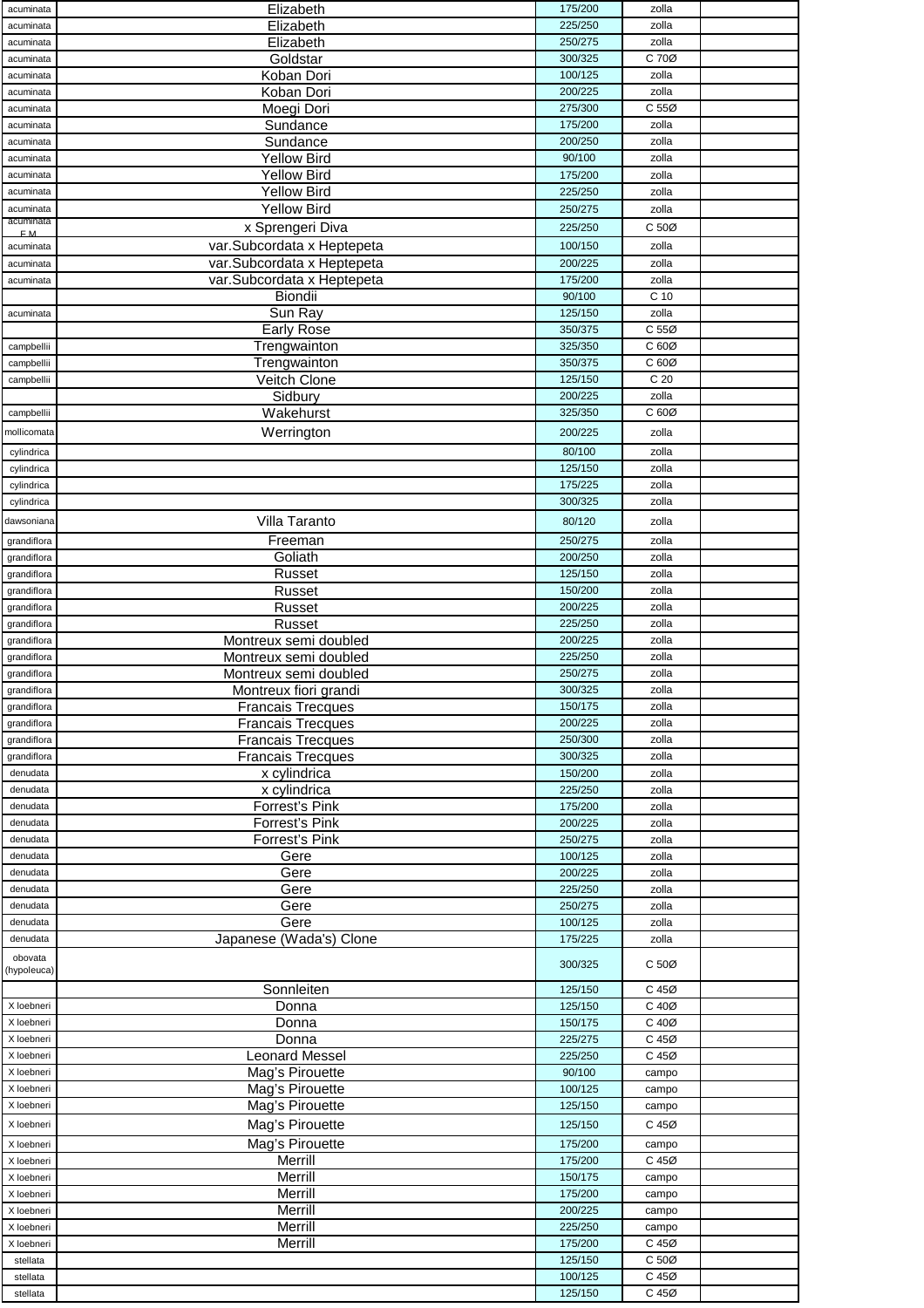| | | | | |
|---|---|---|---|---|
| acuminata | Elizabeth | 175/200 | zolla | |
| acuminata | Elizabeth | 225/250 | zolla | |
| acuminata | Elizabeth | 250/275 | zolla | |
| acuminata | Goldstar | 300/325 | C 70Ø | |
| acuminata | Koban Dori | 100/125 | zolla | |
| acuminata | Koban Dori | 200/225 | zolla | |
| acuminata | Moegi Dori | 275/300 | C 55Ø | |
| acuminata | Sundance | 175/200 | zolla | |
| acuminata | Sundance | 200/250 | zolla | |
| acuminata | Yellow Bird | 90/100 | zolla | |
| acuminata | Yellow Bird | 175/200 | zolla | |
| acuminata | Yellow Bird | 225/250 | zolla | |
| acuminata | Yellow Bird | 250/275 | zolla | |
| acuminata F.M. | x Sprengeri Diva | 225/250 | C 50Ø | |
| acuminata | var.Subcordata x Heptepeta | 100/150 | zolla | |
| acuminata | var.Subcordata x Heptepeta | 200/225 | zolla | |
| acuminata | var.Subcordata x Heptepeta | 175/200 | zolla | |
| | Biondii | 90/100 | C 10 | |
| acuminata | Sun Ray | 125/150 | zolla | |
| | Early Rose | 350/375 | C 55Ø | |
| campbellii | Trengwainton | 325/350 | C 60Ø | |
| campbellii | Trengwainton | 350/375 | C 60Ø | |
| campbellii | Veitch Clone | 125/150 | C 20 | |
| | Sidbury | 200/225 | zolla | |
| campbellii | Wakehurst | 325/350 | C 60Ø | |
| mollicomata | Werrington | 200/225 | zolla | |
| cylindrica | | 80/100 | zolla | |
| cylindrica | | 125/150 | zolla | |
| cylindrica | | 175/225 | zolla | |
| cylindrica | | 300/325 | zolla | |
| dawsoniana | Villa Taranto | 80/120 | zolla | |
| grandiflora | Freeman | 250/275 | zolla | |
| grandiflora | Goliath | 200/250 | zolla | |
| grandiflora | Russet | 125/150 | zolla | |
| grandiflora | Russet | 150/200 | zolla | |
| grandiflora | Russet | 200/225 | zolla | |
| grandiflora | Russet | 225/250 | zolla | |
| grandiflora | Montreux semi doubled | 200/225 | zolla | |
| grandiflora | Montreux semi doubled | 225/250 | zolla | |
| grandiflora | Montreux semi doubled | 250/275 | zolla | |
| grandiflora | Montreux fiori grandi | 300/325 | zolla | |
| grandiflora | Francais Trecques | 150/175 | zolla | |
| grandiflora | Francais Trecques | 200/225 | zolla | |
| grandiflora | Francais Trecques | 250/300 | zolla | |
| grandiflora | Francais Trecques | 300/325 | zolla | |
| denudata | x cylindrica | 150/200 | zolla | |
| denudata | x cylindrica | 225/250 | zolla | |
| denudata | Forrest's Pink | 175/200 | zolla | |
| denudata | Forrest's Pink | 200/225 | zolla | |
| denudata | Forrest's Pink | 250/275 | zolla | |
| denudata | Gere | 100/125 | zolla | |
| denudata | Gere | 200/225 | zolla | |
| denudata | Gere | 225/250 | zolla | |
| denudata | Gere | 250/275 | zolla | |
| denudata | Gere | 100/125 | zolla | |
| denudata | Japanese (Wada's) Clone | 175/225 | zolla | |
| obovata (hypoleuca) | | 300/325 | C 50Ø | |
| | Sonnleiten | 125/150 | C 45Ø | |
| X loebneri | Donna | 125/150 | C 40Ø | |
| X loebneri | Donna | 150/175 | C 40Ø | |
| X loebneri | Donna | 225/275 | C 45Ø | |
| X loebneri | Leonard Messel | 225/250 | C 45Ø | |
| X loebneri | Mag's Pirouette | 90/100 | campo | |
| X loebneri | Mag's Pirouette | 100/125 | campo | |
| X loebneri | Mag's Pirouette | 125/150 | campo | |
| X loebneri | Mag's Pirouette | 125/150 | C 45Ø | |
| X loebneri | Mag's Pirouette | 175/200 | campo | |
| X loebneri | Merrill | 175/200 | C 45Ø | |
| X loebneri | Merrill | 150/175 | campo | |
| X loebneri | Merrill | 175/200 | campo | |
| X loebneri | Merrill | 200/225 | campo | |
| X loebneri | Merrill | 225/250 | campo | |
| X loebneri | Merrill | 175/200 | C 45Ø | |
| stellata | | 125/150 | C 50Ø | |
| stellata | | 100/125 | C 45Ø | |
| stellata | | 125/150 | C 45Ø | |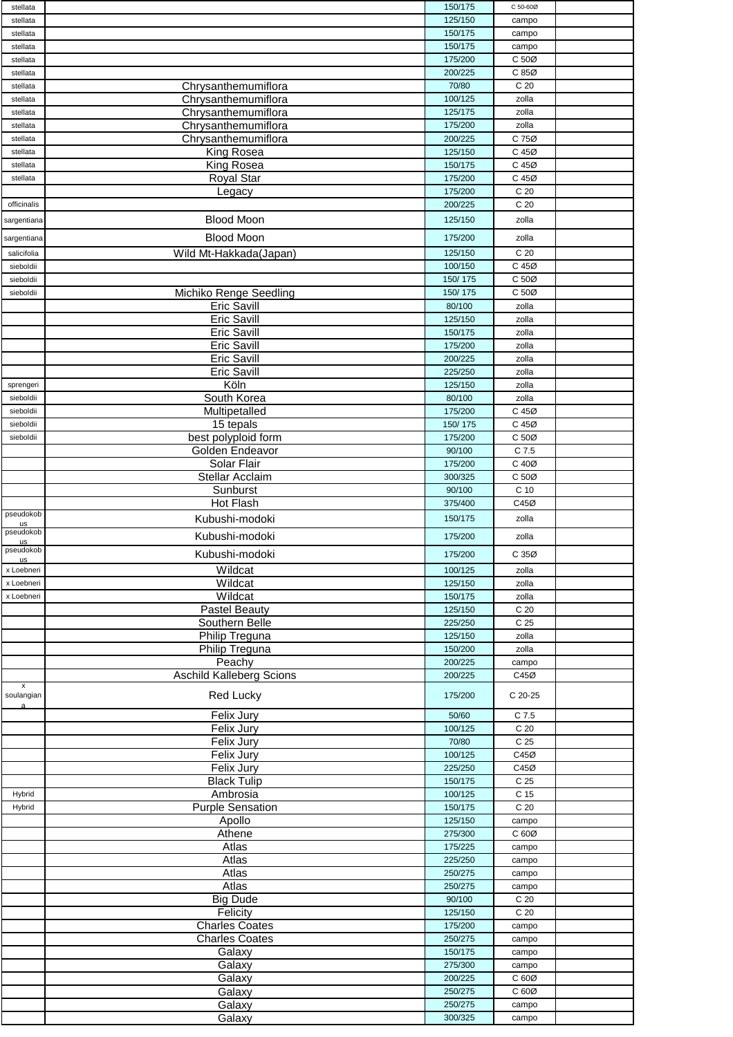| | | | | |
|---|---|---|---|---|
| stellata | | 150/175 | C 50-60Ø | |
| stellata | | 125/150 | campo | |
| stellata | | 150/175 | campo | |
| stellata | | 150/175 | campo | |
| stellata | | 175/200 | C 50Ø | |
| stellata | | 200/225 | C 85Ø | |
| stellata | Chrysanthemumiflora | 70/80 | C 20 | |
| stellata | Chrysanthemumiflora | 100/125 | zolla | |
| stellata | Chrysanthemumiflora | 125/175 | zolla | |
| stellata | Chrysanthemumiflora | 175/200 | zolla | |
| stellata | Chrysanthemumiflora | 200/225 | C 75Ø | |
| stellata | King Rosea | 125/150 | C 45Ø | |
| stellata | King Rosea | 150/175 | C 45Ø | |
| stellata | Royal Star | 175/200 | C 45Ø | |
| | Legacy | 175/200 | C 20 | |
| officinalis | | 200/225 | C 20 | |
| sargentiana | Blood Moon | 125/150 | zolla | |
| sargentiana | Blood Moon | 175/200 | zolla | |
| salicifolia | Wild Mt-Hakkada(Japan) | 125/150 | C 20 | |
| sieboldii | | 100/150 | C 45Ø | |
| sieboldii | | 150/ 175 | C 50Ø | |
| sieboldii | Michiko Renge Seedling | 150/ 175 | C 50Ø | |
| | Eric Savill | 80/100 | zolla | |
| | Eric Savill | 125/150 | zolla | |
| | Eric Savill | 150/175 | zolla | |
| | Eric Savill | 175/200 | zolla | |
| | Eric Savill | 200/225 | zolla | |
| | Eric Savill | 225/250 | zolla | |
| sprengeri | Köln | 125/150 | zolla | |
| sieboldii | South Korea | 80/100 | zolla | |
| sieboldii | Multipetalled | 175/200 | C 45Ø | |
| sieboldii | 15 tepals | 150/ 175 | C 45Ø | |
| sieboldii | best polyploid form | 175/200 | C 50Ø | |
| | Golden Endeavor | 90/100 | C 7.5 | |
| | Solar Flair | 175/200 | C 40Ø | |
| | Stellar Acclaim | 300/325 | C 50Ø | |
| | Sunburst | 90/100 | C 10 | |
| | Hot Flash | 375/400 | C45Ø | |
| pseudokobus | Kubushi-modoki | 150/175 | zolla | |
| pseudokobus | Kubushi-modoki | 175/200 | zolla | |
| pseudokobus | Kubushi-modoki | 175/200 | C 35Ø | |
| x Loebneri | Wildcat | 100/125 | zolla | |
| x Loebneri | Wildcat | 125/150 | zolla | |
| x Loebneri | Wildcat | 150/175 | zolla | |
| | Pastel Beauty | 125/150 | C 20 | |
| | Southern Belle | 225/250 | C 25 | |
| | Philip Treguna | 125/150 | zolla | |
| | Philip Treguna | 150/200 | zolla | |
| | Peachy | 200/225 | campo | |
| | Aschild Kalleberg Scions | 200/225 | C45Ø | |
| x soulangiana | Red Lucky | 175/200 | C 20-25 | |
| | Felix Jury | 50/60 | C 7.5 | |
| | Felix Jury | 100/125 | C 20 | |
| | Felix Jury | 70/80 | C 25 | |
| | Felix Jury | 100/125 | C45Ø | |
| | Felix Jury | 225/250 | C45Ø | |
| | Black Tulip | 150/175 | C 25 | |
| Hybrid | Ambrosia | 100/125 | C 15 | |
| Hybrid | Purple Sensation | 150/175 | C 20 | |
| | Apollo | 125/150 | campo | |
| | Athene | 275/300 | C 60Ø | |
| | Atlas | 175/225 | campo | |
| | Atlas | 225/250 | campo | |
| | Atlas | 250/275 | campo | |
| | Atlas | 250/275 | campo | |
| | Big Dude | 90/100 | C 20 | |
| | Felicity | 125/150 | C 20 | |
| | Charles Coates | 175/200 | campo | |
| | Charles Coates | 250/275 | campo | |
| | Galaxy | 150/175 | campo | |
| | Galaxy | 275/300 | campo | |
| | Galaxy | 200/225 | C 60Ø | |
| | Galaxy | 250/275 | C 60Ø | |
| | Galaxy | 250/275 | campo | |
| | Galaxy | 300/325 | campo | |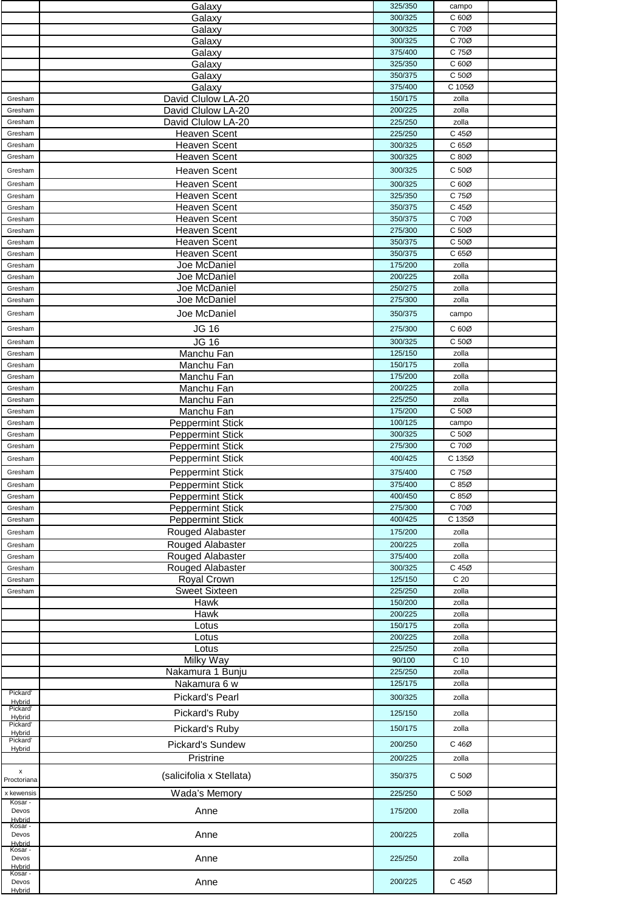| | | | | |
|---|---|---|---|---|
| | Galaxy | 325/350 | campo | |
| | Galaxy | 300/325 | C 60Ø | |
| | Galaxy | 300/325 | C 70Ø | |
| | Galaxy | 300/325 | C 70Ø | |
| | Galaxy | 375/400 | C 75Ø | |
| | Galaxy | 325/350 | C 60Ø | |
| | Galaxy | 350/375 | C 50Ø | |
| | Galaxy | 375/400 | C 105Ø | |
| Gresham | David Clulow LA-20 | 150/175 | zolla | |
| Gresham | David Clulow LA-20 | 200/225 | zolla | |
| Gresham | David Clulow LA-20 | 225/250 | zolla | |
| Gresham | Heaven Scent | 225/250 | C 45Ø | |
| Gresham | Heaven Scent | 300/325 | C 65Ø | |
| Gresham | Heaven Scent | 300/325 | C 80Ø | |
| Gresham | Heaven Scent | 300/325 | C 50Ø | |
| Gresham | Heaven Scent | 300/325 | C 60Ø | |
| Gresham | Heaven Scent | 325/350 | C 75Ø | |
| Gresham | Heaven Scent | 350/375 | C 45Ø | |
| Gresham | Heaven Scent | 350/375 | C 70Ø | |
| Gresham | Heaven Scent | 275/300 | C 50Ø | |
| Gresham | Heaven Scent | 350/375 | C 50Ø | |
| Gresham | Heaven Scent | 350/375 | C 65Ø | |
| Gresham | Joe McDaniel | 175/200 | zolla | |
| Gresham | Joe McDaniel | 200/225 | zolla | |
| Gresham | Joe McDaniel | 250/275 | zolla | |
| Gresham | Joe McDaniel | 275/300 | zolla | |
| Gresham | Joe McDaniel | 350/375 | campo | |
| Gresham | JG 16 | 275/300 | C 60Ø | |
| Gresham | JG 16 | 300/325 | C 50Ø | |
| Gresham | Manchu Fan | 125/150 | zolla | |
| Gresham | Manchu Fan | 150/175 | zolla | |
| Gresham | Manchu Fan | 175/200 | zolla | |
| Gresham | Manchu Fan | 200/225 | zolla | |
| Gresham | Manchu Fan | 225/250 | zolla | |
| Gresham | Manchu Fan | 175/200 | C 50Ø | |
| Gresham | Peppermint Stick | 100/125 | campo | |
| Gresham | Peppermint Stick | 300/325 | C 50Ø | |
| Gresham | Peppermint Stick | 275/300 | C 70Ø | |
| Gresham | Peppermint Stick | 400/425 | C 135Ø | |
| Gresham | Peppermint Stick | 375/400 | C 75Ø | |
| Gresham | Peppermint Stick | 375/400 | C 85Ø | |
| Gresham | Peppermint Stick | 400/450 | C 85Ø | |
| Gresham | Peppermint Stick | 275/300 | C 70Ø | |
| Gresham | Peppermint Stick | 400/425 | C 135Ø | |
| Gresham | Rouged Alabaster | 175/200 | zolla | |
| Gresham | Rouged Alabaster | 200/225 | zolla | |
| Gresham | Rouged Alabaster | 375/400 | zolla | |
| Gresham | Rouged Alabaster | 300/325 | C 45Ø | |
| Gresham | Royal Crown | 125/150 | C 20 | |
| Gresham | Sweet Sixteen | 225/250 | zolla | |
| | Hawk | 150/200 | zolla | |
| | Hawk | 200/225 | zolla | |
| | Lotus | 150/175 | zolla | |
| | Lotus | 200/225 | zolla | |
| | Lotus | 225/250 | zolla | |
| | Milky Way | 90/100 | C 10 | |
| | Nakamura 1 Bunju | 225/250 | zolla | |
| | Nakamura 6 w | 125/175 | zolla | |
| Pickard' Hybrid | Pickard's Pearl | 300/325 | zolla | |
| Pickard' Hybrid | Pickard's Ruby | 125/150 | zolla | |
| Pickard' Hybrid | Pickard's Ruby | 150/175 | zolla | |
| Pickard' Hybrid | Pickard's Sundew | 200/250 | C 46Ø | |
| | Pristrine | 200/225 | zolla | |
| x Proctoriana | (salicifolia x Stellata) | 350/375 | C 50Ø | |
| x kewensis | Wada's Memory | 225/250 | C 50Ø | |
| Kosar - Devos Hybrid | Anne | 175/200 | zolla | |
| Kosar - Devos Hybrid | Anne | 200/225 | zolla | |
| Kosar - Devos Hybrid | Anne | 225/250 | zolla | |
| Kosar - Devos Hybrid | Anne | 200/225 | C 45Ø | |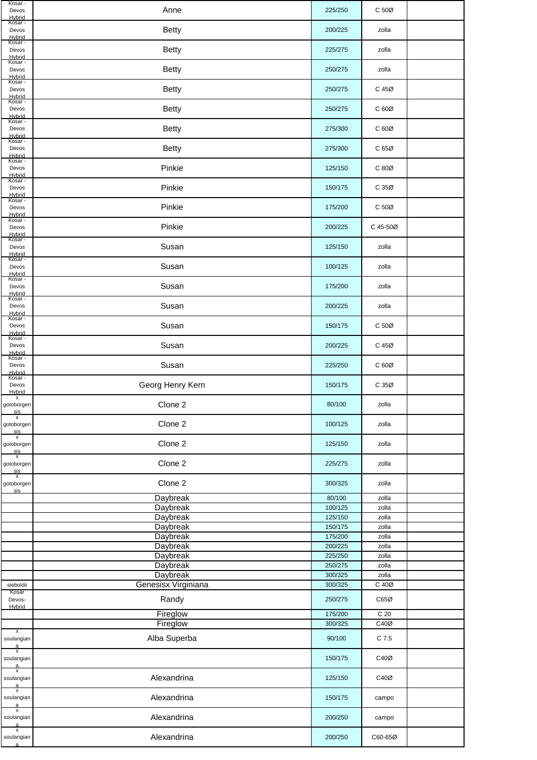| | | | | |
|---|---|---|---|---|
| Kosar - Devos Hybrid | Anne | 225/250 | C 50Ø | |
| Kosar - Devos Hybrid | Betty | 200/225 | zolla | |
| Kosar - Devos Hybrid | Betty | 225/275 | zolla | |
| Kosar - Devos Hybrid | Betty | 250/275 | zolla | |
| Kosar - Devos Hybrid | Betty | 250/275 | C 45Ø | |
| Kosar - Devos Hybrid | Betty | 250/275 | C 60Ø | |
| Kosar - Devos Hybrid | Betty | 275/300 | C 60Ø | |
| Kosar - Devos Hybrid | Betty | 275/300 | C 65Ø | |
| Kosar - Devos Hybrid | Pinkie | 125/150 | C 80Ø | |
| Kosar - Devos Hybrid | Pinkie | 150/175 | C 35Ø | |
| Kosar - Devos Hybrid | Pinkie | 175/200 | C 50Ø | |
| Kosar - Devos Hybrid | Pinkie | 200/225 | C 45-50Ø | |
| Kosar - Devos Hybrid | Susan | 125/150 | zolla | |
| Kosar - Devos Hybrid | Susan | 100/125 | zolla | |
| Kosar - Devos Hybrid | Susan | 175/200 | zolla | |
| Kosar - Devos Hybrid | Susan | 200/225 | zolla | |
| Kosar - Devos Hybrid | Susan | 150/175 | C 50Ø | |
| Kosar - Devos Hybrid | Susan | 200/225 | C 45Ø | |
| Kosar - Devos Hybrid | Susan | 225/250 | C 60Ø | |
| Kosar - Devos Hybrid | Georg Henry Kern | 150/175 | C 35Ø | |
| x gotoborgensis | Clone 2 | 80/100 | zolla | |
| x gotoborgensis | Clone 2 | 100/125 | zolla | |
| x gotoborgensis | Clone 2 | 125/150 | zolla | |
| x gotoborgensis | Clone 2 | 225/275 | zolla | |
| x gotoborgensis | Clone 2 | 300/325 | zolla | |
| | Daybreak | 80/100 | zolla | |
| | Daybreak | 100/125 | zolla | |
| | Daybreak | 125/150 | zolla | |
| | Daybreak | 150/175 | zolla | |
| | Daybreak | 175/200 | zolla | |
| | Daybreak | 200/225 | zolla | |
| | Daybreak | 225/250 | zolla | |
| | Daybreak | 250/275 | zolla | |
| | Daybreak | 300/325 | zolla | |
| sieboldii | Genesisx Virginiana | 300/325 | C 40Ø | |
| Kosar Devos-Hybrid | Randy | 250/275 | C65Ø | |
| | Fireglow | 175/200 | C 20 | |
| | Fireglow | 300/325 | C40Ø | |
| x soulangiana | Alba Superba | 90/100 | C 7.5 | |
| x soulangiana | | 150/175 | C40Ø | |
| x soulangiana | Alexandrina | 125/150 | C40Ø | |
| x soulangiana | Alexandrina | 150/175 | campo | |
| x soulangiana | Alexandrina | 200/250 | campo | |
| x soulangiana | Alexandrina | 200/250 | C60-65Ø | |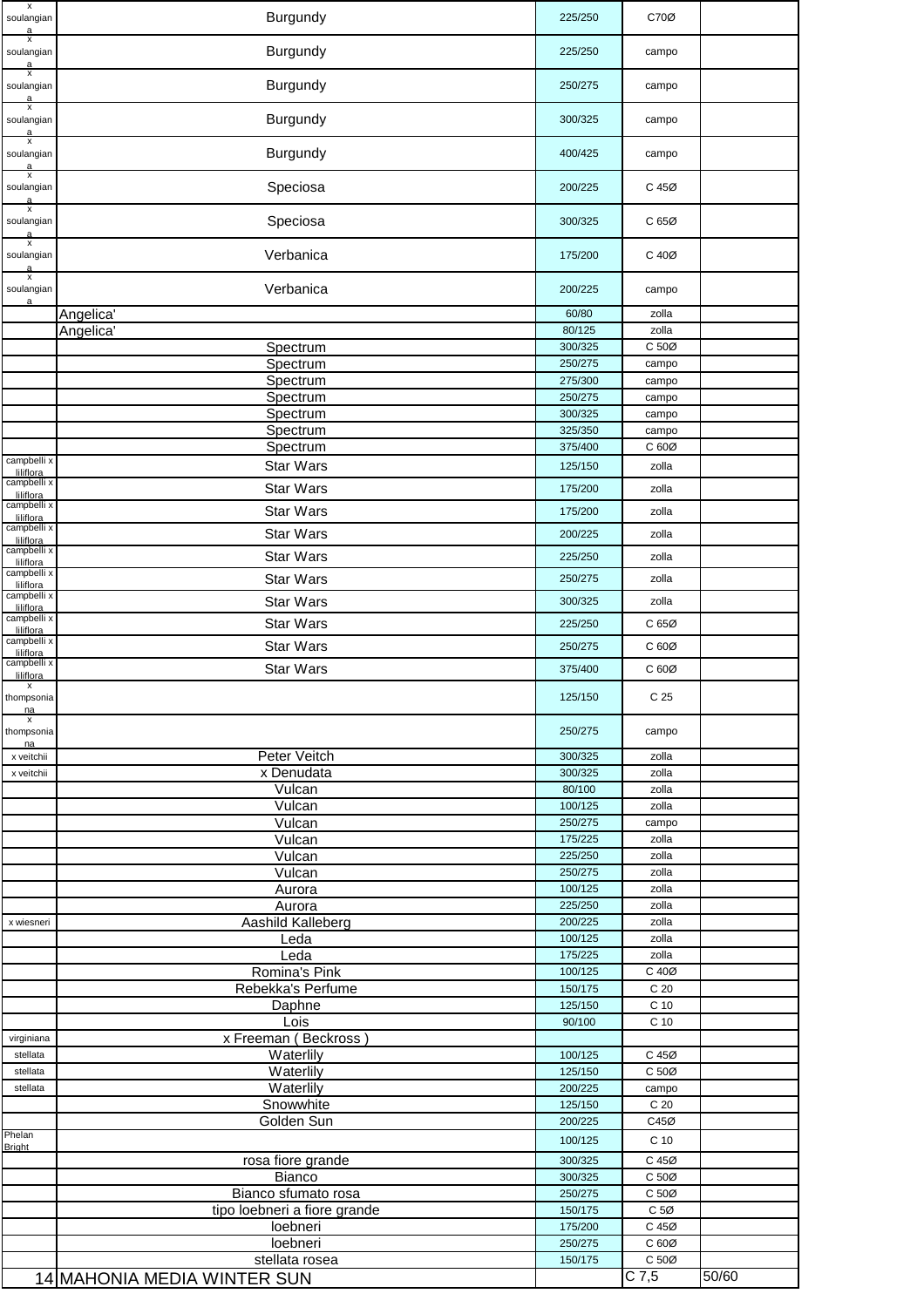| | | | | |
|---|---|---|---|---|
| x soulangiana | Burgundy | 225/250 | C70Ø | |
| x soulangiana | Burgundy | 225/250 | campo | |
| x soulangiana | Burgundy | 250/275 | campo | |
| x soulangiana | Burgundy | 300/325 | campo | |
| x soulangiana | Burgundy | 400/425 | campo | |
| x soulangiana | Speciosa | 200/225 | C 45Ø | |
| x soulangiana | Speciosa | 300/325 | C 65Ø | |
| x soulangiana | Verbanica | 175/200 | C 40Ø | |
| x soulangiana | Verbanica | 200/225 | campo | |
| | Angelica' | 60/80 | zolla | |
| | Angelica' | 80/125 | zolla | |
| | Spectrum | 300/325 | C 50Ø | |
| | Spectrum | 250/275 | campo | |
| | Spectrum | 275/300 | campo | |
| | Spectrum | 250/275 | campo | |
| | Spectrum | 300/325 | campo | |
| | Spectrum | 325/350 | campo | |
| | Spectrum | 375/400 | C 60Ø | |
| campbelli x liliflora | Star Wars | 125/150 | zolla | |
| campbelli x liliflora | Star Wars | 175/200 | zolla | |
| campbelli x liliflora | Star Wars | 175/200 | zolla | |
| campbelli x liliflora | Star Wars | 200/225 | zolla | |
| campbelli x liliflora | Star Wars | 225/250 | zolla | |
| campbelli x liliflora | Star Wars | 250/275 | zolla | |
| campbelli x liliflora | Star Wars | 300/325 | zolla | |
| campbelli x liliflora | Star Wars | 225/250 | C 65Ø | |
| campbelli x liliflora | Star Wars | 250/275 | C 60Ø | |
| campbelli x liliflora | Star Wars | 375/400 | C 60Ø | |
| x thompsoniana | | 125/150 | C 25 | |
| x thompsoniana | | 250/275 | campo | |
| x veitchii | Peter Veitch | 300/325 | zolla | |
| x veitchii | x Denudata | 300/325 | zolla | |
| | Vulcan | 80/100 | zolla | |
| | Vulcan | 100/125 | zolla | |
| | Vulcan | 250/275 | campo | |
| | Vulcan | 175/225 | zolla | |
| | Vulcan | 225/250 | zolla | |
| | Vulcan | 250/275 | zolla | |
| | Aurora | 100/125 | zolla | |
| | Aurora | 225/250 | zolla | |
| x wiesneri | Aashild Kalleberg | 200/225 | zolla | |
| | Leda | 100/125 | zolla | |
| | Leda | 175/225 | zolla | |
| | Romina's Pink | 100/125 | C 40Ø | |
| | Rebekka's Perfume | 150/175 | C 20 | |
| | Daphne | 125/150 | C 10 | |
| | Lois | 90/100 | C 10 | |
| virginiana | x Freeman ( Beckross ) | | | |
| stellata | Waterlily | 100/125 | C 45Ø | |
| stellata | Waterlily | 125/150 | C 50Ø | |
| stellata | Waterlily | 200/225 | campo | |
| | Snowwhite | 125/150 | C 20 | |
| | Golden Sun | 200/225 | C45Ø | |
| Phelan Bright | | 100/125 | C 10 | |
| | rosa fiore grande | 300/325 | C 45Ø | |
| | Bianco | 300/325 | C 50Ø | |
| | Bianco sfumato rosa | 250/275 | C 50Ø | |
| | tipo loebneri a fiore grande | 150/175 | C 5Ø | |
| | loebneri | 175/200 | C 45Ø | |
| | loebneri | 250/275 | C 60Ø | |
| | stellata rosea | 150/175 | C 50Ø | |
| 14 | MAHONIA MEDIA WINTER SUN | | C 7,5 | 50/60 |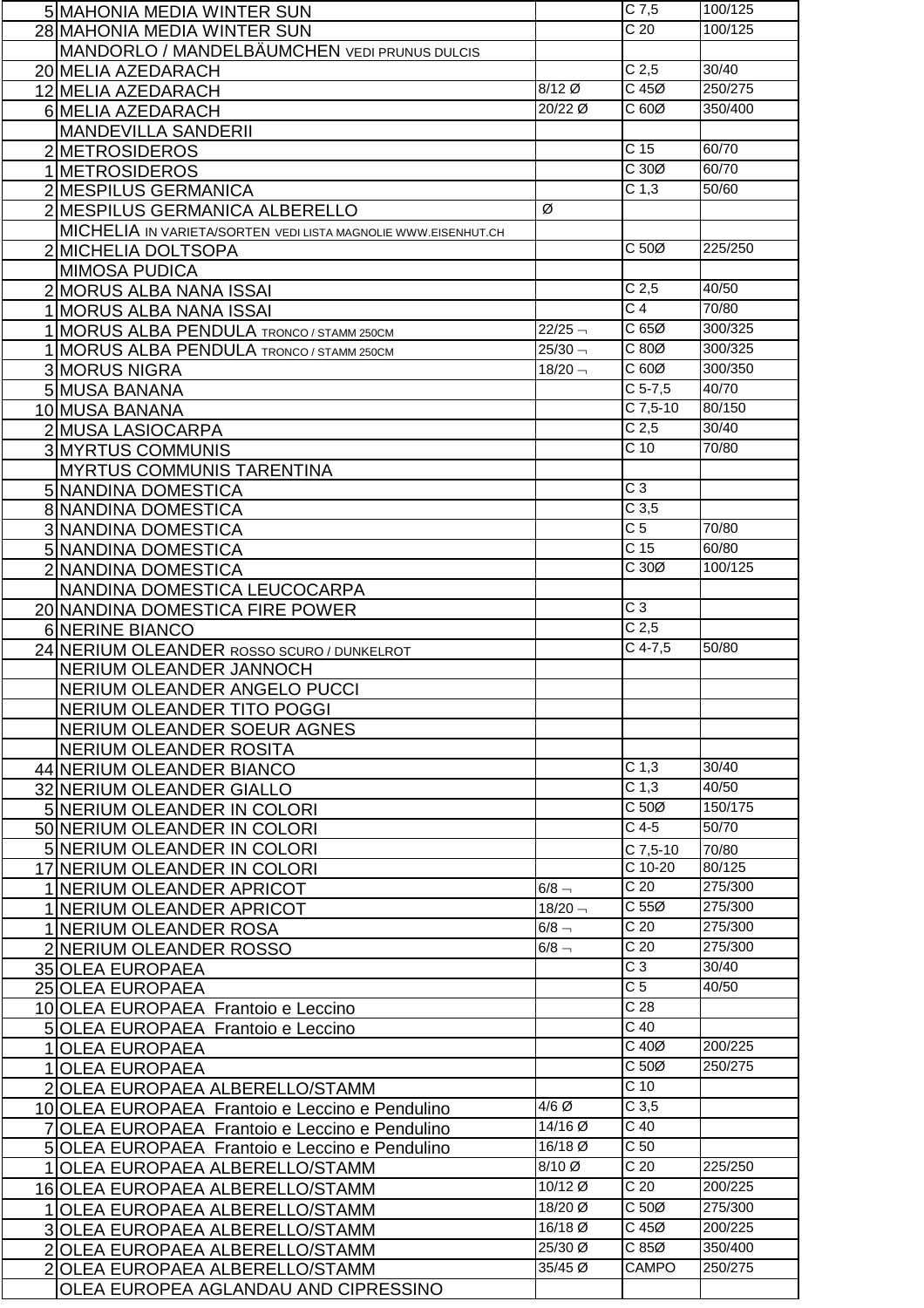| | | | | |
|---|---|---|---|---|
| 5 | MAHONIA MEDIA WINTER SUN | | C 7,5 | 100/125 |
| 28 | MAHONIA MEDIA WINTER SUN | | C 20 | 100/125 |
| | MANDORLO / MANDELBÄUMCHEN VEDI PRUNUS DULCIS | | | |
| 20 | MELIA AZEDARACH | | C 2,5 | 30/40 |
| 12 | MELIA AZEDARACH | 8/12 Ø | C 45Ø | 250/275 |
| 6 | MELIA AZEDARACH | 20/22 Ø | C 60Ø | 350/400 |
| | MANDEVILLA SANDERII | | | |
| 2 | METROSIDEROS | | C 15 | 60/70 |
| 1 | METROSIDEROS | | C 30Ø | 60/70 |
| 2 | MESPILUS GERMANICA | | C 1,3 | 50/60 |
| 2 | MESPILUS GERMANICA ALBERELLO | Ø | | |
| | MICHELIA IN VARIETA/SORTEN VEDI LISTA MAGNOLIE WWW.EISENHUT.CH | | | |
| 2 | MICHELIA DOLTSOPA | | C 50Ø | 225/250 |
| | MIMOSA PUDICA | | | |
| 2 | MORUS ALBA NANA ISSAI | | C 2,5 | 40/50 |
| 1 | MORUS ALBA NANA ISSAI | | C 4 | 70/80 |
| 1 | MORUS ALBA PENDULA TRONCO / STAMM 250CM | 22/25 ¬ | C 65Ø | 300/325 |
| 1 | MORUS ALBA PENDULA TRONCO / STAMM 250CM | 25/30 ¬ | C 80Ø | 300/325 |
| 3 | MORUS NIGRA | 18/20 ¬ | C 60Ø | 300/350 |
| 5 | MUSA BANANA | | C 5-7,5 | 40/70 |
| 10 | MUSA BANANA | | C 7,5-10 | 80/150 |
| 2 | MUSA LASIOCARPA | | C 2,5 | 30/40 |
| 3 | MYRTUS COMMUNIS | | C 10 | 70/80 |
| | MYRTUS COMMUNIS TARENTINA | | | |
| 5 | NANDINA DOMESTICA | | C 3 | |
| 8 | NANDINA DOMESTICA | | C 3,5 | |
| 3 | NANDINA DOMESTICA | | C 5 | 70/80 |
| 5 | NANDINA DOMESTICA | | C 15 | 60/80 |
| 2 | NANDINA DOMESTICA | | C 30Ø | 100/125 |
| | NANDINA DOMESTICA LEUCOCARPA | | | |
| 20 | NANDINA DOMESTICA FIRE POWER | | C 3 | |
| 6 | NERINE BIANCO | | C 2,5 | |
| 24 | NERIUM OLEANDER ROSSO SCURO / DUNKELROT | | C 4-7,5 | 50/80 |
| | NERIUM OLEANDER JANNOCH | | | |
| | NERIUM OLEANDER ANGELO PUCCI | | | |
| | NERIUM OLEANDER TITO POGGI | | | |
| | NERIUM OLEANDER SOEUR AGNES | | | |
| | NERIUM OLEANDER ROSITA | | | |
| 44 | NERIUM OLEANDER BIANCO | | C 1,3 | 30/40 |
| 32 | NERIUM OLEANDER GIALLO | | C 1,3 | 40/50 |
| 5 | NERIUM OLEANDER IN COLORI | | C 50Ø | 150/175 |
| 50 | NERIUM OLEANDER IN COLORI | | C 4-5 | 50/70 |
| 5 | NERIUM OLEANDER IN COLORI | | C 7,5-10 | 70/80 |
| 17 | NERIUM OLEANDER IN COLORI | | C 10-20 | 80/125 |
| 1 | NERIUM OLEANDER APRICOT | 6/8 ¬ | C 20 | 275/300 |
| 1 | NERIUM OLEANDER APRICOT | 18/20 ¬ | C 55Ø | 275/300 |
| 1 | NERIUM OLEANDER ROSA | 6/8 ¬ | C 20 | 275/300 |
| 2 | NERIUM OLEANDER ROSSO | 6/8 ¬ | C 20 | 275/300 |
| 35 | OLEA EUROPAEA | | C 3 | 30/40 |
| 25 | OLEA EUROPAEA | | C 5 | 40/50 |
| 10 | OLEA EUROPAEA Frantoio e Leccino | | C 28 | |
| 5 | OLEA EUROPAEA Frantoio e Leccino | | C 40 | |
| 1 | OLEA EUROPAEA | | C 40Ø | 200/225 |
| 1 | OLEA EUROPAEA | | C 50Ø | 250/275 |
| 2 | OLEA EUROPAEA ALBERELLO/STAMM | | C 10 | |
| 10 | OLEA EUROPAEA Frantoio e Leccino e Pendulino | 4/6 Ø | C 3,5 | |
| 7 | OLEA EUROPAEA Frantoio e Leccino e Pendulino | 14/16 Ø | C 40 | |
| 5 | OLEA EUROPAEA Frantoio e Leccino e Pendulino | 16/18 Ø | C 50 | |
| 1 | OLEA EUROPAEA ALBERELLO/STAMM | 8/10 Ø | C 20 | 225/250 |
| 16 | OLEA EUROPAEA ALBERELLO/STAMM | 10/12 Ø | C 20 | 200/225 |
| 1 | OLEA EUROPAEA ALBERELLO/STAMM | 18/20 Ø | C 50Ø | 275/300 |
| 3 | OLEA EUROPAEA ALBERELLO/STAMM | 16/18 Ø | C 45Ø | 200/225 |
| 2 | OLEA EUROPAEA ALBERELLO/STAMM | 25/30 Ø | C 85Ø | 350/400 |
| 2 | OLEA EUROPAEA ALBERELLO/STAMM | 35/45 Ø | CAMPO | 250/275 |
| | OLEA EUROPEA AGLANDAU AND CIPRESSINO | | | |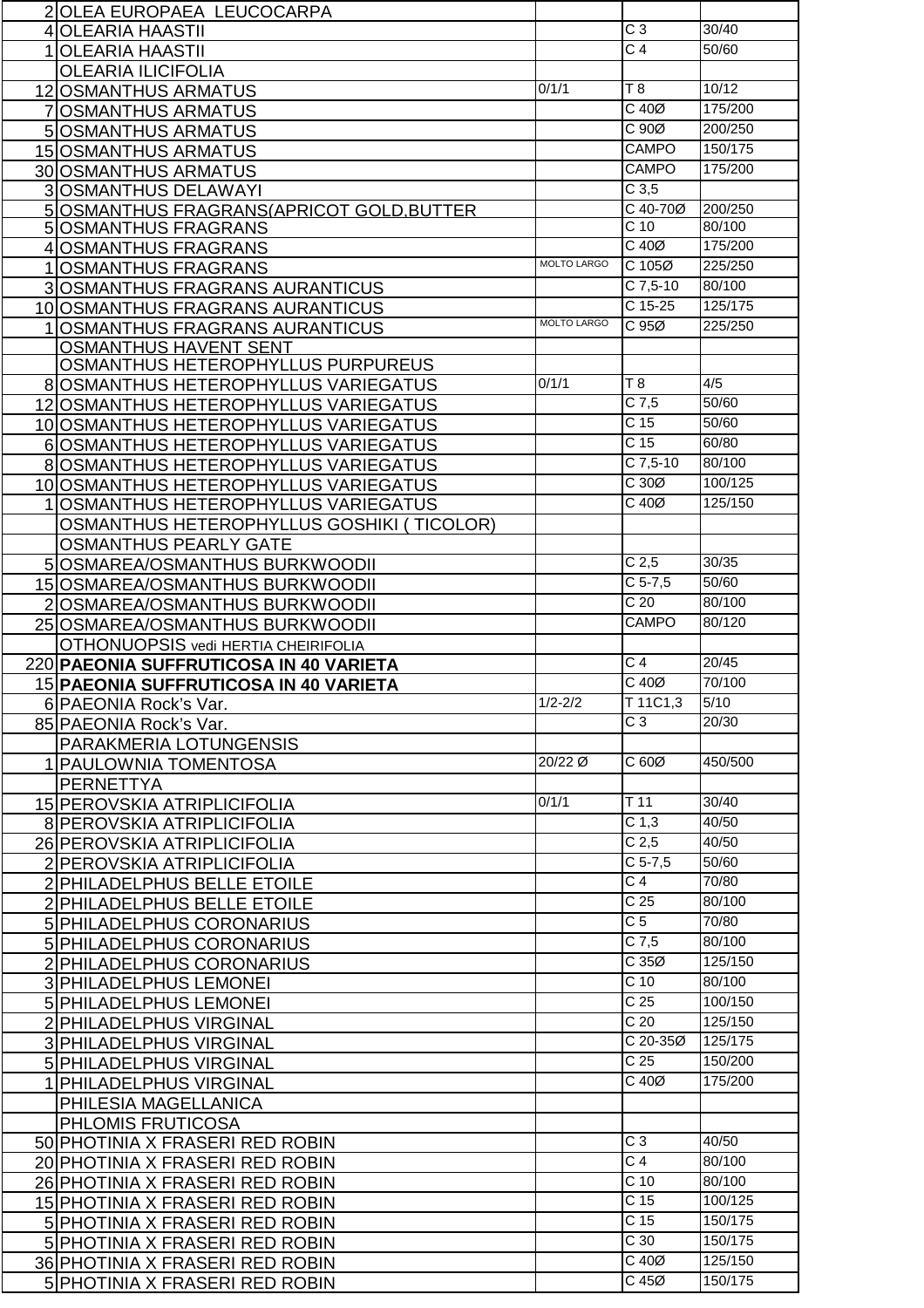| | | | | |
|---|---|---|---|---|
| 2 | OLEA EUROPAEA LEUCOCARPA | | | |
| 4 | OLEARIA HAASTII | | C 3 | 30/40 |
| 1 | OLEARIA HAASTII | | C 4 | 50/60 |
| | OLEARIA ILICIFOLIA | | | |
| 12 | OSMANTHUS ARMATUS | 0/1/1 | T 8 | 10/12 |
| 7 | OSMANTHUS ARMATUS | | C 40Ø | 175/200 |
| 5 | OSMANTHUS ARMATUS | | C 90Ø | 200/250 |
| 15 | OSMANTHUS ARMATUS | | CAMPO | 150/175 |
| 30 | OSMANTHUS ARMATUS | | CAMPO | 175/200 |
| 3 | OSMANTHUS DELAWAYI | | C 3,5 | |
| 5 | OSMANTHUS FRAGRANS(APRICOT GOLD,BUTTER | | C 40-70Ø | 200/250 |
| 5 | OSMANTHUS FRAGRANS | | C 10 | 80/100 |
| 4 | OSMANTHUS FRAGRANS | | C 40Ø | 175/200 |
| 1 | OSMANTHUS FRAGRANS | MOLTO LARGO | C 105Ø | 225/250 |
| 3 | OSMANTHUS FRAGRANS AURANTICUS | | C 7,5-10 | 80/100 |
| 10 | OSMANTHUS FRAGRANS AURANTICUS | | C 15-25 | 125/175 |
| 1 | OSMANTHUS FRAGRANS AURANTICUS | MOLTO LARGO | C 95Ø | 225/250 |
| | OSMANTHUS HAVENT SENT | | | |
| | OSMANTHUS HETEROPHYLLUS PURPUREUS | | | |
| 8 | OSMANTHUS HETEROPHYLLUS VARIEGATUS | 0/1/1 | T 8 | 4/5 |
| 12 | OSMANTHUS HETEROPHYLLUS VARIEGATUS | | C 7,5 | 50/60 |
| 10 | OSMANTHUS HETEROPHYLLUS VARIEGATUS | | C 15 | 50/60 |
| 6 | OSMANTHUS HETEROPHYLLUS VARIEGATUS | | C 15 | 60/80 |
| 8 | OSMANTHUS HETEROPHYLLUS VARIEGATUS | | C 7,5-10 | 80/100 |
| 10 | OSMANTHUS HETEROPHYLLUS VARIEGATUS | | C 30Ø | 100/125 |
| 1 | OSMANTHUS HETEROPHYLLUS VARIEGATUS | | C 40Ø | 125/150 |
| | OSMANTHUS HETEROPHYLLUS GOSHIKI ( TICOLOR) | | | |
| | OSMANTHUS PEARLY GATE | | | |
| 5 | OSMAREA/OSMANTHUS BURKWOODII | | C 2,5 | 30/35 |
| 15 | OSMAREA/OSMANTHUS BURKWOODII | | C 5-7,5 | 50/60 |
| 2 | OSMAREA/OSMANTHUS BURKWOODII | | C 20 | 80/100 |
| 25 | OSMAREA/OSMANTHUS BURKWOODII | | CAMPO | 80/120 |
| | OTHONUOPSIS vedi HERTIA CHEIRIFOLIA | | | |
| 220 | **PAEONIA SUFFRUTICOSA IN 40 VARIETA** | | C 4 | 20/45 |
| 15 | **PAEONIA SUFFRUTICOSA IN 40 VARIETA** | | C 40Ø | 70/100 |
| 6 | PAEONIA Rock's Var. | 1/2-2/2 | T 11C1,3 | 5/10 |
| 85 | PAEONIA Rock's Var. | | C 3 | 20/30 |
| | PARAKMERIA LOTUNGENSIS | | | |
| 1 | PAULOWNIA TOMENTOSA | 20/22 Ø | C 60Ø | 450/500 |
| | PERNETTYA | | | |
| 15 | PEROVSKIA ATRIPLICIFOLIA | 0/1/1 | T 11 | 30/40 |
| 8 | PEROVSKIA ATRIPLICIFOLIA | | C 1,3 | 40/50 |
| 26 | PEROVSKIA ATRIPLICIFOLIA | | C 2,5 | 40/50 |
| 2 | PEROVSKIA ATRIPLICIFOLIA | | C 5-7,5 | 50/60 |
| 2 | PHILADELPHUS BELLE ETOILE | | C 4 | 70/80 |
| 2 | PHILADELPHUS BELLE ETOILE | | C 25 | 80/100 |
| 5 | PHILADELPHUS CORONARIUS | | C 5 | 70/80 |
| 5 | PHILADELPHUS CORONARIUS | | C 7,5 | 80/100 |
| 2 | PHILADELPHUS CORONARIUS | | C 35Ø | 125/150 |
| 3 | PHILADELPHUS LEMONEI | | C 10 | 80/100 |
| 5 | PHILADELPHUS LEMONEI | | C 25 | 100/150 |
| 2 | PHILADELPHUS VIRGINAL | | C 20 | 125/150 |
| 3 | PHILADELPHUS VIRGINAL | | C 20-35Ø | 125/175 |
| 5 | PHILADELPHUS VIRGINAL | | C 25 | 150/200 |
| 1 | PHILADELPHUS VIRGINAL | | C 40Ø | 175/200 |
| | PHILESIA MAGELLANICA | | | |
| | PHLOMIS FRUTICOSA | | | |
| 50 | PHOTINIA X FRASERI RED ROBIN | | C 3 | 40/50 |
| 20 | PHOTINIA X FRASERI RED ROBIN | | C 4 | 80/100 |
| 26 | PHOTINIA X FRASERI RED ROBIN | | C 10 | 80/100 |
| 15 | PHOTINIA X FRASERI RED ROBIN | | C 15 | 100/125 |
| 5 | PHOTINIA X FRASERI RED ROBIN | | C 15 | 150/175 |
| 5 | PHOTINIA X FRASERI RED ROBIN | | C 30 | 150/175 |
| 36 | PHOTINIA X FRASERI RED ROBIN | | C 40Ø | 125/150 |
| 5 | PHOTINIA X FRASERI RED ROBIN | | C 45Ø | 150/175 |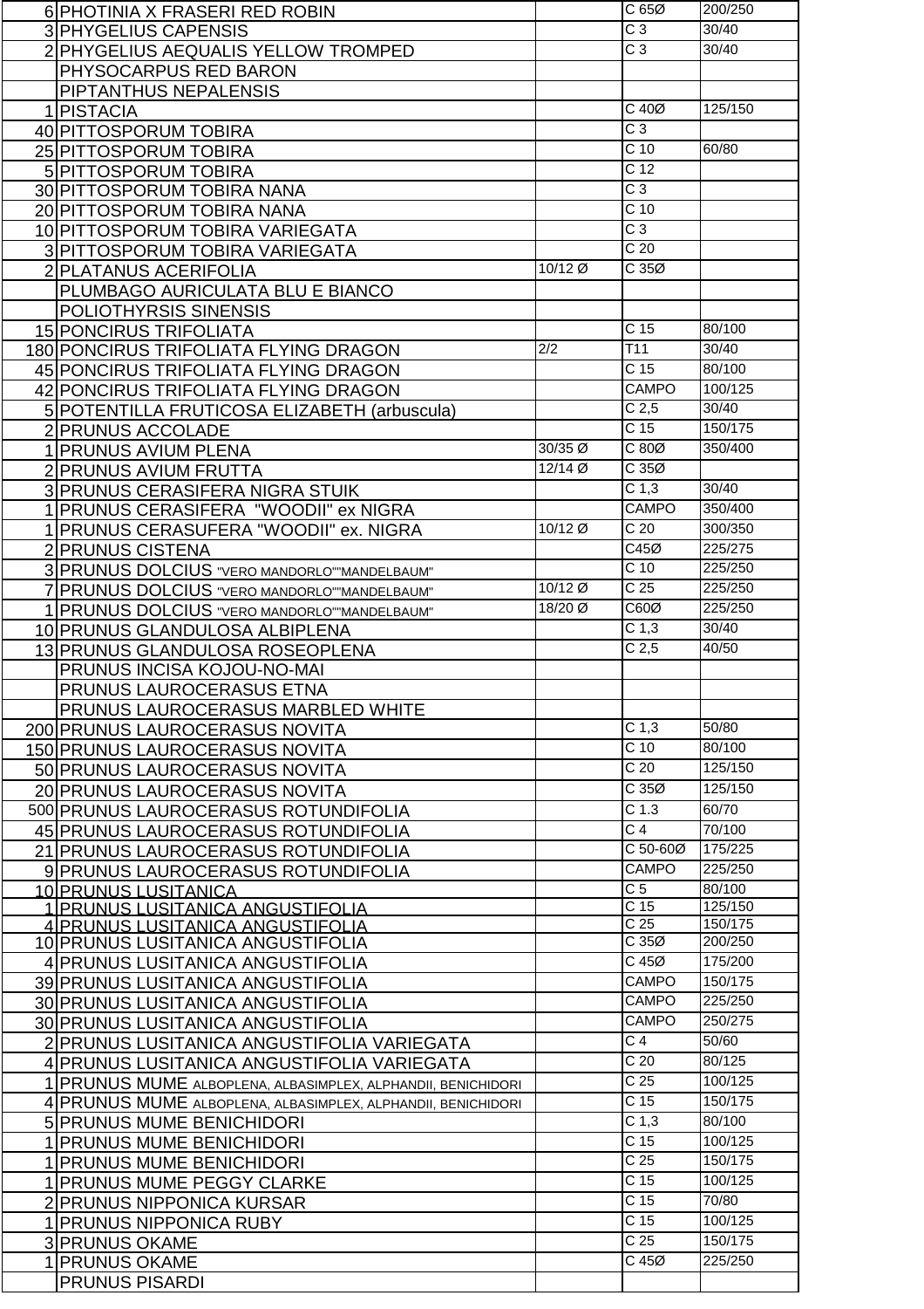| | | | | |
|---|---|---|---|---|
| 6 | PHOTINIA X FRASERI RED ROBIN | | C 65Ø | 200/250 |
| 3 | PHYGELIUS CAPENSIS | | C 3 | 30/40 |
| 2 | PHYGELIUS AEQUALIS YELLOW TROMPED | | C 3 | 30/40 |
| | PHYSOCARPUS RED BARON | | | |
| | PIPTANTHUS NEPALENSIS | | | |
| 1 | PISTACIA | | C 40Ø | 125/150 |
| 40 | PITTOSPORUM TOBIRA | | C 3 | |
| 25 | PITTOSPORUM TOBIRA | | C 10 | 60/80 |
| 5 | PITTOSPORUM TOBIRA | | C 12 | |
| 30 | PITTOSPORUM TOBIRA NANA | | C 3 | |
| 20 | PITTOSPORUM TOBIRA NANA | | C 10 | |
| 10 | PITTOSPORUM TOBIRA VARIEGATA | | C 3 | |
| 3 | PITTOSPORUM TOBIRA VARIEGATA | | C 20 | |
| 2 | PLATANUS ACERIFOLIA | 10/12 Ø | C 35Ø | |
| | PLUMBAGO AURICULATA BLU E BIANCO | | | |
| | POLIOTHYRSIS SINENSIS | | | |
| 15 | PONCIRUS TRIFOLIATA | | C 15 | 80/100 |
| 180 | PONCIRUS TRIFOLIATA FLYING DRAGON | 2/2 | T11 | 30/40 |
| 45 | PONCIRUS TRIFOLIATA FLYING DRAGON | | C 15 | 80/100 |
| 42 | PONCIRUS TRIFOLIATA FLYING DRAGON | | CAMPO | 100/125 |
| 5 | POTENTILLA FRUTICOSA ELIZABETH (arbuscula) | | C 2,5 | 30/40 |
| 2 | PRUNUS ACCOLADE | | C 15 | 150/175 |
| 1 | PRUNUS AVIUM PLENA | 30/35 Ø | C 80Ø | 350/400 |
| 2 | PRUNUS AVIUM FRUTTA | 12/14 Ø | C 35Ø | |
| 3 | PRUNUS CERASIFERA NIGRA STUIK | | C 1,3 | 30/40 |
| 1 | PRUNUS CERASIFERA "WOODII" ex NIGRA | | CAMPO | 350/400 |
| 1 | PRUNUS CERASUFERA "WOODII" ex. NIGRA | 10/12 Ø | C 20 | 300/350 |
| 2 | PRUNUS CISTENA | | C45Ø | 225/275 |
| 3 | PRUNUS DOLCIUS "VERO MANDORLO""MANDELBAUM" | | C 10 | 225/250 |
| 7 | PRUNUS DOLCIUS "VERO MANDORLO""MANDELBAUM" | 10/12 Ø | C 25 | 225/250 |
| 1 | PRUNUS DOLCIUS "VERO MANDORLO""MANDELBAUM" | 18/20 Ø | C60Ø | 225/250 |
| 10 | PRUNUS GLANDULOSA ALBIPLENA | | C 1,3 | 30/40 |
| 13 | PRUNUS GLANDULOSA ROSEOPLENA | | C 2,5 | 40/50 |
| | PRUNUS INCISA KOJOU-NO-MAI | | | |
| | PRUNUS LAUROCERASUS ETNA | | | |
| | PRUNUS LAUROCERASUS MARBLED WHITE | | | |
| 200 | PRUNUS LAUROCERASUS NOVITA | | C 1,3 | 50/80 |
| 150 | PRUNUS LAUROCERASUS NOVITA | | C 10 | 80/100 |
| 50 | PRUNUS LAUROCERASUS NOVITA | | C 20 | 125/150 |
| 20 | PRUNUS LAUROCERASUS NOVITA | | C 35Ø | 125/150 |
| 500 | PRUNUS LAUROCERASUS ROTUNDIFOLIA | | C 1.3 | 60/70 |
| 45 | PRUNUS LAUROCERASUS ROTUNDIFOLIA | | C 4 | 70/100 |
| 21 | PRUNUS LAUROCERASUS ROTUNDIFOLIA | | C 50-60Ø | 175/225 |
| 9 | PRUNUS LAUROCERASUS ROTUNDIFOLIA | | CAMPO | 225/250 |
| 10 | PRUNUS LUSITANICA | | C 5 | 80/100 |
| 1 | PRUNUS LUSITANICA ANGUSTIFOLIA | | C 15 | 125/150 |
| 4 | PRUNUS LUSITANICA ANGUSTIFOLIA | | C 25 | 150/175 |
| 10 | PRUNUS LUSITANICA ANGUSTIFOLIA | | C 35Ø | 200/250 |
| 4 | PRUNUS LUSITANICA ANGUSTIFOLIA | | C 45Ø | 175/200 |
| 39 | PRUNUS LUSITANICA ANGUSTIFOLIA | | CAMPO | 150/175 |
| 30 | PRUNUS LUSITANICA ANGUSTIFOLIA | | CAMPO | 225/250 |
| 30 | PRUNUS LUSITANICA ANGUSTIFOLIA | | CAMPO | 250/275 |
| 2 | PRUNUS LUSITANICA ANGUSTIFOLIA VARIEGATA | | C 4 | 50/60 |
| 4 | PRUNUS LUSITANICA ANGUSTIFOLIA VARIEGATA | | C 20 | 80/125 |
| 1 | PRUNUS MUME ALBOPLENA, ALBASIMPLEX, ALPHANDII, BENICHIDORI | | C 25 | 100/125 |
| 4 | PRUNUS MUME ALBOPLENA, ALBASIMPLEX, ALPHANDII, BENICHIDORI | | C 15 | 150/175 |
| 5 | PRUNUS MUME BENICHIDORI | | C 1,3 | 80/100 |
| 1 | PRUNUS MUME BENICHIDORI | | C 15 | 100/125 |
| 1 | PRUNUS MUME BENICHIDORI | | C 25 | 150/175 |
| 1 | PRUNUS MUME PEGGY CLARKE | | C 15 | 100/125 |
| 2 | PRUNUS NIPPONICA KURSAR | | C 15 | 70/80 |
| 1 | PRUNUS NIPPONICA RUBY | | C 15 | 100/125 |
| 3 | PRUNUS OKAME | | C 25 | 150/175 |
| 1 | PRUNUS OKAME | | C 45Ø | 225/250 |
| | PRUNUS PISARDI | | | |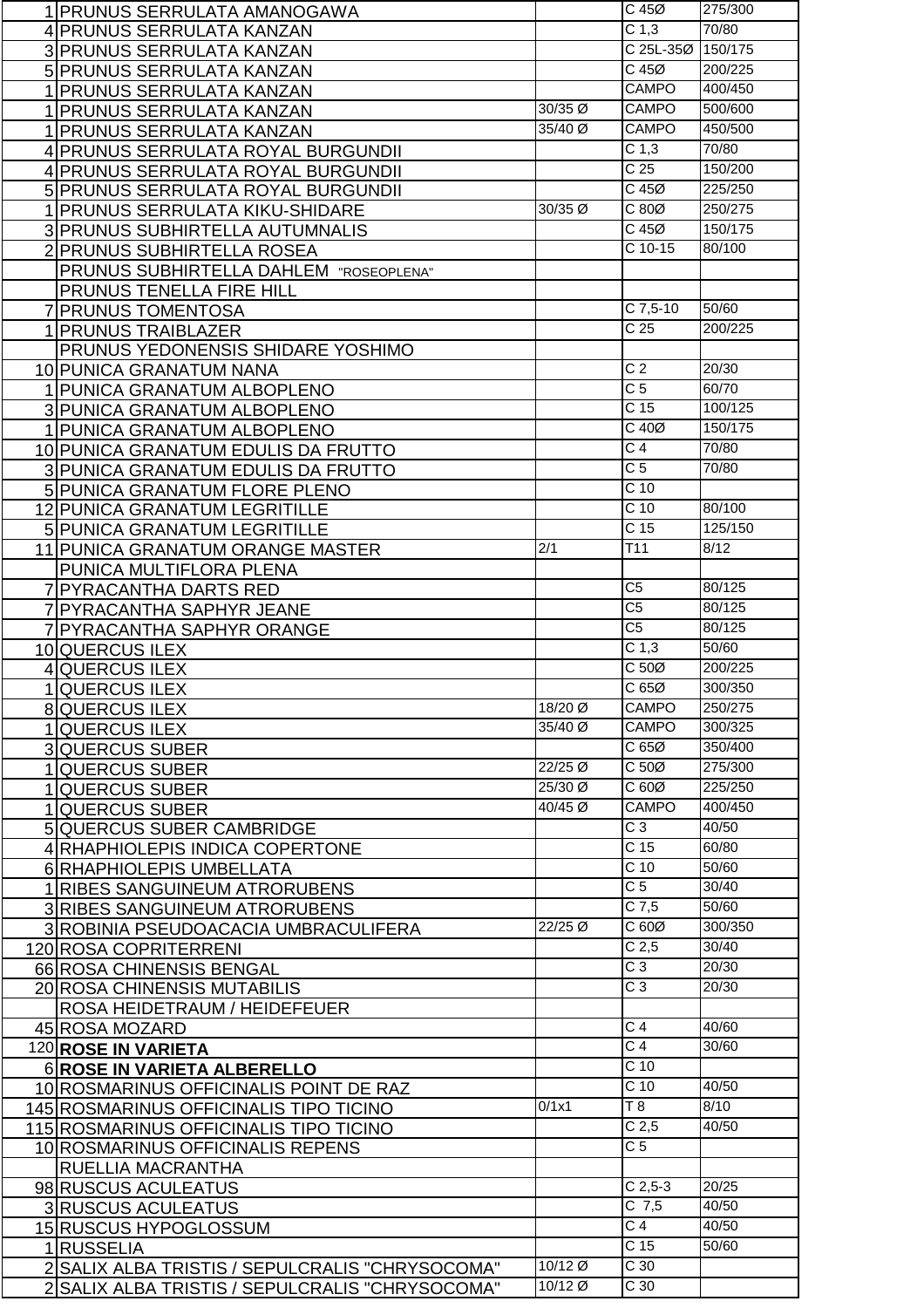| | | | | |
|---|---|---|---|---|
| 1 | PRUNUS SERRULATA AMANOGAWA | | C 45Ø | 275/300 |
| 4 | PRUNUS SERRULATA KANZAN | | C 1,3 | 70/80 |
| 3 | PRUNUS SERRULATA KANZAN | | C 25L-35Ø | 150/175 |
| 5 | PRUNUS SERRULATA KANZAN | | C 45Ø | 200/225 |
| 1 | PRUNUS SERRULATA KANZAN | | CAMPO | 400/450 |
| 1 | PRUNUS SERRULATA KANZAN | 30/35 Ø | CAMPO | 500/600 |
| 1 | PRUNUS SERRULATA KANZAN | 35/40 Ø | CAMPO | 450/500 |
| 4 | PRUNUS SERRULATA ROYAL BURGUNDII | | C 1,3 | 70/80 |
| 4 | PRUNUS SERRULATA ROYAL BURGUNDII | | C 25 | 150/200 |
| 5 | PRUNUS SERRULATA ROYAL BURGUNDII | | C 45Ø | 225/250 |
| 1 | PRUNUS SERRULATA KIKU-SHIDARE | 30/35 Ø | C 80Ø | 250/275 |
| 3 | PRUNUS SUBHIRTELLA AUTUMNALIS | | C 45Ø | 150/175 |
| 2 | PRUNUS SUBHIRTELLA ROSEA | | C 10-15 | 80/100 |
| | PRUNUS SUBHIRTELLA DAHLEM "ROSEOPLENA" | | | |
| | PRUNUS TENELLA FIRE HILL | | | |
| 7 | PRUNUS TOMENTOSA | | C 7,5-10 | 50/60 |
| 1 | PRUNUS TRAIBLAZER | | C 25 | 200/225 |
| | PRUNUS YEDONENSIS SHIDARE YOSHIMO | | | |
| 10 | PUNICA GRANATUM NANA | | C 2 | 20/30 |
| 1 | PUNICA GRANATUM ALBOPLENO | | C 5 | 60/70 |
| 3 | PUNICA GRANATUM ALBOPLENO | | C 15 | 100/125 |
| 1 | PUNICA GRANATUM ALBOPLENO | | C 40Ø | 150/175 |
| 10 | PUNICA GRANATUM EDULIS DA FRUTTO | | C 4 | 70/80 |
| 3 | PUNICA GRANATUM EDULIS DA FRUTTO | | C 5 | 70/80 |
| 5 | PUNICA GRANATUM FLORE PLENO | | C 10 | |
| 12 | PUNICA GRANATUM LEGRITILLE | | C 10 | 80/100 |
| 5 | PUNICA GRANATUM LEGRITILLE | | C 15 | 125/150 |
| 11 | PUNICA GRANATUM ORANGE MASTER | 2/1 | T11 | 8/12 |
| | PUNICA MULTIFLORA PLENA | | | |
| 7 | PYRACANTHA DARTS RED | | C5 | 80/125 |
| 7 | PYRACANTHA SAPHYR JEANE | | C5 | 80/125 |
| 7 | PYRACANTHA SAPHYR ORANGE | | C5 | 80/125 |
| 10 | QUERCUS ILEX | | C 1,3 | 50/60 |
| 4 | QUERCUS ILEX | | C 50Ø | 200/225 |
| 1 | QUERCUS ILEX | | C 65Ø | 300/350 |
| 8 | QUERCUS ILEX | 18/20 Ø | CAMPO | 250/275 |
| 1 | QUERCUS ILEX | 35/40 Ø | CAMPO | 300/325 |
| 3 | QUERCUS SUBER | | C 65Ø | 350/400 |
| 1 | QUERCUS SUBER | 22/25 Ø | C 50Ø | 275/300 |
| 1 | QUERCUS SUBER | 25/30 Ø | C 60Ø | 225/250 |
| 1 | QUERCUS SUBER | 40/45 Ø | CAMPO | 400/450 |
| 5 | QUERCUS SUBER CAMBRIDGE | | C 3 | 40/50 |
| 4 | RHAPHIOLEPIS INDICA COPERTONE | | C 15 | 60/80 |
| 6 | RHAPHIOLEPIS UMBELLATA | | C 10 | 50/60 |
| 1 | RIBES SANGUINEUM ATRORUBENS | | C 5 | 30/40 |
| 3 | RIBES SANGUINEUM ATRORUBENS | | C 7,5 | 50/60 |
| 3 | ROBINIA PSEUDOACACIA UMBRACULIFERA | 22/25 Ø | C 60Ø | 300/350 |
| 120 | ROSA COPRITERRENI | | C 2,5 | 30/40 |
| 66 | ROSA CHINENSIS BENGAL | | C 3 | 20/30 |
| 20 | ROSA CHINENSIS MUTABILIS | | C 3 | 20/30 |
| | ROSA HEIDETRAUM / HEIDEFEUER | | | |
| 45 | ROSA MOZARD | | C 4 | 40/60 |
| 120 | **ROSE IN VARIETA** | | C 4 | 30/60 |
| 6 | **ROSE IN VARIETA ALBERELLO** | | C 10 | |
| 10 | ROSMARINUS OFFICINALIS POINT DE RAZ | | C 10 | 40/50 |
| 145 | ROSMARINUS OFFICINALIS TIPO TICINO | 0/1x1 | T 8 | 8/10 |
| 115 | ROSMARINUS OFFICINALIS TIPO TICINO | | C 2,5 | 40/50 |
| 10 | ROSMARINUS OFFICINALIS REPENS | | C 5 | |
| | RUELLIA MACRANTHA | | | |
| 98 | RUSCUS ACULEATUS | | C 2,5-3 | 20/25 |
| 3 | RUSCUS ACULEATUS | | C 7,5 | 40/50 |
| 15 | RUSCUS HYPOGLOSSUM | | C 4 | 40/50 |
| 1 | RUSSELIA | | C 15 | 50/60 |
| 2 | SALIX ALBA TRISTIS / SEPULCRALIS "CHRYSOCOMA" | 10/12 Ø | C 30 | |
| 2 | SALIX ALBA TRISTIS / SEPULCRALIS "CHRYSOCOMA" | 10/12 Ø | C 30 | |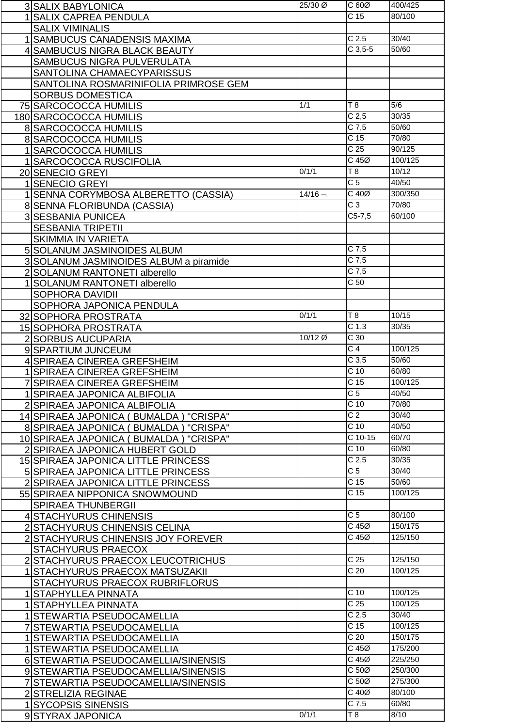| | | | | |
|---|---|---|---|---|
| 3 | SALIX BABYLONICA | 25/30 Ø | C 60Ø | 400/425 |
| 1 | SALIX CAPREA PENDULA | | C 15 | 80/100 |
| | SALIX VIMINALIS | | | |
| 1 | SAMBUCUS CANADENSIS MAXIMA | | C 2,5 | 30/40 |
| 4 | SAMBUCUS NIGRA BLACK BEAUTY | | C 3,5-5 | 50/60 |
| | SAMBUCUS NIGRA PULVERULATA | | | |
| | SANTOLINA CHAMAECYPARISSUS | | | |
| | SANTOLINA ROSMARINIFOLIA PRIMROSE GEM | | | |
| | SORBUS DOMESTICA | | | |
| 75 | SARCOCOCCA HUMILIS | 1/1 | T 8 | 5/6 |
| 180 | SARCOCOCCA HUMILIS | | C 2,5 | 30/35 |
| 8 | SARCOCOCCA HUMILIS | | C 7,5 | 50/60 |
| 8 | SARCOCOCCA HUMILIS | | C 15 | 70/80 |
| 1 | SARCOCOCCA HUMILIS | | C 25 | 90/125 |
| 1 | SARCOCOCCA RUSCIFOLIA | | C 45Ø | 100/125 |
| 20 | SENECIO GREYI | 0/1/1 | T 8 | 10/12 |
| 1 | SENECIO GREYI | | C 5 | 40/50 |
| 1 | SENNA CORYMBOSA ALBERETTO (CASSIA) | 14/16 ¬ | C 40Ø | 300/350 |
| 8 | SENNA FLORIBUNDA (CASSIA) | | C 3 | 70/80 |
| 3 | SESBANIA PUNICEA | | C5-7,5 | 60/100 |
| | SESBANIA TRIPETII | | | |
| | SKIMMIA IN VARIETA | | | |
| 5 | SOLANUM JASMINOIDES ALBUM | | C 7,5 | |
| 3 | SOLANUM JASMINOIDES ALBUM a piramide | | C 7,5 | |
| 2 | SOLANUM RANTONETI alberello | | C 7,5 | |
| 1 | SOLANUM RANTONETI alberello | | C 50 | |
| | SOPHORA DAVIDII | | | |
| | SOPHORA JAPONICA PENDULA | | | |
| 32 | SOPHORA PROSTRATA | 0/1/1 | T 8 | 10/15 |
| 15 | SOPHORA PROSTRATA | | C 1,3 | 30/35 |
| 2 | SORBUS AUCUPARIA | 10/12 Ø | C 30 | |
| 9 | SPARTIUM JUNCEUM | | C 4 | 100/125 |
| 4 | SPIRAEA CINEREA GREFSHEIM | | C 3,5 | 50/60 |
| 1 | SPIRAEA CINEREA GREFSHEIM | | C 10 | 60/80 |
| 7 | SPIRAEA CINEREA GREFSHEIM | | C 15 | 100/125 |
| 1 | SPIRAEA JAPONICA ALBIFOLIA | | C 5 | 40/50 |
| 2 | SPIRAEA JAPONICA ALBIFOLIA | | C 10 | 70/80 |
| 14 | SPIRAEA JAPONICA ( BUMALDA ) "CRISPA" | | C 2 | 30/40 |
| 8 | SPIRAEA JAPONICA ( BUMALDA ) "CRISPA" | | C 10 | 40/50 |
| 10 | SPIRAEA JAPONICA ( BUMALDA ) "CRISPA" | | C 10-15 | 60/70 |
| 2 | SPIRAEA JAPONICA HUBERT GOLD | | C 10 | 60/80 |
| 15 | SPIRAEA JAPONICA LITTLE PRINCESS | | C 2,5 | 30/35 |
| 5 | SPIRAEA JAPONICA LITTLE PRINCESS | | C 5 | 30/40 |
| 2 | SPIRAEA JAPONICA LITTLE PRINCESS | | C 15 | 50/60 |
| 55 | SPIRAEA NIPPONICA SNOWMOUND | | C 15 | 100/125 |
| | SPIRAEA THUNBERGII | | | |
| 4 | STACHYURUS CHINENSIS | | C 5 | 80/100 |
| 2 | STACHYURUS CHINENSIS CELINA | | C 45Ø | 150/175 |
| 2 | STACHYURUS CHINENSIS JOY FOREVER | | C 45Ø | 125/150 |
| | STACHYURUS PRAECOX | | | |
| 2 | STACHYURUS PRAECOX LEUCOTRICHUS | | C 25 | 125/150 |
| 1 | STACHYURUS PRAECOX MATSUZAKII | | C 20 | 100/125 |
| | STACHYURUS PRAECOX RUBRIFLORUS | | | |
| 1 | STAPHYLLEA PINNATA | | C 10 | 100/125 |
| 1 | STAPHYLLEA PINNATA | | C 25 | 100/125 |
| 1 | STEWARTIA PSEUDOCAMELLIA | | C 2,5 | 30/40 |
| 7 | STEWARTIA PSEUDOCAMELLIA | | C 15 | 100/125 |
| 1 | STEWARTIA PSEUDOCAMELLIA | | C 20 | 150/175 |
| 1 | STEWARTIA PSEUDOCAMELLIA | | C 45Ø | 175/200 |
| 6 | STEWARTIA PSEUDOCAMELLIA/SINENSIS | | C 45Ø | 225/250 |
| 9 | STEWARTIA PSEUDOCAMELLIA/SINENSIS | | C 50Ø | 250/300 |
| 7 | STEWARTIA PSEUDOCAMELLIA/SINENSIS | | C 50Ø | 275/300 |
| 2 | STRELIZIA REGINAE | | C 40Ø | 80/100 |
| 1 | SYCOPSIS SINENSIS | | C 7,5 | 60/80 |
| 9 | STYRAX JAPONICA | 0/1/1 | T 8 | 8/10 |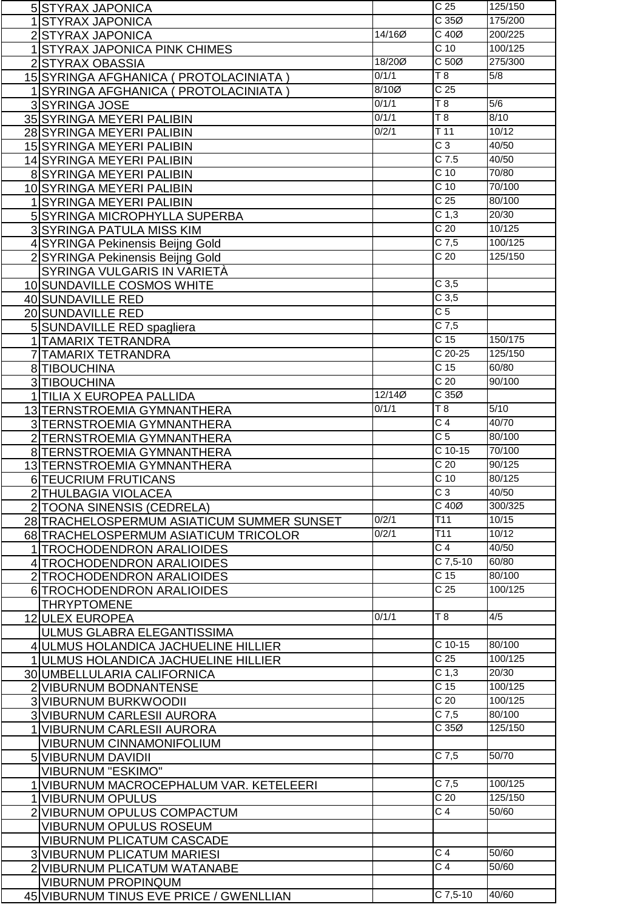| | | | | |
|---|---|---|---|---|
| 5 | STYRAX JAPONICA | | C 25 | 125/150 |
| 1 | STYRAX JAPONICA | | C 35Ø | 175/200 |
| 2 | STYRAX JAPONICA | 14/16Ø | C 40Ø | 200/225 |
| 1 | STYRAX JAPONICA PINK CHIMES | | C 10 | 100/125 |
| 2 | STYRAX OBASSIA | 18/20Ø | C 50Ø | 275/300 |
| 15 | SYRINGA AFGHANICA ( PROTOLACINIATA ) | 0/1/1 | T 8 | 5/8 |
| 1 | SYRINGA AFGHANICA ( PROTOLACINIATA ) | 8/10Ø | C 25 | |
| 3 | SYRINGA JOSE | 0/1/1 | T 8 | 5/6 |
| 35 | SYRINGA MEYERI PALIBIN | 0/1/1 | T 8 | 8/10 |
| 28 | SYRINGA MEYERI PALIBIN | 0/2/1 | T 11 | 10/12 |
| 15 | SYRINGA MEYERI PALIBIN | | C 3 | 40/50 |
| 14 | SYRINGA MEYERI PALIBIN | | C 7.5 | 40/50 |
| 8 | SYRINGA MEYERI PALIBIN | | C 10 | 70/80 |
| 10 | SYRINGA MEYERI PALIBIN | | C 10 | 70/100 |
| 1 | SYRINGA MEYERI PALIBIN | | C 25 | 80/100 |
| 5 | SYRINGA MICROPHYLLA SUPERBA | | C 1,3 | 20/30 |
| 3 | SYRINGA PATULA MISS KIM | | C 20 | 10/125 |
| 4 | SYRINGA Pekinensis Beijng Gold | | C 7,5 | 100/125 |
| 2 | SYRINGA Pekinensis Beijng Gold | | C 20 | 125/150 |
| | SYRINGA VULGARIS IN VARIETÀ | | | |
| 10 | SUNDAVILLE COSMOS WHITE | | C 3,5 | |
| 40 | SUNDAVILLE RED | | C 3,5 | |
| 20 | SUNDAVILLE RED | | C 5 | |
| 5 | SUNDAVILLE RED spagliera | | C 7,5 | |
| 1 | TAMARIX TETRANDRA | | C 15 | 150/175 |
| 7 | TAMARIX TETRANDRA | | C 20-25 | 125/150 |
| 8 | TIBOUCHINA | | C 15 | 60/80 |
| 3 | TIBOUCHINA | | C 20 | 90/100 |
| 1 | TILIA X EUROPEA PALLIDA | 12/14Ø | C 35Ø | |
| 13 | TERNSTROEMIA GYMNANTHERA | 0/1/1 | T 8 | 5/10 |
| 3 | TERNSTROEMIA GYMNANTHERA | | C 4 | 40/70 |
| 2 | TERNSTROEMIA GYMNANTHERA | | C 5 | 80/100 |
| 8 | TERNSTROEMIA GYMNANTHERA | | C 10-15 | 70/100 |
| 13 | TERNSTROEMIA GYMNANTHERA | | C 20 | 90/125 |
| 6 | TEUCRIUM FRUTICANS | | C 10 | 80/125 |
| 2 | THULBAGIA VIOLACEA | | C 3 | 40/50 |
| 2 | TOONA SINENSIS (CEDRELA) | | C 40Ø | 300/325 |
| 28 | TRACHELOSPERMUM ASIATICUM SUMMER SUNSET | 0/2/1 | T11 | 10/15 |
| 68 | TRACHELOSPERMUM ASIATICUM TRICOLOR | 0/2/1 | T11 | 10/12 |
| 1 | TROCHODENDRON ARALIOIDES | | C 4 | 40/50 |
| 4 | TROCHODENDRON ARALIOIDES | | C 7,5-10 | 60/80 |
| 2 | TROCHODENDRON ARALIOIDES | | C 15 | 80/100 |
| 6 | TROCHODENDRON ARALIOIDES | | C 25 | 100/125 |
| | THRYPTOMENE | | | |
| 12 | ULEX EUROPEA | 0/1/1 | T 8 | 4/5 |
| | ULMUS GLABRA ELEGANTISSIMA | | | |
| 4 | ULMUS HOLANDICA JACHUELINE HILLIER | | C 10-15 | 80/100 |
| 1 | ULMUS HOLANDICA JACHUELINE HILLIER | | C 25 | 100/125 |
| 30 | UMBELLULARIA CALIFORNICA | | C 1,3 | 20/30 |
| 2 | VIBURNUM BODNANTENSE | | C 15 | 100/125 |
| 3 | VIBURNUM BURKWOODII | | C 20 | 100/125 |
| 3 | VIBURNUM CARLESII AURORA | | C 7,5 | 80/100 |
| 1 | VIBURNUM CARLESII AURORA | | C 35Ø | 125/150 |
| | VIBURNUM CINNAMONIFOLIUM | | | |
| 5 | VIBURNUM DAVIDII | | C 7,5 | 50/70 |
| | VIBURNUM "ESKIMO" | | | |
| 1 | VIBURNUM MACROCEPHALUM VAR. KETELEERI | | C 7,5 | 100/125 |
| 1 | VIBURNUM OPULUS | | C 20 | 125/150 |
| 2 | VIBURNUM OPULUS COMPACTUM | | C 4 | 50/60 |
| | VIBURNUM OPULUS ROSEUM | | | |
| | VIBURNUM PLICATUM CASCADE | | | |
| 3 | VIBURNUM PLICATUM MARIESI | | C 4 | 50/60 |
| 2 | VIBURNUM PLICATUM WATANABE | | C 4 | 50/60 |
| | VIBURNUM PROPINQUM | | | |
| 45 | VIBURNUM TINUS EVE PRICE / GWENLLIAN | | C 7,5-10 | 40/60 |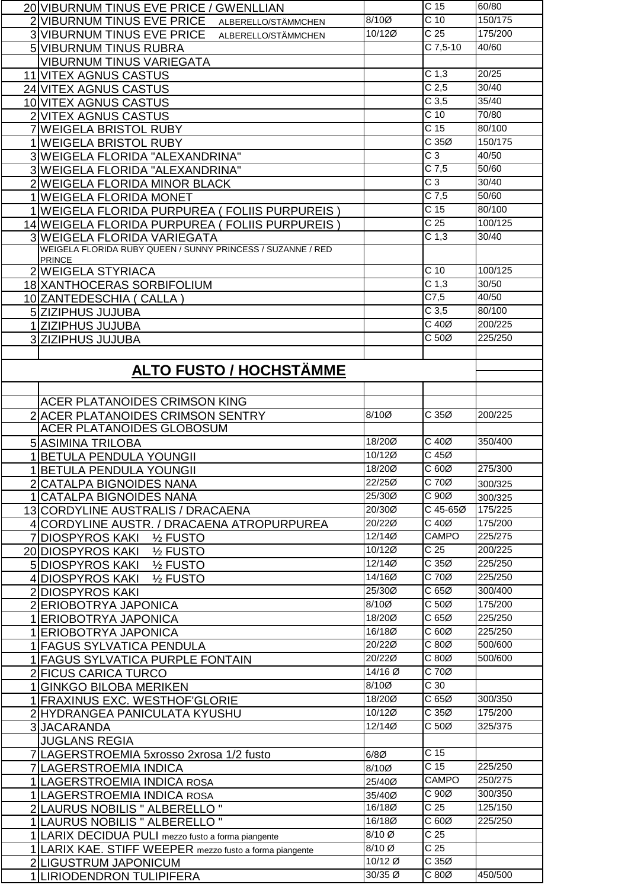| | | | | |
|---|---|---|---|---|
| 20 | VIBURNUM TINUS EVE PRICE / GWENLLIAN | | C 15 | 60/80 |
| 2 | VIBURNUM TINUS EVE PRICE ALBERELLO/STÄMMCHEN | 8/10Ø | C 10 | 150/175 |
| 3 | VIBURNUM TINUS EVE PRICE ALBERELLO/STÄMMCHEN | 10/12Ø | C 25 | 175/200 |
| 5 | VIBURNUM TINUS RUBRA | | C 7,5-10 | 40/60 |
| | VIBURNUM TINUS VARIEGATA | | | |
| 11 | VITEX AGNUS CASTUS | | C 1,3 | 20/25 |
| 24 | VITEX AGNUS CASTUS | | C 2,5 | 30/40 |
| 10 | VITEX AGNUS CASTUS | | C 3,5 | 35/40 |
| 2 | VITEX AGNUS CASTUS | | C 10 | 70/80 |
| 7 | WEIGELA BRISTOL RUBY | | C 15 | 80/100 |
| 1 | WEIGELA BRISTOL RUBY | | C 35Ø | 150/175 |
| 3 | WEIGELA FLORIDA "ALEXANDRINA" | | C 3 | 40/50 |
| 3 | WEIGELA FLORIDA "ALEXANDRINA" | | C 7,5 | 50/60 |
| 2 | WEIGELA FLORIDA MINOR BLACK | | C 3 | 30/40 |
| 1 | WEIGELA FLORIDA MONET | | C 7,5 | 50/60 |
| 1 | WEIGELA FLORIDA PURPUREA ( FOLIIS PURPUREIS ) | | C 15 | 80/100 |
| 14 | WEIGELA FLORIDA PURPUREA ( FOLIIS PURPUREIS ) | | C 25 | 100/125 |
| 3 | WEIGELA FLORIDA VARIEGATA | | C 1,3 | 30/40 |
| | WEIGELA FLORIDA RUBY QUEEN / SUNNY PRINCESS / SUZANNE / RED PRINCE | | | |
| 2 | WEIGELA STYRIACA | | C 10 | 100/125 |
| 18 | XANTHOCERAS SORBIFOLIUM | | C 1,3 | 30/50 |
| 10 | ZANTEDESCHIA ( CALLA ) | | C7,5 | 40/50 |
| 5 | ZIZIPHUS JUJUBA | | C 3,5 | 80/100 |
| 1 | ZIZIPHUS JUJUBA | | C 40Ø | 200/225 |
| 3 | ZIZIPHUS JUJUBA | | C 50Ø | 225/250 |

## ALTO FUSTO / HOCHSTÄMME

| | | | | |
|---|---|---|---|---|
| | ACER PLATANOIDES CRIMSON KING | | | |
| 2 | ACER PLATANOIDES CRIMSON SENTRY | 8/10Ø | C 35Ø | 200/225 |
| | ACER PLATANOIDES GLOBOSUM | | | |
| 5 | ASIMINA TRILOBA | 18/20Ø | C 40Ø | 350/400 |
| 1 | BETULA PENDULA YOUNGII | 10/12Ø | C 45Ø | |
| 1 | BETULA PENDULA YOUNGII | 18/20Ø | C 60Ø | 275/300 |
| 2 | CATALPA BIGNOIDES NANA | 22/25Ø | C 70Ø | 300/325 |
| 1 | CATALPA BIGNOIDES NANA | 25/30Ø | C 90Ø | 300/325 |
| 13 | CORDYLINE AUSTRALIS / DRACAENA | 20/30Ø | C 45-65Ø | 175/225 |
| 4 | CORDYLINE AUSTR. / DRACAENA ATROPURPUREA | 20/22Ø | C 40Ø | 175/200 |
| 7 | DIOSPYROS KAKI ½ FUSTO | 12/14Ø | CAMPO | 225/275 |
| 20 | DIOSPYROS KAKI ½ FUSTO | 10/12Ø | C 25 | 200/225 |
| 5 | DIOSPYROS KAKI ½ FUSTO | 12/14Ø | C 35Ø | 225/250 |
| 4 | DIOSPYROS KAKI ½ FUSTO | 14/16Ø | C 70Ø | 225/250 |
| 2 | DIOSPYROS KAKI | 25/30Ø | C 65Ø | 300/400 |
| 2 | ERIOBOTRYA JAPONICA | 8/10Ø | C 50Ø | 175/200 |
| 1 | ERIOBOTRYA JAPONICA | 18/20Ø | C 65Ø | 225/250 |
| 1 | ERIOBOTRYA JAPONICA | 16/18Ø | C 60Ø | 225/250 |
| 1 | FAGUS SYLVATICA PENDULA | 20/22Ø | C 80Ø | 500/600 |
| 1 | FAGUS SYLVATICA PURPLE FONTAIN | 20/22Ø | C 80Ø | 500/600 |
| 2 | FICUS CARICA TURCO | 14/16 Ø | C 70Ø | |
| 1 | GINKGO BILOBA MERIKEN | 8/10Ø | C 30 | |
| 1 | FRAXINUS EXC. WESTHOF'GLORIE | 18/20Ø | C 65Ø | 300/350 |
| 2 | HYDRANGEA PANICULATA KYUSHU | 10/12Ø | C 35Ø | 175/200 |
| 3 | JACARANDA | 12/14Ø | C 50Ø | 325/375 |
| | JUGLANS REGIA | | | |
| 7 | LAGERSTROEMIA 5xrosso 2xrosa 1/2 fusto | 6/8Ø | C 15 | |
| 7 | LAGERSTROEMIA INDICA | 8/10Ø | C 15 | 225/250 |
| 1 | LAGERSTROEMIA INDICA ROSA | 25/40Ø | CAMPO | 250/275 |
| 1 | LAGERSTROEMIA INDICA ROSA | 35/40Ø | C 90Ø | 300/350 |
| 2 | LAURUS NOBILIS " ALBERELLO " | 16/18Ø | C 25 | 125/150 |
| 1 | LAURUS NOBILIS " ALBERELLO " | 16/18Ø | C 60Ø | 225/250 |
| 1 | LARIX DECIDUA PULI mezzo fusto a forma piangente | 8/10 Ø | C 25 | |
| 1 | LARIX KAE. STIFF WEEPER mezzo fusto a forma piangente | 8/10 Ø | C 25 | |
| 2 | LIGUSTRUM JAPONICUM | 10/12 Ø | C 35Ø | |
| 1 | LIRIODENDRON TULIPIFERA | 30/35 Ø | C 80Ø | 450/500 |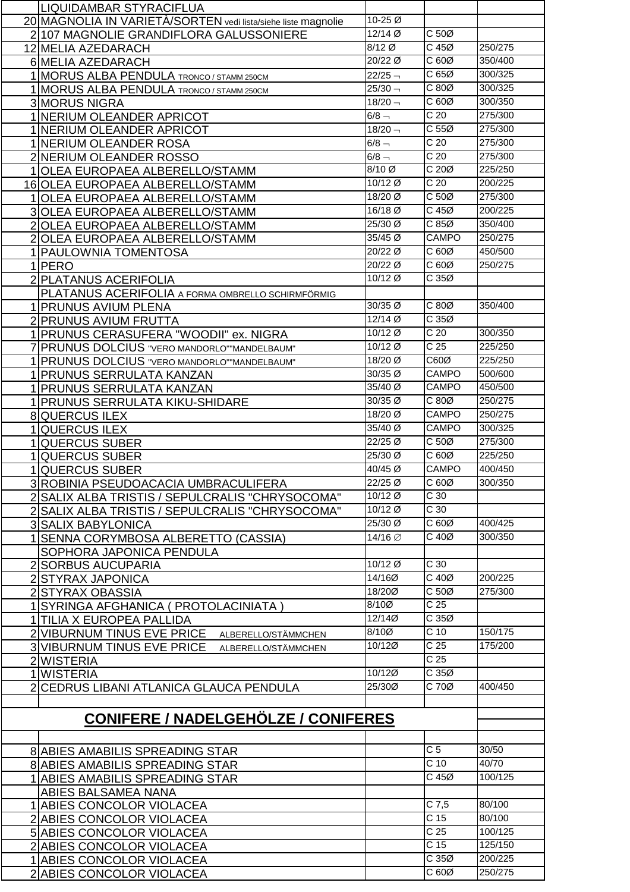| | | | | |
|---|---|---|---|---|
| | LIQUIDAMBAR STYRACIFLUA | | | |
| 20 | MAGNOLIA IN VARIETÀ/SORTEN vedi lista/siehe liste magnolie | 10-25 Ø | | |
| 2 | 107 MAGNOLIE GRANDIFLORA GALUSSONIERE | 12/14 Ø | C 50Ø | |
| 12 | MELIA AZEDARACH | 8/12 Ø | C 45Ø | 250/275 |
| 6 | MELIA AZEDARACH | 20/22 Ø | C 60Ø | 350/400 |
| 1 | MORUS ALBA PENDULA TRONCO / STAMM 250CM | 22/25 ¬ | C 65Ø | 300/325 |
| 1 | MORUS ALBA PENDULA TRONCO / STAMM 250CM | 25/30 ¬ | C 80Ø | 300/325 |
| 3 | MORUS NIGRA | 18/20 ¬ | C 60Ø | 300/350 |
| 1 | NERIUM OLEANDER APRICOT | 6/8 ¬ | C 20 | 275/300 |
| 1 | NERIUM OLEANDER APRICOT | 18/20 ¬ | C 55Ø | 275/300 |
| 1 | NERIUM OLEANDER ROSA | 6/8 ¬ | C 20 | 275/300 |
| 2 | NERIUM OLEANDER ROSSO | 6/8 ¬ | C 20 | 275/300 |
| 1 | OLEA EUROPAEA ALBERELLO/STAMM | 8/10 Ø | C 20Ø | 225/250 |
| 16 | OLEA EUROPAEA ALBERELLO/STAMM | 10/12 Ø | C 20 | 200/225 |
| 1 | OLEA EUROPAEA ALBERELLO/STAMM | 18/20 Ø | C 50Ø | 275/300 |
| 3 | OLEA EUROPAEA ALBERELLO/STAMM | 16/18 Ø | C 45Ø | 200/225 |
| 2 | OLEA EUROPAEA ALBERELLO/STAMM | 25/30 Ø | C 85Ø | 350/400 |
| 2 | OLEA EUROPAEA ALBERELLO/STAMM | 35/45 Ø | CAMPO | 250/275 |
| 1 | PAULOWNIA TOMENTOSA | 20/22 Ø | C 60Ø | 450/500 |
| 1 | PERO | 20/22 Ø | C 60Ø | 250/275 |
| 2 | PLATANUS ACERIFOLIA | 10/12 Ø | C 35Ø | |
| | PLATANUS ACERIFOLIA A FORMA OMBRELLO SCHIRMFÖRMIG | | | |
| 1 | PRUNUS AVIUM PLENA | 30/35 Ø | C 80Ø | 350/400 |
| 2 | PRUNUS AVIUM FRUTTA | 12/14 Ø | C 35Ø | |
| 1 | PRUNUS CERASUFERA "WOODII" ex. NIGRA | 10/12 Ø | C 20 | 300/350 |
| 7 | PRUNUS DOLCIUS "VERO MANDORLO""MANDELBAUM" | 10/12 Ø | C 25 | 225/250 |
| 1 | PRUNUS DOLCIUS "VERO MANDORLO""MANDELBAUM" | 18/20 Ø | C60Ø | 225/250 |
| 1 | PRUNUS SERRULATA KANZAN | 30/35 Ø | CAMPO | 500/600 |
| 1 | PRUNUS SERRULATA KANZAN | 35/40 Ø | CAMPO | 450/500 |
| 1 | PRUNUS SERRULATA KIKU-SHIDARE | 30/35 Ø | C 80Ø | 250/275 |
| 8 | QUERCUS ILEX | 18/20 Ø | CAMPO | 250/275 |
| 1 | QUERCUS ILEX | 35/40 Ø | CAMPO | 300/325 |
| 1 | QUERCUS SUBER | 22/25 Ø | C 50Ø | 275/300 |
| 1 | QUERCUS SUBER | 25/30 Ø | C 60Ø | 225/250 |
| 1 | QUERCUS SUBER | 40/45 Ø | CAMPO | 400/450 |
| 3 | ROBINIA PSEUDOACACIA UMBRACULIFERA | 22/25 Ø | C 60Ø | 300/350 |
| 2 | SALIX ALBA TRISTIS / SEPULCRALIS "CHRYSOCOMA" | 10/12 Ø | C 30 | |
| 2 | SALIX ALBA TRISTIS / SEPULCRALIS "CHRYSOCOMA" | 10/12 Ø | C 30 | |
| 3 | SALIX BABYLONICA | 25/30 Ø | C 60Ø | 400/425 |
| 1 | SENNA CORYMBOSA ALBERETTO (CASSIA) | 14/16 ∅ | C 40Ø | 300/350 |
| | SOPHORA JAPONICA PENDULA | | | |
| 2 | SORBUS AUCUPARIA | 10/12 Ø | C 30 | |
| 2 | STYRAX JAPONICA | 14/16Ø | C 40Ø | 200/225 |
| 2 | STYRAX OBASSIA | 18/20Ø | C 50Ø | 275/300 |
| 1 | SYRINGA AFGHANICA ( PROTOLACINIATA ) | 8/10Ø | C 25 | |
| 1 | TILIA X EUROPEA PALLIDA | 12/14Ø | C 35Ø | |
| 2 | VIBURNUM TINUS EVE PRICE ALBERELLO/STÄMMCHEN | 8/10Ø | C 10 | 150/175 |
| 3 | VIBURNUM TINUS EVE PRICE ALBERELLO/STÄMMCHEN | 10/12Ø | C 25 | 175/200 |
| 2 | WISTERIA | | C 25 | |
| 1 | WISTERIA | 10/12Ø | C 35Ø | |
| 2 | CEDRUS LIBANI ATLANICA GLAUCA PENDULA | 25/30Ø | C 70Ø | 400/450 |

## CONIFERE / NADELGEHÖLZE / CONIFERES

| | | | |
|---|---|---|---|
| 8 | ABIES AMABILIS SPREADING STAR | C 5 | 30/50 |
| 8 | ABIES AMABILIS SPREADING STAR | C 10 | 40/70 |
| 1 | ABIES AMABILIS SPREADING STAR | C 45Ø | 100/125 |
| | ABIES BALSAMEA NANA | | |
| 1 | ABIES CONCOLOR VIOLACEA | C 7,5 | 80/100 |
| 2 | ABIES CONCOLOR VIOLACEA | C 15 | 80/100 |
| 5 | ABIES CONCOLOR VIOLACEA | C 25 | 100/125 |
| 2 | ABIES CONCOLOR VIOLACEA | C 15 | 125/150 |
| 1 | ABIES CONCOLOR VIOLACEA | C 35Ø | 200/225 |
| 2 | ABIES CONCOLOR VIOLACEA | C 60Ø | 250/275 |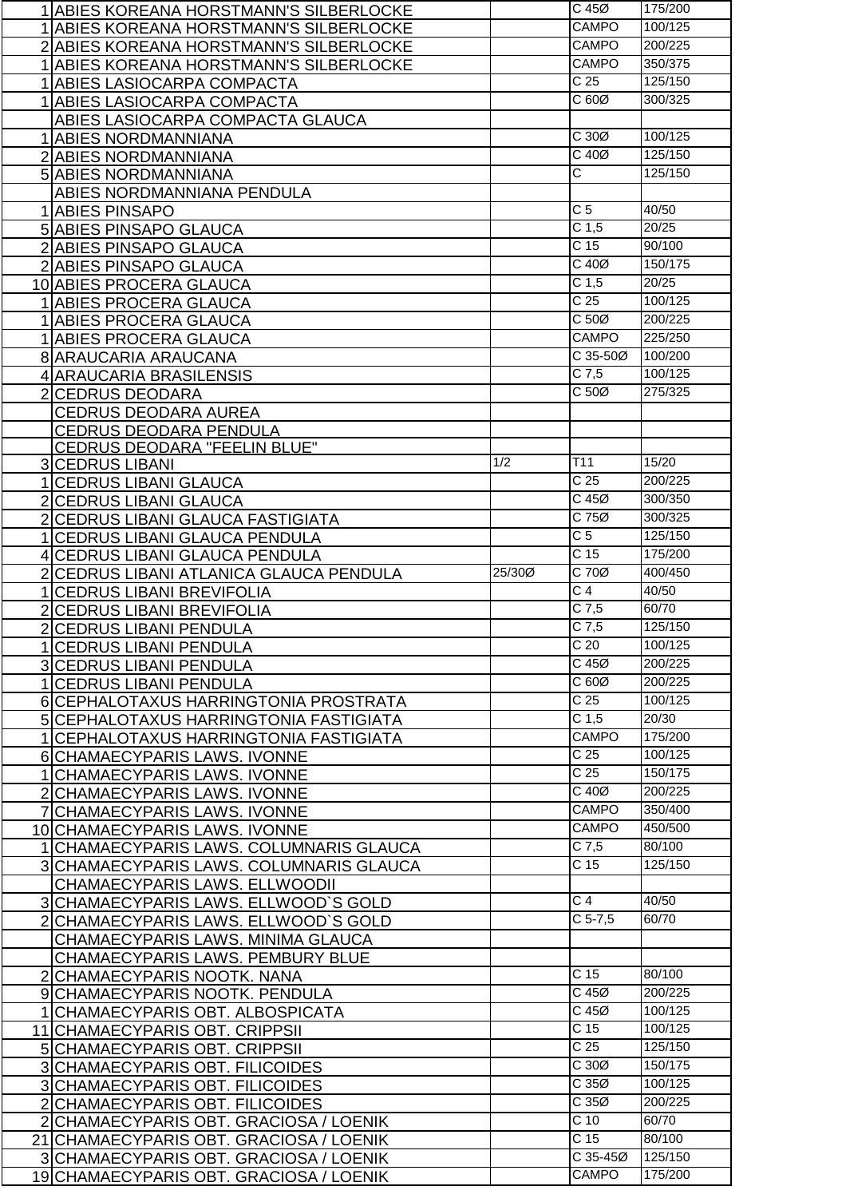| | | | | |
|---|---|---|---|---|
| 1 | ABIES KOREANA HORSTMANN'S SILBERLOCKE | | C 45Ø | 175/200 |
| 1 | ABIES KOREANA HORSTMANN'S SILBERLOCKE | | CAMPO | 100/125 |
| 2 | ABIES KOREANA HORSTMANN'S SILBERLOCKE | | CAMPO | 200/225 |
| 1 | ABIES KOREANA HORSTMANN'S SILBERLOCKE | | CAMPO | 350/375 |
| 1 | ABIES LASIOCARPA COMPACTA | | C 25 | 125/150 |
| 1 | ABIES LASIOCARPA COMPACTA | | C 60Ø | 300/325 |
| | ABIES LASIOCARPA COMPACTA GLAUCA | | | |
| 1 | ABIES NORDMANNIANA | | C 30Ø | 100/125 |
| 2 | ABIES NORDMANNIANA | | C 40Ø | 125/150 |
| 5 | ABIES NORDMANNIANA | | C | 125/150 |
| | ABIES NORDMANNIANA PENDULA | | | |
| 1 | ABIES PINSAPO | | C 5 | 40/50 |
| 5 | ABIES PINSAPO GLAUCA | | C 1,5 | 20/25 |
| 2 | ABIES PINSAPO GLAUCA | | C 15 | 90/100 |
| 2 | ABIES PINSAPO GLAUCA | | C 40Ø | 150/175 |
| 10 | ABIES PROCERA GLAUCA | | C 1,5 | 20/25 |
| 1 | ABIES PROCERA GLAUCA | | C 25 | 100/125 |
| 1 | ABIES PROCERA GLAUCA | | C 50Ø | 200/225 |
| 1 | ABIES PROCERA GLAUCA | | CAMPO | 225/250 |
| 8 | ARAUCARIA ARAUCANA | | C 35-50Ø | 100/200 |
| 4 | ARAUCARIA BRASILENSIS | | C 7,5 | 100/125 |
| 2 | CEDRUS DEODARA | | C 50Ø | 275/325 |
| | CEDRUS DEODARA AUREA | | | |
| | CEDRUS DEODARA PENDULA | | | |
| | CEDRUS DEODARA "FEELIN BLUE" | | | |
| 3 | CEDRUS LIBANI | 1/2 | T11 | 15/20 |
| 1 | CEDRUS LIBANI GLAUCA | | C 25 | 200/225 |
| 2 | CEDRUS LIBANI GLAUCA | | C 45Ø | 300/350 |
| 2 | CEDRUS LIBANI GLAUCA FASTIGIATA | | C 75Ø | 300/325 |
| 1 | CEDRUS LIBANI GLAUCA PENDULA | | C 5 | 125/150 |
| 4 | CEDRUS LIBANI GLAUCA PENDULA | | C 15 | 175/200 |
| 2 | CEDRUS LIBANI ATLANICA GLAUCA PENDULA | 25/30Ø | C 70Ø | 400/450 |
| 1 | CEDRUS LIBANI BREVIFOLIA | | C 4 | 40/50 |
| 2 | CEDRUS LIBANI BREVIFOLIA | | C 7,5 | 60/70 |
| 2 | CEDRUS LIBANI PENDULA | | C 7,5 | 125/150 |
| 1 | CEDRUS LIBANI PENDULA | | C 20 | 100/125 |
| 3 | CEDRUS LIBANI PENDULA | | C 45Ø | 200/225 |
| 1 | CEDRUS LIBANI PENDULA | | C 60Ø | 200/225 |
| 6 | CEPHALOTAXUS HARRINGTONIA PROSTRATA | | C 25 | 100/125 |
| 5 | CEPHALOTAXUS HARRINGTONIA FASTIGIATA | | C 1,5 | 20/30 |
| 1 | CEPHALOTAXUS HARRINGTONIA FASTIGIATA | | CAMPO | 175/200 |
| 6 | CHAMAECYPARIS LAWS. IVONNE | | C 25 | 100/125 |
| 1 | CHAMAECYPARIS LAWS. IVONNE | | C 25 | 150/175 |
| 2 | CHAMAECYPARIS LAWS. IVONNE | | C 40Ø | 200/225 |
| 7 | CHAMAECYPARIS LAWS. IVONNE | | CAMPO | 350/400 |
| 10 | CHAMAECYPARIS LAWS. IVONNE | | CAMPO | 450/500 |
| 1 | CHAMAECYPARIS LAWS. COLUMNARIS GLAUCA | | C 7,5 | 80/100 |
| 3 | CHAMAECYPARIS LAWS. COLUMNARIS GLAUCA | | C 15 | 125/150 |
| | CHAMAECYPARIS LAWS. ELLWOODII | | | |
| 3 | CHAMAECYPARIS LAWS. ELLWOOD`S GOLD | | C 4 | 40/50 |
| 2 | CHAMAECYPARIS LAWS. ELLWOOD`S GOLD | | C 5-7,5 | 60/70 |
| | CHAMAECYPARIS LAWS. MINIMA GLAUCA | | | |
| | CHAMAECYPARIS LAWS. PEMBURY BLUE | | | |
| 2 | CHAMAECYPARIS NOOTK. NANA | | C 15 | 80/100 |
| 9 | CHAMAECYPARIS NOOTK. PENDULA | | C 45Ø | 200/225 |
| 1 | CHAMAECYPARIS OBT. ALBOSPICATA | | C 45Ø | 100/125 |
| 11 | CHAMAECYPARIS OBT. CRIPPSII | | C 15 | 100/125 |
| 5 | CHAMAECYPARIS OBT. CRIPPSII | | C 25 | 125/150 |
| 3 | CHAMAECYPARIS OBT. FILICOIDES | | C 30Ø | 150/175 |
| 3 | CHAMAECYPARIS OBT. FILICOIDES | | C 35Ø | 100/125 |
| 2 | CHAMAECYPARIS OBT. FILICOIDES | | C 35Ø | 200/225 |
| 2 | CHAMAECYPARIS OBT. GRACIOSA / LOENIK | | C 10 | 60/70 |
| 21 | CHAMAECYPARIS OBT. GRACIOSA / LOENIK | | C 15 | 80/100 |
| 3 | CHAMAECYPARIS OBT. GRACIOSA / LOENIK | | C 35-45Ø | 125/150 |
| 19 | CHAMAECYPARIS OBT. GRACIOSA / LOENIK | | CAMPO | 175/200 |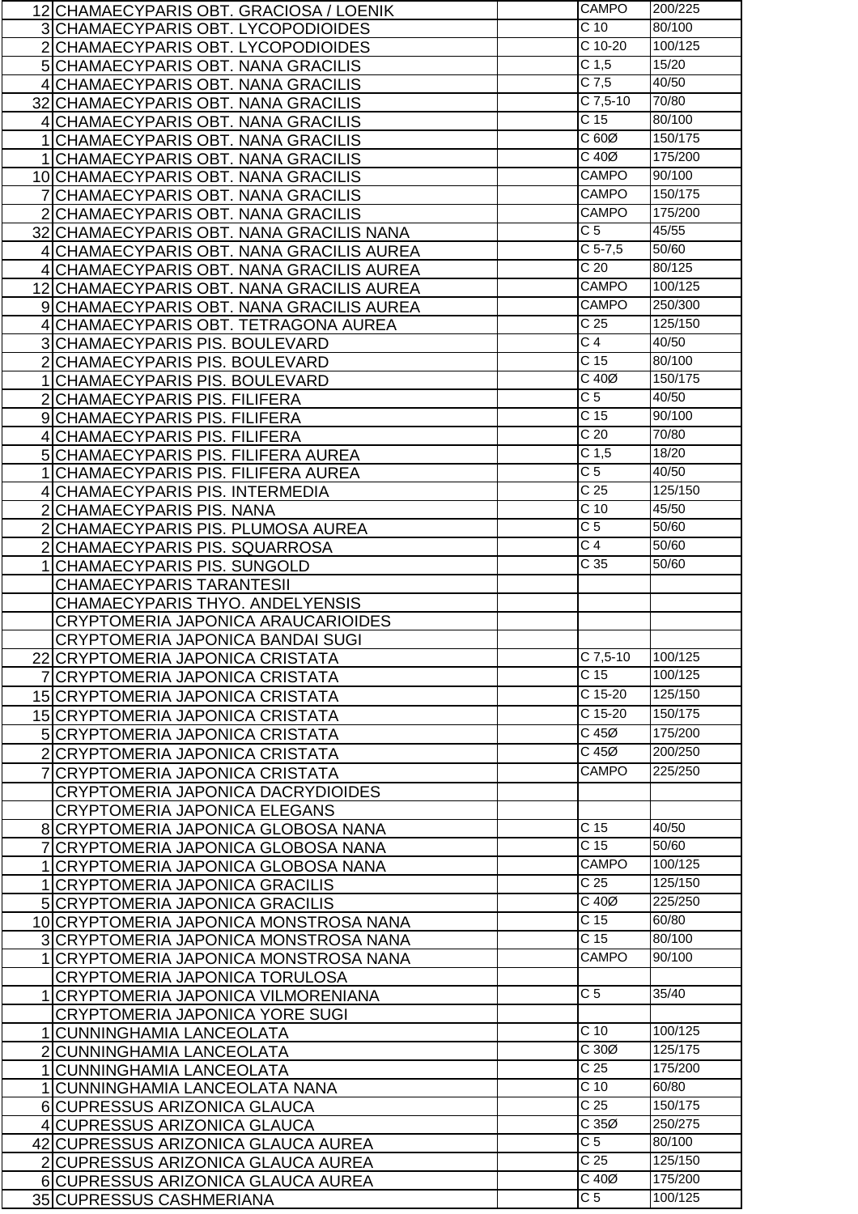| | | | | |
|---|---|---|---|---|
| 12 | CHAMAECYPARIS OBT. GRACIOSA / LOENIK | | CAMPO | 200/225 |
| 3 | CHAMAECYPARIS OBT. LYCOPODIOIDES | | C 10 | 80/100 |
| 2 | CHAMAECYPARIS OBT. LYCOPODIOIDES | | C 10-20 | 100/125 |
| 5 | CHAMAECYPARIS OBT. NANA GRACILIS | | C 1,5 | 15/20 |
| 4 | CHAMAECYPARIS OBT. NANA GRACILIS | | C 7,5 | 40/50 |
| 32 | CHAMAECYPARIS OBT. NANA GRACILIS | | C 7,5-10 | 70/80 |
| 4 | CHAMAECYPARIS OBT. NANA GRACILIS | | C 15 | 80/100 |
| 1 | CHAMAECYPARIS OBT. NANA GRACILIS | | C 60Ø | 150/175 |
| 1 | CHAMAECYPARIS OBT. NANA GRACILIS | | C 40Ø | 175/200 |
| 10 | CHAMAECYPARIS OBT. NANA GRACILIS | | CAMPO | 90/100 |
| 7 | CHAMAECYPARIS OBT. NANA GRACILIS | | CAMPO | 150/175 |
| 2 | CHAMAECYPARIS OBT. NANA GRACILIS | | CAMPO | 175/200 |
| 32 | CHAMAECYPARIS OBT. NANA GRACILIS NANA | | C 5 | 45/55 |
| 4 | CHAMAECYPARIS OBT. NANA GRACILIS AUREA | | C 5-7,5 | 50/60 |
| 4 | CHAMAECYPARIS OBT. NANA GRACILIS AUREA | | C 20 | 80/125 |
| 12 | CHAMAECYPARIS OBT. NANA GRACILIS AUREA | | CAMPO | 100/125 |
| 9 | CHAMAECYPARIS OBT. NANA GRACILIS AUREA | | CAMPO | 250/300 |
| 4 | CHAMAECYPARIS OBT. TETRAGONA AUREA | | C 25 | 125/150 |
| 3 | CHAMAECYPARIS PIS. BOULEVARD | | C 4 | 40/50 |
| 2 | CHAMAECYPARIS PIS. BOULEVARD | | C 15 | 80/100 |
| 1 | CHAMAECYPARIS PIS. BOULEVARD | | C 40Ø | 150/175 |
| 2 | CHAMAECYPARIS PIS. FILIFERA | | C 5 | 40/50 |
| 9 | CHAMAECYPARIS PIS. FILIFERA | | C 15 | 90/100 |
| 4 | CHAMAECYPARIS PIS. FILIFERA | | C 20 | 70/80 |
| 5 | CHAMAECYPARIS PIS. FILIFERA AUREA | | C 1,5 | 18/20 |
| 1 | CHAMAECYPARIS PIS. FILIFERA AUREA | | C 5 | 40/50 |
| 4 | CHAMAECYPARIS PIS. INTERMEDIA | | C 25 | 125/150 |
| 2 | CHAMAECYPARIS PIS. NANA | | C 10 | 45/50 |
| 2 | CHAMAECYPARIS PIS. PLUMOSA AUREA | | C 5 | 50/60 |
| 2 | CHAMAECYPARIS PIS. SQUARROSA | | C 4 | 50/60 |
| 1 | CHAMAECYPARIS PIS. SUNGOLD | | C 35 | 50/60 |
| | CHAMAECYPARIS TARANTESII | | | |
| | CHAMAECYPARIS THYO. ANDELYENSIS | | | |
| | CRYPTOMERIA JAPONICA ARAUCARIOIDES | | | |
| | CRYPTOMERIA JAPONICA BANDAI SUGI | | | |
| 22 | CRYPTOMERIA JAPONICA CRISTATA | | C 7,5-10 | 100/125 |
| 7 | CRYPTOMERIA JAPONICA CRISTATA | | C 15 | 100/125 |
| 15 | CRYPTOMERIA JAPONICA CRISTATA | | C 15-20 | 125/150 |
| 15 | CRYPTOMERIA JAPONICA CRISTATA | | C 15-20 | 150/175 |
| 5 | CRYPTOMERIA JAPONICA CRISTATA | | C 45Ø | 175/200 |
| 2 | CRYPTOMERIA JAPONICA CRISTATA | | C 45Ø | 200/250 |
| 7 | CRYPTOMERIA JAPONICA CRISTATA | | CAMPO | 225/250 |
| | CRYPTOMERIA JAPONICA DACRYDIOIDES | | | |
| | CRYPTOMERIA JAPONICA ELEGANS | | | |
| 8 | CRYPTOMERIA JAPONICA GLOBOSA NANA | | C 15 | 40/50 |
| 7 | CRYPTOMERIA JAPONICA GLOBOSA NANA | | C 15 | 50/60 |
| 1 | CRYPTOMERIA JAPONICA GLOBOSA NANA | | CAMPO | 100/125 |
| 1 | CRYPTOMERIA JAPONICA GRACILIS | | C 25 | 125/150 |
| 5 | CRYPTOMERIA JAPONICA GRACILIS | | C 40Ø | 225/250 |
| 10 | CRYPTOMERIA JAPONICA MONSTROSA NANA | | C 15 | 60/80 |
| 3 | CRYPTOMERIA JAPONICA MONSTROSA NANA | | C 15 | 80/100 |
| 1 | CRYPTOMERIA JAPONICA MONSTROSA NANA | | CAMPO | 90/100 |
| | CRYPTOMERIA JAPONICA TORULOSA | | | |
| 1 | CRYPTOMERIA JAPONICA VILMORENIANA | | C 5 | 35/40 |
| | CRYPTOMERIA JAPONICA YORE SUGI | | | |
| 1 | CUNNINGHAMIA LANCEOLATA | | C 10 | 100/125 |
| 2 | CUNNINGHAMIA LANCEOLATA | | C 30Ø | 125/175 |
| 1 | CUNNINGHAMIA LANCEOLATA | | C 25 | 175/200 |
| 1 | CUNNINGHAMIA LANCEOLATA NANA | | C 10 | 60/80 |
| 6 | CUPRESSUS ARIZONICA GLAUCA | | C 25 | 150/175 |
| 4 | CUPRESSUS ARIZONICA GLAUCA | | C 35Ø | 250/275 |
| 42 | CUPRESSUS ARIZONICA GLAUCA AUREA | | C 5 | 80/100 |
| 2 | CUPRESSUS ARIZONICA GLAUCA AUREA | | C 25 | 125/150 |
| 6 | CUPRESSUS ARIZONICA GLAUCA AUREA | | C 40Ø | 175/200 |
| 35 | CUPRESSUS CASHMERIANA | | C 5 | 100/125 |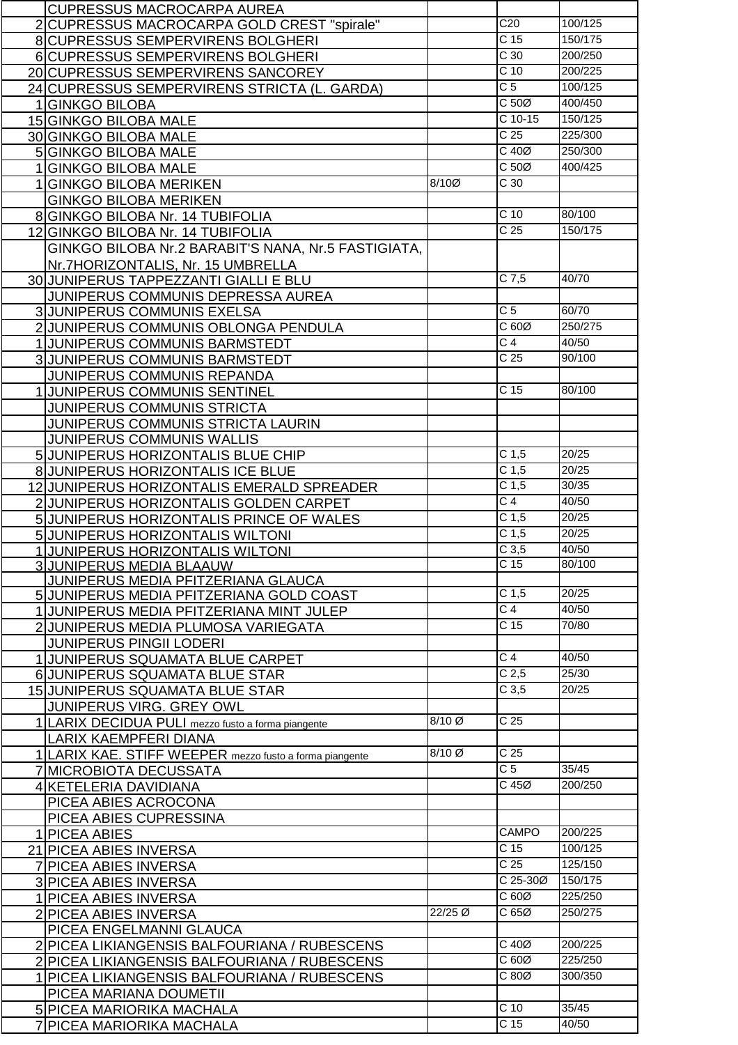| | | | | |
|---|---|---|---|---|
| | CUPRESSUS MACROCARPA AUREA | | | |
| 2 | CUPRESSUS MACROCARPA GOLD CREST "spirale" | | C20 | 100/125 |
| 8 | CUPRESSUS SEMPERVIRENS BOLGHERI | | C 15 | 150/175 |
| 6 | CUPRESSUS SEMPERVIRENS BOLGHERI | | C 30 | 200/250 |
| 20 | CUPRESSUS SEMPERVIRENS SANCOREY | | C 10 | 200/225 |
| 24 | CUPRESSUS SEMPERVIRENS STRICTA (L. GARDA) | | C 5 | 100/125 |
| 1 | GINKGO BILOBA | | C 50Ø | 400/450 |
| 15 | GINKGO BILOBA MALE | | C 10-15 | 150/125 |
| 30 | GINKGO BILOBA MALE | | C 25 | 225/300 |
| 5 | GINKGO BILOBA MALE | | C 40Ø | 250/300 |
| 1 | GINKGO BILOBA MALE | | C 50Ø | 400/425 |
| 1 | GINKGO BILOBA MERIKEN | 8/10Ø | C 30 | |
| | GINKGO BILOBA MERIKEN | | | |
| 8 | GINKGO BILOBA Nr. 14 TUBIFOLIA | | C 10 | 80/100 |
| 12 | GINKGO BILOBA Nr. 14 TUBIFOLIA | | C 25 | 150/175 |
| | GINKGO BILOBA Nr.2 BARABIT'S NANA, Nr.5 FASTIGIATA, Nr.7HORIZONTALIS, Nr. 15 UMBRELLA | | | |
| 30 | JUNIPERUS TAPPEZZANTI GIALLI E BLU | | C 7,5 | 40/70 |
| | JUNIPERUS COMMUNIS DEPRESSA AUREA | | | |
| 3 | JUNIPERUS COMMUNIS EXELSA | | C 5 | 60/70 |
| 2 | JUNIPERUS COMMUNIS OBLONGA PENDULA | | C 60Ø | 250/275 |
| 1 | JUNIPERUS COMMUNIS BARMSTEDT | | C 4 | 40/50 |
| 3 | JUNIPERUS COMMUNIS BARMSTEDT | | C 25 | 90/100 |
| | JUNIPERUS COMMUNIS REPANDA | | | |
| 1 | JUNIPERUS COMMUNIS SENTINEL | | C 15 | 80/100 |
| | JUNIPERUS COMMUNIS STRICTA | | | |
| | JUNIPERUS COMMUNIS STRICTA LAURIN | | | |
| | JUNIPERUS COMMUNIS WALLIS | | | |
| 5 | JUNIPERUS HORIZONTALIS BLUE CHIP | | C 1,5 | 20/25 |
| 8 | JUNIPERUS HORIZONTALIS ICE BLUE | | C 1,5 | 20/25 |
| 12 | JUNIPERUS HORIZONTALIS EMERALD SPREADER | | C 1,5 | 30/35 |
| 2 | JUNIPERUS HORIZONTALIS GOLDEN CARPET | | C 4 | 40/50 |
| 5 | JUNIPERUS HORIZONTALIS PRINCE OF WALES | | C 1,5 | 20/25 |
| 5 | JUNIPERUS HORIZONTALIS WILTONI | | C 1,5 | 20/25 |
| 1 | JUNIPERUS HORIZONTALIS WILTONI | | C 3,5 | 40/50 |
| 3 | JUNIPERUS MEDIA BLAAUW | | C 15 | 80/100 |
| | JUNIPERUS MEDIA PFITZERIANA GLAUCA | | | |
| 5 | JUNIPERUS MEDIA PFITZERIANA GOLD COAST | | C 1,5 | 20/25 |
| 1 | JUNIPERUS MEDIA PFITZERIANA MINT JULEP | | C 4 | 40/50 |
| 2 | JUNIPERUS MEDIA PLUMOSA VARIEGATA | | C 15 | 70/80 |
| | JUNIPERUS PINGII LODERI | | | |
| 1 | JUNIPERUS SQUAMATA BLUE CARPET | | C 4 | 40/50 |
| 6 | JUNIPERUS SQUAMATA BLUE STAR | | C 2,5 | 25/30 |
| 15 | JUNIPERUS SQUAMATA BLUE STAR | | C 3,5 | 20/25 |
| | JUNIPERUS VIRG. GREY OWL | | | |
| 1 | LARIX DECIDUA PULI mezzo fusto a forma piangente | 8/10 Ø | C 25 | |
| | LARIX KAEMPFERI DIANA | | | |
| 1 | LARIX KAE. STIFF WEEPER mezzo fusto a forma piangente | 8/10 Ø | C 25 | |
| 7 | MICROBIOTA DECUSSATA | | C 5 | 35/45 |
| 4 | KETELERIA DAVIDIANA | | C 45Ø | 200/250 |
| | PICEA ABIES ACROCONA | | | |
| | PICEA ABIES CUPRESSINA | | | |
| 1 | PICEA ABIES | | CAMPO | 200/225 |
| 21 | PICEA ABIES INVERSA | | C 15 | 100/125 |
| 7 | PICEA ABIES INVERSA | | C 25 | 125/150 |
| 3 | PICEA ABIES INVERSA | | C 25-30Ø | 150/175 |
| 1 | PICEA ABIES INVERSA | | C 60Ø | 225/250 |
| 2 | PICEA ABIES INVERSA | 22/25 Ø | C 65Ø | 250/275 |
| | PICEA ENGELMANNI GLAUCA | | | |
| 2 | PICEA LIKIANGENSIS BALFOURIANA / RUBESCENS | | C 40Ø | 200/225 |
| 2 | PICEA LIKIANGENSIS BALFOURIANA / RUBESCENS | | C 60Ø | 225/250 |
| 1 | PICEA LIKIANGENSIS BALFOURIANA / RUBESCENS | | C 80Ø | 300/350 |
| | PICEA MARIANA DOUMETII | | | |
| 5 | PICEA MARIORIKA MACHALA | | C 10 | 35/45 |
| 7 | PICEA MARIORIKA MACHALA | | C 15 | 40/50 |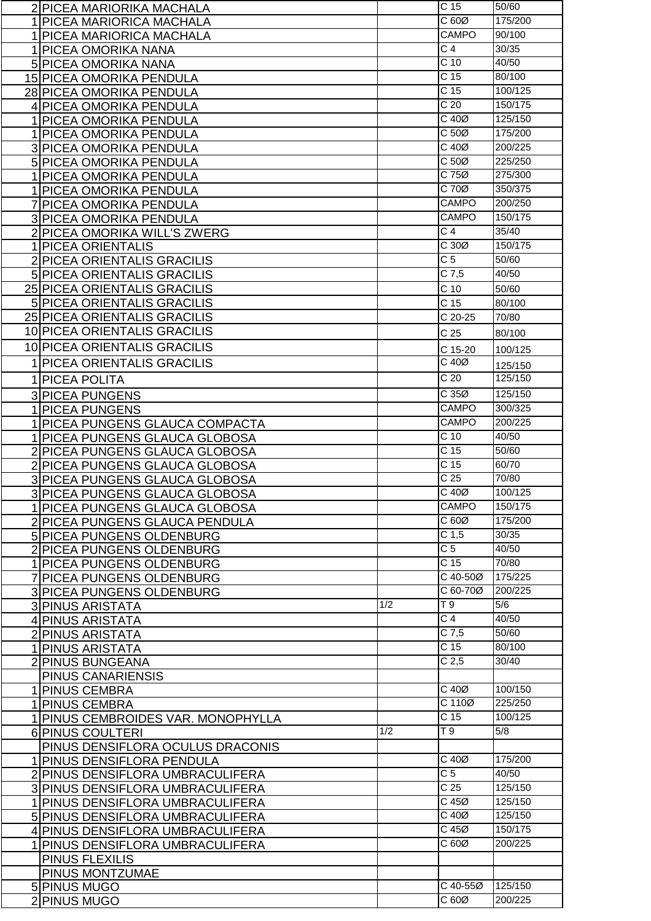| | | | | |
|---|---|---|---|---|
| 2 | PICEA MARIORIKA MACHALA | | C 15 | 50/60 |
| 1 | PICEA MARIORICA MACHALA | | C 60Ø | 175/200 |
| 1 | PICEA MARIORICA MACHALA | | CAMPO | 90/100 |
| 1 | PICEA OMORIKA NANA | | C 4 | 30/35 |
| 5 | PICEA OMORIKA NANA | | C 10 | 40/50 |
| 15 | PICEA OMORIKA PENDULA | | C 15 | 80/100 |
| 28 | PICEA OMORIKA PENDULA | | C 15 | 100/125 |
| 4 | PICEA OMORIKA PENDULA | | C 20 | 150/175 |
| 1 | PICEA OMORIKA PENDULA | | C 40Ø | 125/150 |
| 1 | PICEA OMORIKA PENDULA | | C 50Ø | 175/200 |
| 3 | PICEA OMORIKA PENDULA | | C 40Ø | 200/225 |
| 5 | PICEA OMORIKA PENDULA | | C 50Ø | 225/250 |
| 1 | PICEA OMORIKA PENDULA | | C 75Ø | 275/300 |
| 1 | PICEA OMORIKA PENDULA | | C 70Ø | 350/375 |
| 7 | PICEA OMORIKA PENDULA | | CAMPO | 200/250 |
| 3 | PICEA OMORIKA PENDULA | | CAMPO | 150/175 |
| 2 | PICEA OMORIKA WILL'S ZWERG | | C 4 | 35/40 |
| 1 | PICEA ORIENTALIS | | C 30Ø | 150/175 |
| 2 | PICEA ORIENTALIS GRACILIS | | C 5 | 50/60 |
| 5 | PICEA ORIENTALIS GRACILIS | | C 7,5 | 40/50 |
| 25 | PICEA ORIENTALIS GRACILIS | | C 10 | 50/60 |
| 5 | PICEA ORIENTALIS GRACILIS | | C 15 | 80/100 |
| 25 | PICEA ORIENTALIS GRACILIS | | C 20-25 | 70/80 |
| 10 | PICEA ORIENTALIS GRACILIS | | C 25 | 80/100 |
| 10 | PICEA ORIENTALIS GRACILIS | | C 15-20 | 100/125 |
| 1 | PICEA ORIENTALIS GRACILIS | | C 40Ø | 125/150 |
| 1 | PICEA POLITA | | C 20 | 125/150 |
| 3 | PICEA PUNGENS | | C 35Ø | 125/150 |
| 1 | PICEA PUNGENS | | CAMPO | 300/325 |
| 1 | PICEA PUNGENS GLAUCA COMPACTA | | CAMPO | 200/225 |
| 1 | PICEA PUNGENS GLAUCA GLOBOSA | | C 10 | 40/50 |
| 2 | PICEA PUNGENS GLAUCA GLOBOSA | | C 15 | 50/60 |
| 2 | PICEA PUNGENS GLAUCA GLOBOSA | | C 15 | 60/70 |
| 3 | PICEA PUNGENS GLAUCA GLOBOSA | | C 25 | 70/80 |
| 3 | PICEA PUNGENS GLAUCA GLOBOSA | | C 40Ø | 100/125 |
| 1 | PICEA PUNGENS GLAUCA GLOBOSA | | CAMPO | 150/175 |
| 2 | PICEA PUNGENS GLAUCA PENDULA | | C 60Ø | 175/200 |
| 5 | PICEA PUNGENS OLDENBURG | | C 1,5 | 30/35 |
| 2 | PICEA PUNGENS OLDENBURG | | C 5 | 40/50 |
| 1 | PICEA PUNGENS OLDENBURG | | C 15 | 70/80 |
| 7 | PICEA PUNGENS OLDENBURG | | C 40-50Ø | 175/225 |
| 3 | PICEA PUNGENS OLDENBURG | | C 60-70Ø | 200/225 |
| 3 | PINUS ARISTATA | 1/2 | T 9 | 5/6 |
| 4 | PINUS ARISTATA | | C 4 | 40/50 |
| 2 | PINUS ARISTATA | | C 7,5 | 50/60 |
| 1 | PINUS ARISTATA | | C 15 | 80/100 |
| 2 | PINUS BUNGEANA | | C 2,5 | 30/40 |
| | PINUS CANARIENSIS | | | |
| 1 | PINUS CEMBRA | | C 40Ø | 100/150 |
| 1 | PINUS CEMBRA | | C 110Ø | 225/250 |
| 1 | PINUS CEMBROIDES VAR. MONOPHYLLA | | C 15 | 100/125 |
| 6 | PINUS COULTERI | 1/2 | T 9 | 5/8 |
| | PINUS DENSIFLORA OCULUS DRACONIS | | | |
| 1 | PINUS DENSIFLORA PENDULA | | C 40Ø | 175/200 |
| 2 | PINUS DENSIFLORA UMBRACULIFERA | | C 5 | 40/50 |
| 3 | PINUS DENSIFLORA UMBRACULIFERA | | C 25 | 125/150 |
| 1 | PINUS DENSIFLORA UMBRACULIFERA | | C 45Ø | 125/150 |
| 5 | PINUS DENSIFLORA UMBRACULIFERA | | C 40Ø | 125/150 |
| 4 | PINUS DENSIFLORA UMBRACULIFERA | | C 45Ø | 150/175 |
| 1 | PINUS DENSIFLORA UMBRACULIFERA | | C 60Ø | 200/225 |
| | PINUS FLEXILIS | | | |
| | PINUS MONTZUMAE | | | |
| 5 | PINUS MUGO | | C 40-55Ø | 125/150 |
| 2 | PINUS MUGO | | C 60Ø | 200/225 |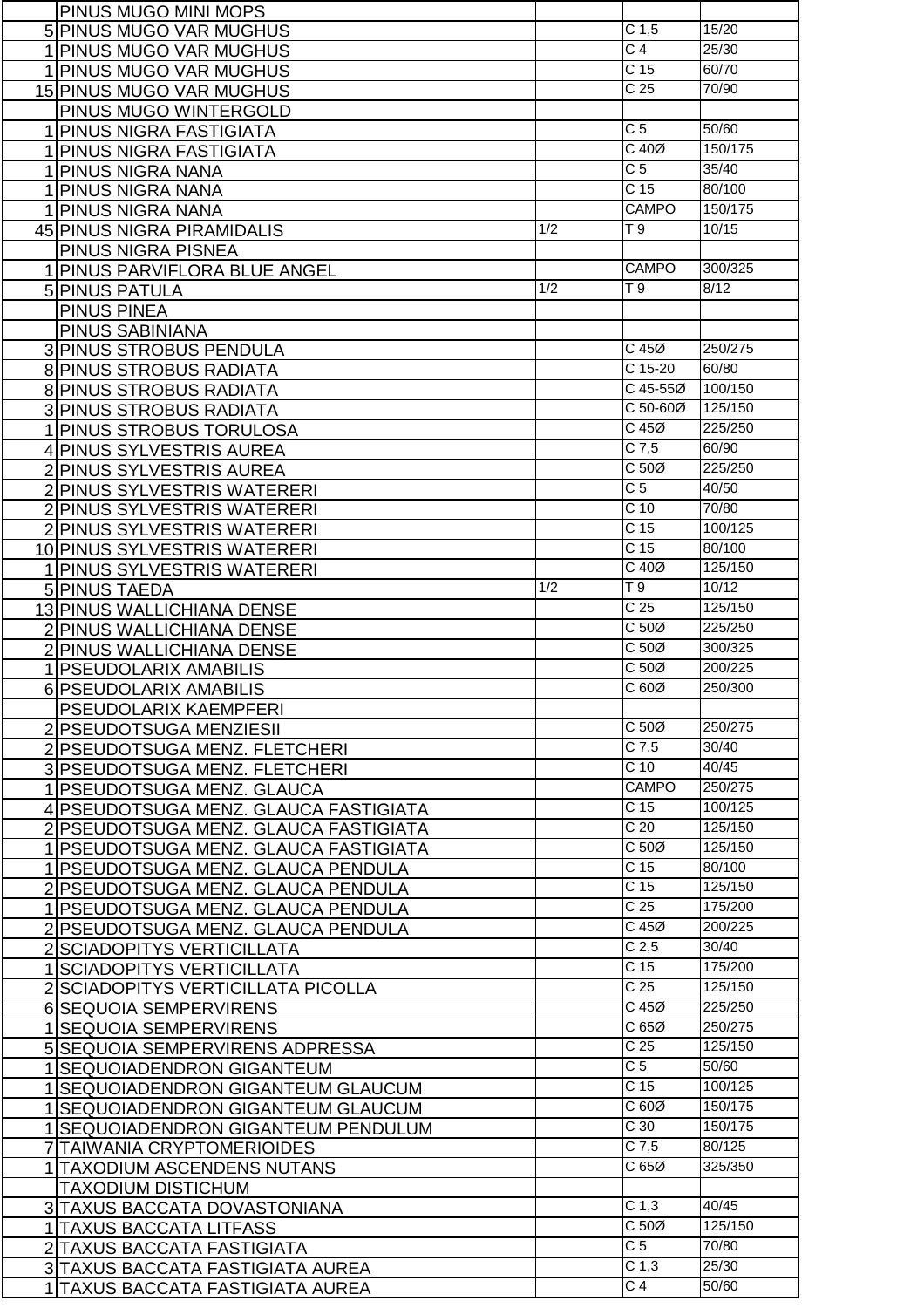| | | | | |
|---|---|---|---|---|
| | PINUS MUGO MINI MOPS | | | |
| 5 | PINUS MUGO VAR MUGHUS | | C 1,5 | 15/20 |
| 1 | PINUS MUGO VAR MUGHUS | | C 4 | 25/30 |
| 1 | PINUS MUGO VAR MUGHUS | | C 15 | 60/70 |
| 15 | PINUS MUGO VAR MUGHUS | | C 25 | 70/90 |
| | PINUS MUGO WINTERGOLD | | | |
| 1 | PINUS NIGRA FASTIGIATA | | C 5 | 50/60 |
| 1 | PINUS NIGRA FASTIGIATA | | C 40Ø | 150/175 |
| 1 | PINUS NIGRA NANA | | C 5 | 35/40 |
| 1 | PINUS NIGRA NANA | | C 15 | 80/100 |
| 1 | PINUS NIGRA NANA | | CAMPO | 150/175 |
| 45 | PINUS NIGRA PIRAMIDALIS | 1/2 | T 9 | 10/15 |
| | PINUS NIGRA PISNEA | | | |
| 1 | PINUS PARVIFLORA BLUE ANGEL | | CAMPO | 300/325 |
| 5 | PINUS PATULA | 1/2 | T 9 | 8/12 |
| | PINUS PINEA | | | |
| | PINUS SABINIANA | | | |
| 3 | PINUS STROBUS PENDULA | | C 45Ø | 250/275 |
| 8 | PINUS STROBUS RADIATA | | C 15-20 | 60/80 |
| 8 | PINUS STROBUS RADIATA | | C 45-55Ø | 100/150 |
| 3 | PINUS STROBUS RADIATA | | C 50-60Ø | 125/150 |
| 1 | PINUS STROBUS TORULOSA | | C 45Ø | 225/250 |
| 4 | PINUS SYLVESTRIS AUREA | | C 7,5 | 60/90 |
| 2 | PINUS SYLVESTRIS AUREA | | C 50Ø | 225/250 |
| 2 | PINUS SYLVESTRIS WATERERI | | C 5 | 40/50 |
| 2 | PINUS SYLVESTRIS WATERERI | | C 10 | 70/80 |
| 2 | PINUS SYLVESTRIS WATERERI | | C 15 | 100/125 |
| 10 | PINUS SYLVESTRIS WATERERI | | C 15 | 80/100 |
| 1 | PINUS SYLVESTRIS WATERERI | | C 40Ø | 125/150 |
| 5 | PINUS TAEDA | 1/2 | T 9 | 10/12 |
| 13 | PINUS WALLICHIANA DENSE | | C 25 | 125/150 |
| 2 | PINUS WALLICHIANA DENSE | | C 50Ø | 225/250 |
| 2 | PINUS WALLICHIANA DENSE | | C 50Ø | 300/325 |
| 1 | PSEUDOLARIX AMABILIS | | C 50Ø | 200/225 |
| 6 | PSEUDOLARIX AMABILIS | | C 60Ø | 250/300 |
| | PSEUDOLARIX KAEMPFERI | | | |
| 2 | PSEUDOTSUGA MENZIESII | | C 50Ø | 250/275 |
| 2 | PSEUDOTSUGA MENZ. FLETCHERI | | C 7,5 | 30/40 |
| 3 | PSEUDOTSUGA MENZ. FLETCHERI | | C 10 | 40/45 |
| 1 | PSEUDOTSUGA MENZ. GLAUCA | | CAMPO | 250/275 |
| 4 | PSEUDOTSUGA MENZ. GLAUCA FASTIGIATA | | C 15 | 100/125 |
| 2 | PSEUDOTSUGA MENZ. GLAUCA FASTIGIATA | | C 20 | 125/150 |
| 1 | PSEUDOTSUGA MENZ. GLAUCA FASTIGIATA | | C 50Ø | 125/150 |
| 1 | PSEUDOTSUGA MENZ. GLAUCA PENDULA | | C 15 | 80/100 |
| 2 | PSEUDOTSUGA MENZ. GLAUCA PENDULA | | C 15 | 125/150 |
| 1 | PSEUDOTSUGA MENZ. GLAUCA PENDULA | | C 25 | 175/200 |
| 2 | PSEUDOTSUGA MENZ. GLAUCA PENDULA | | C 45Ø | 200/225 |
| 2 | SCIADOPITYS VERTICILLATA | | C 2,5 | 30/40 |
| 1 | SCIADOPITYS VERTICILLATA | | C 15 | 175/200 |
| 2 | SCIADOPITYS VERTICILLATA PICOLLA | | C 25 | 125/150 |
| 6 | SEQUOIA SEMPERVIRENS | | C 45Ø | 225/250 |
| 1 | SEQUOIA SEMPERVIRENS | | C 65Ø | 250/275 |
| 5 | SEQUOIA SEMPERVIRENS ADPRESSA | | C 25 | 125/150 |
| 1 | SEQUOIADENDRON GIGANTEUM | | C 5 | 50/60 |
| 1 | SEQUOIADENDRON GIGANTEUM GLAUCUM | | C 15 | 100/125 |
| 1 | SEQUOIADENDRON GIGANTEUM GLAUCUM | | C 60Ø | 150/175 |
| 1 | SEQUOIADENDRON GIGANTEUM PENDULUM | | C 30 | 150/175 |
| 7 | TAIWANIA CRYPTOMERIOIDES | | C 7,5 | 80/125 |
| 1 | TAXODIUM ASCENDENS NUTANS | | C 65Ø | 325/350 |
| | TAXODIUM DISTICHUM | | | |
| 3 | TAXUS BACCATA DOVASTONIANA | | C 1,3 | 40/45 |
| 1 | TAXUS BACCATA LITFASS | | C 50Ø | 125/150 |
| 2 | TAXUS BACCATA FASTIGIATA | | C 5 | 70/80 |
| 3 | TAXUS BACCATA FASTIGIATA AUREA | | C 1,3 | 25/30 |
| 1 | TAXUS BACCATA FASTIGIATA AUREA | | C 4 | 50/60 |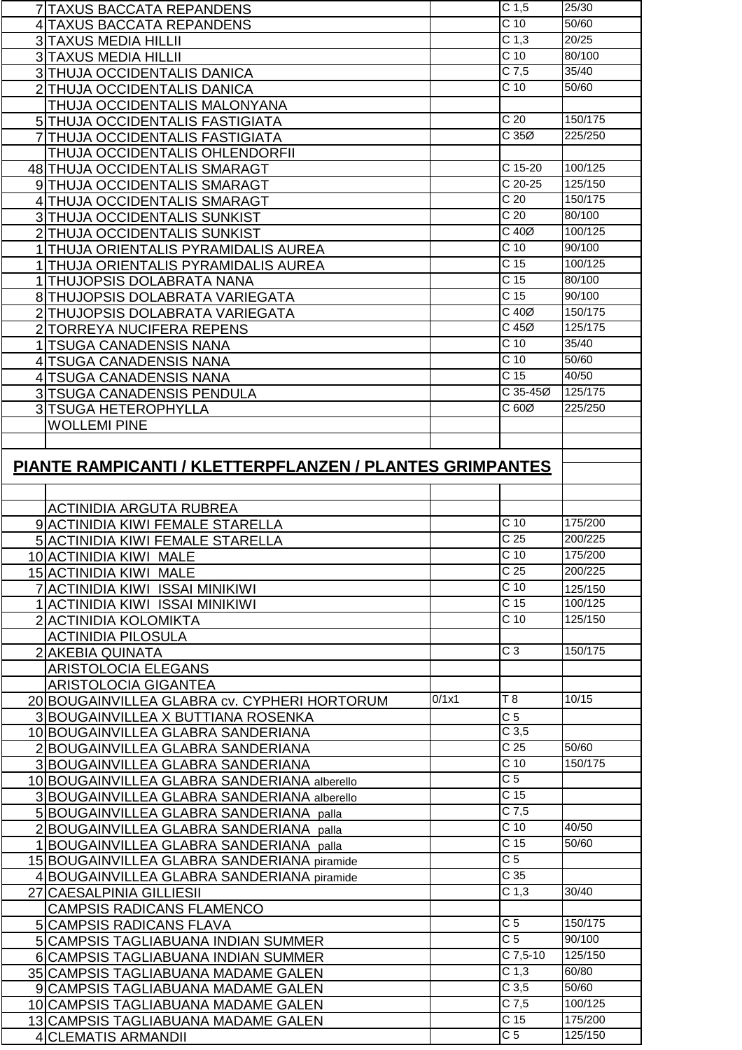| | | | | |
|---|---|---|---|---|
| 7 | TAXUS BACCATA REPANDENS | | C 1,5 | 25/30 |
| 4 | TAXUS BACCATA REPANDENS | | C 10 | 50/60 |
| 3 | TAXUS MEDIA HILLII | | C 1,3 | 20/25 |
| 3 | TAXUS MEDIA HILLII | | C 10 | 80/100 |
| 3 | THUJA OCCIDENTALIS DANICA | | C 7,5 | 35/40 |
| 2 | THUJA OCCIDENTALIS DANICA | | C 10 | 50/60 |
| | THUJA OCCIDENTALIS MALONYANA | | | |
| 5 | THUJA OCCIDENTALIS FASTIGIATA | | C 20 | 150/175 |
| 7 | THUJA OCCIDENTALIS FASTIGIATA | | C 35Ø | 225/250 |
| | THUJA OCCIDENTALIS OHLENDORFII | | | |
| 48 | THUJA OCCIDENTALIS SMARAGT | | C 15-20 | 100/125 |
| 9 | THUJA OCCIDENTALIS SMARAGT | | C 20-25 | 125/150 |
| 4 | THUJA OCCIDENTALIS SMARAGT | | C 20 | 150/175 |
| 3 | THUJA OCCIDENTALIS SUNKIST | | C 20 | 80/100 |
| 2 | THUJA OCCIDENTALIS SUNKIST | | C 40Ø | 100/125 |
| 1 | THUJA ORIENTALIS PYRAMIDALIS AUREA | | C 10 | 90/100 |
| 1 | THUJA ORIENTALIS PYRAMIDALIS AUREA | | C 15 | 100/125 |
| 1 | THUJOPSIS DOLABRATA NANA | | C 15 | 80/100 |
| 8 | THUJOPSIS DOLABRATA VARIEGATA | | C 15 | 90/100 |
| 2 | THUJOPSIS DOLABRATA VARIEGATA | | C 40Ø | 150/175 |
| 2 | TORREYA NUCIFERA REPENS | | C 45Ø | 125/175 |
| 1 | TSUGA CANADENSIS NANA | | C 10 | 35/40 |
| 4 | TSUGA CANADENSIS NANA | | C 10 | 50/60 |
| 4 | TSUGA CANADENSIS NANA | | C 15 | 40/50 |
| 3 | TSUGA CANADENSIS PENDULA | | C 35-45Ø | 125/175 |
| 3 | TSUGA HETEROPHYLLA | | C 60Ø | 225/250 |
| | WOLLEMI PINE | | | |
| | | | | |
| | **PIANTE RAMPICANTI / KLETTERPFLANZEN / PLANTES GRIMPANTES** | | | |
| | | | | |
| | ACTINIDIA ARGUTA RUBREA | | | |
| 9 | ACTINIDIA KIWI FEMALE STARELLA | | C 10 | 175/200 |
| 5 | ACTINIDIA KIWI FEMALE STARELLA | | C 25 | 200/225 |
| 10 | ACTINIDIA KIWI MALE | | C 10 | 175/200 |
| 15 | ACTINIDIA KIWI MALE | | C 25 | 200/225 |
| 7 | ACTINIDIA KIWI ISSAI MINIKIWI | | C 10 | 125/150 |
| 1 | ACTINIDIA KIWI ISSAI MINIKIWI | | C 15 | 100/125 |
| 2 | ACTINIDIA KOLOMIKTA | | C 10 | 125/150 |
| | ACTINIDIA PILOSULA | | | |
| 2 | AKEBIA QUINATA | | C 3 | 150/175 |
| | ARISTOLOCIA ELEGANS | | | |
| | ARISTOLOCIA GIGANTEA | | | |
| 20 | BOUGAINVILLEA GLABRA cv. CYPHERI HORTORUM | 0/1x1 | T 8 | 10/15 |
| 3 | BOUGAINVILLEA X BUTTIANA ROSENKA | | C 5 | |
| 10 | BOUGAINVILLEA GLABRA SANDERIANA | | C 3,5 | |
| 2 | BOUGAINVILLEA GLABRA SANDERIANA | | C 25 | 50/60 |
| 3 | BOUGAINVILLEA GLABRA SANDERIANA | | C 10 | 150/175 |
| 10 | BOUGAINVILLEA GLABRA SANDERIANA alberello | | C 5 | |
| 3 | BOUGAINVILLEA GLABRA SANDERIANA alberello | | C 15 | |
| 5 | BOUGAINVILLEA GLABRA SANDERIANA palla | | C 7,5 | |
| 2 | BOUGAINVILLEA GLABRA SANDERIANA palla | | C 10 | 40/50 |
| 1 | BOUGAINVILLEA GLABRA SANDERIANA palla | | C 15 | 50/60 |
| 15 | BOUGAINVILLEA GLABRA SANDERIANA piramide | | C 5 | |
| 4 | BOUGAINVILLEA GLABRA SANDERIANA piramide | | C 35 | |
| 27 | CAESALPINIA GILLIESII | | C 1,3 | 30/40 |
| | CAMPSIS RADICANS FLAMENCO | | | |
| 5 | CAMPSIS RADICANS FLAVA | | C 5 | 150/175 |
| 5 | CAMPSIS TAGLIABUANA INDIAN SUMMER | | C 5 | 90/100 |
| 6 | CAMPSIS TAGLIABUANA INDIAN SUMMER | | C 7,5-10 | 125/150 |
| 35 | CAMPSIS TAGLIABUANA MADAME GALEN | | C 1,3 | 60/80 |
| 9 | CAMPSIS TAGLIABUANA MADAME GALEN | | C 3,5 | 50/60 |
| 10 | CAMPSIS TAGLIABUANA MADAME GALEN | | C 7,5 | 100/125 |
| 13 | CAMPSIS TAGLIABUANA MADAME GALEN | | C 15 | 175/200 |
| 4 | CLEMATIS ARMANDII | | C 5 | 125/150 |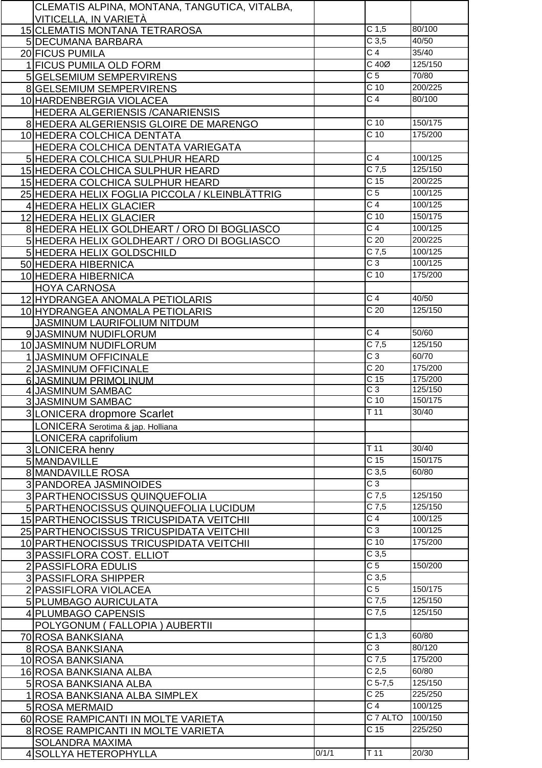| | | | | |
|---|---|---|---|---|
| | CLEMATIS ALPINA, MONTANA, TANGUTICA, VITALBA, VITICELLA, IN VARIETÀ | | | |
| 15 | CLEMATIS MONTANA TETRAROSA | | C 1,5 | 80/100 |
| 5 | DECUMANA BARBARA | | C 3,5 | 40/50 |
| 20 | FICUS PUMILA | | C 4 | 35/40 |
| 1 | FICUS PUMILA OLD FORM | | C 40Ø | 125/150 |
| 5 | GELSEMIUM SEMPERVIRENS | | C 5 | 70/80 |
| 8 | GELSEMIUM SEMPERVIRENS | | C 10 | 200/225 |
| 10 | HARDENBERGIA VIOLACEA | | C 4 | 80/100 |
| | HEDERA ALGERIENSIS /CANARIENSIS | | | |
| 8 | HEDERA ALGERIENSIS GLOIRE DE MARENGO | | C 10 | 150/175 |
| 10 | HEDERA COLCHICA DENTATA | | C 10 | 175/200 |
| | HEDERA COLCHICA DENTATA VARIEGATA | | | |
| 5 | HEDERA COLCHICA SULPHUR HEARD | | C 4 | 100/125 |
| 15 | HEDERA COLCHICA SULPHUR HEARD | | C 7,5 | 125/150 |
| 15 | HEDERA COLCHICA SULPHUR HEARD | | C 15 | 200/225 |
| 25 | HEDERA HELIX FOGLIA PICCOLA / KLEINBLÄTTRIG | | C 5 | 100/125 |
| 4 | HEDERA HELIX GLACIER | | C 4 | 100/125 |
| 12 | HEDERA HELIX GLACIER | | C 10 | 150/175 |
| 8 | HEDERA HELIX GOLDHEART / ORO DI BOGLIASCO | | C 4 | 100/125 |
| 5 | HEDERA HELIX GOLDHEART / ORO DI BOGLIASCO | | C 20 | 200/225 |
| 5 | HEDERA HELIX GOLDSCHILD | | C 7,5 | 100/125 |
| 50 | HEDERA HIBERNICA | | C 3 | 100/125 |
| 10 | HEDERA HIBERNICA | | C 10 | 175/200 |
| | HOYA CARNOSA | | | |
| 12 | HYDRANGEA ANOMALA PETIOLARIS | | C 4 | 40/50 |
| 10 | HYDRANGEA ANOMALA PETIOLARIS | | C 20 | 125/150 |
| | JASMINUM LAURIFOLIUM NITDUM | | | |
| 9 | JASMINUM NUDIFLORUM | | C 4 | 50/60 |
| 10 | JASMINUM NUDIFLORUM | | C 7,5 | 125/150 |
| 1 | JASMINUM OFFICINALE | | C 3 | 60/70 |
| 2 | JASMINUM OFFICINALE | | C 20 | 175/200 |
| 6 | JASMINUM PRIMOLINUM | | C 15 | 175/200 |
| 4 | JASMINUM SAMBAC | | C 3 | 125/150 |
| 3 | JASMINUM SAMBAC | | C 10 | 150/175 |
| 3 | LONICERA dropmore Scarlet | | T 11 | 30/40 |
| | LONICERA Serotima & jap. Holliana | | | |
| | LONICERA caprifolium | | | |
| 3 | LONICERA henry | | T 11 | 30/40 |
| 5 | MANDAVILLE | | C 15 | 150/175 |
| 8 | MANDAVILLE ROSA | | C 3,5 | 60/80 |
| 3 | PANDOREA JASMINOIDES | | C 3 | |
| 3 | PARTHENOCISSUS QUINQUEFOLIA | | C 7,5 | 125/150 |
| 5 | PARTHENOCISSUS QUINQUEFOLIA LUCIDUM | | C 7,5 | 125/150 |
| 15 | PARTHENOCISSUS TRICUSPIDATA VEITCHII | | C 4 | 100/125 |
| 25 | PARTHENOCISSUS TRICUSPIDATA VEITCHII | | C 3 | 100/125 |
| 10 | PARTHENOCISSUS TRICUSPIDATA VEITCHII | | C 10 | 175/200 |
| 3 | PASSIFLORA COST. ELLIOT | | C 3,5 | |
| 2 | PASSIFLORA EDULIS | | C 5 | 150/200 |
| 3 | PASSIFLORA SHIPPER | | C 3,5 | |
| 2 | PASSIFLORA VIOLACEA | | C 5 | 150/175 |
| 5 | PLUMBAGO AURICULATA | | C 7,5 | 125/150 |
| 4 | PLUMBAGO CAPENSIS | | C 7,5 | 125/150 |
| | POLYGONUM ( FALLOPIA ) AUBERTII | | | |
| 70 | ROSA BANKSIANA | | C 1,3 | 60/80 |
| 8 | ROSA BANKSIANA | | C 3 | 80/120 |
| 10 | ROSA BANKSIANA | | C 7,5 | 175/200 |
| 16 | ROSA BANKSIANA ALBA | | C 2,5 | 60/80 |
| 5 | ROSA BANKSIANA ALBA | | C 5-7,5 | 125/150 |
| 1 | ROSA BANKSIANA ALBA SIMPLEX | | C 25 | 225/250 |
| 5 | ROSA MERMAID | | C 4 | 100/125 |
| 60 | ROSE RAMPICANTI IN MOLTE VARIETA | | C 7 ALTO | 100/150 |
| 8 | ROSE RAMPICANTI IN MOLTE VARIETA | | C 15 | 225/250 |
| | SOLANDRA MAXIMA | | | |
| 4 | SOLLYA HETEROPHYLLA | 0/1/1 | T 11 | 20/30 |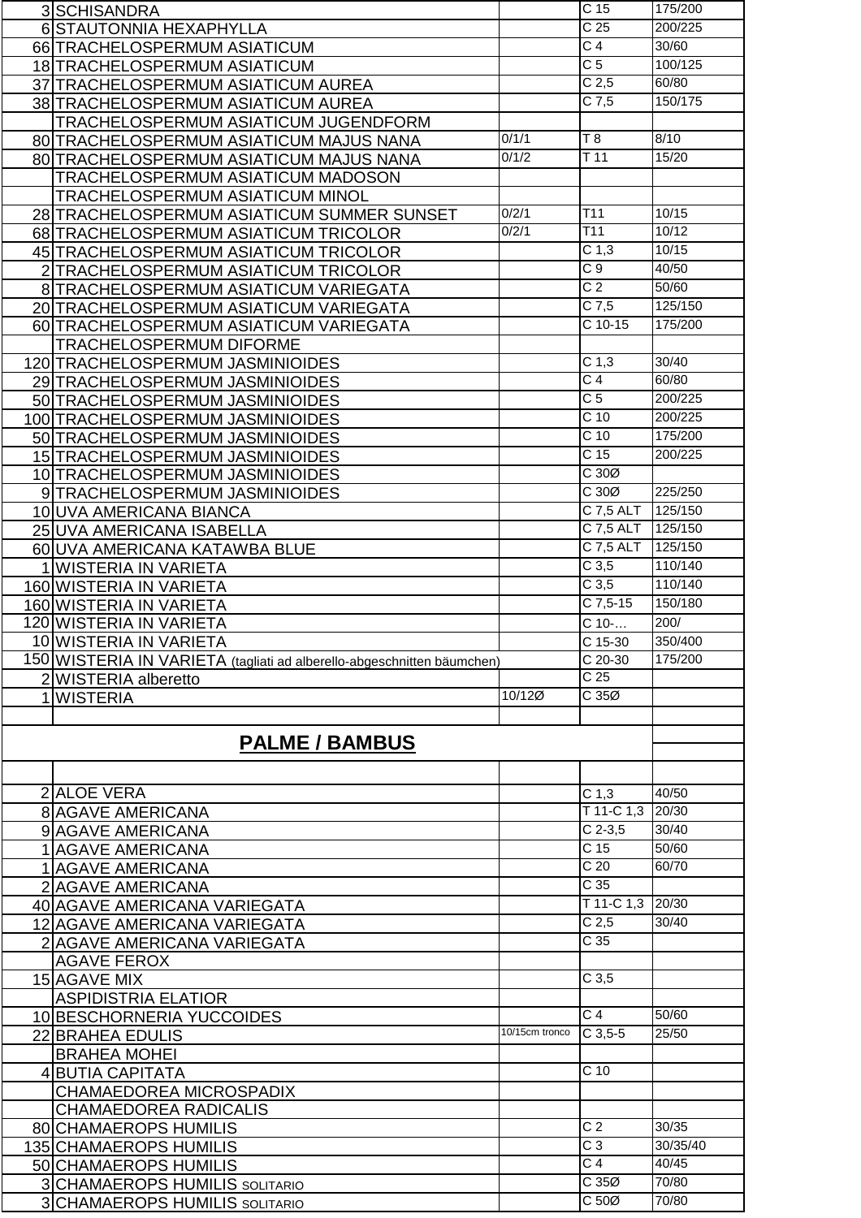| | | | | |
|---|---|---|---|---|
| 3 | SCHISANDRA | | C 15 | 175/200 |
| 6 | STAUTONNIA HEXAPHYLLA | | C 25 | 200/225 |
| 66 | TRACHELOSPERMUM ASIATICUM | | C 4 | 30/60 |
| 18 | TRACHELOSPERMUM ASIATICUM | | C 5 | 100/125 |
| 37 | TRACHELOSPERMUM ASIATICUM AUREA | | C 2,5 | 60/80 |
| 38 | TRACHELOSPERMUM ASIATICUM AUREA | | C 7,5 | 150/175 |
| | TRACHELOSPERMUM ASIATICUM JUGENDFORM | | | |
| 80 | TRACHELOSPERMUM ASIATICUM MAJUS NANA | 0/1/1 | T 8 | 8/10 |
| 80 | TRACHELOSPERMUM ASIATICUM MAJUS NANA | 0/1/2 | T 11 | 15/20 |
| | TRACHELOSPERMUM ASIATICUM MADOSON | | | |
| | TRACHELOSPERMUM ASIATICUM MINOL | | | |
| 28 | TRACHELOSPERMUM ASIATICUM SUMMER SUNSET | 0/2/1 | T11 | 10/15 |
| 68 | TRACHELOSPERMUM ASIATICUM TRICOLOR | 0/2/1 | T11 | 10/12 |
| 45 | TRACHELOSPERMUM ASIATICUM TRICOLOR | | C 1,3 | 10/15 |
| 2 | TRACHELOSPERMUM ASIATICUM TRICOLOR | | C 9 | 40/50 |
| 8 | TRACHELOSPERMUM ASIATICUM VARIEGATA | | C 2 | 50/60 |
| 20 | TRACHELOSPERMUM ASIATICUM VARIEGATA | | C 7,5 | 125/150 |
| 60 | TRACHELOSPERMUM ASIATICUM VARIEGATA | | C 10-15 | 175/200 |
| | TRACHELOSPERMUM DIFORME | | | |
| 120 | TRACHELOSPERMUM JASMINIOIDES | | C 1,3 | 30/40 |
| 29 | TRACHELOSPERMUM JASMINIOIDES | | C 4 | 60/80 |
| 50 | TRACHELOSPERMUM JASMINIOIDES | | C 5 | 200/225 |
| 100 | TRACHELOSPERMUM JASMINIOIDES | | C 10 | 200/225 |
| 50 | TRACHELOSPERMUM JASMINIOIDES | | C 10 | 175/200 |
| 15 | TRACHELOSPERMUM JASMINIOIDES | | C 15 | 200/225 |
| 10 | TRACHELOSPERMUM JASMINIOIDES | | C 30Ø | |
| 9 | TRACHELOSPERMUM JASMINIOIDES | | C 30Ø | 225/250 |
| 10 | UVA AMERICANA BIANCA | | C 7,5 ALT | 125/150 |
| 25 | UVA AMERICANA ISABELLA | | C 7,5 ALT | 125/150 |
| 60 | UVA AMERICANA KATAWBA BLUE | | C 7,5 ALT | 125/150 |
| 1 | WISTERIA IN VARIETA | | C 3,5 | 110/140 |
| 160 | WISTERIA IN VARIETA | | C 3,5 | 110/140 |
| 160 | WISTERIA IN VARIETA | | C 7,5-15 | 150/180 |
| 120 | WISTERIA IN VARIETA | | C 10-… | 200/ |
| 10 | WISTERIA IN VARIETA | | C 15-30 | 350/400 |
| 150 | WISTERIA IN VARIETA (tagliati ad alberello-abgeschnitten bäumchen) | | C 20-30 | 175/200 |
| 2 | WISTERIA alberetto | | C 25 | |
| 1 | WISTERIA | 10/12Ø | C 35Ø | |

## PALME / BAMBUS

| | | | | |
|---|---|---|---|---|
| 2 | ALOE VERA | | C 1,3 | 40/50 |
| 8 | AGAVE AMERICANA | | T 11-C 1,3 | 20/30 |
| 9 | AGAVE AMERICANA | | C 2-3,5 | 30/40 |
| 1 | AGAVE AMERICANA | | C 15 | 50/60 |
| 1 | AGAVE AMERICANA | | C 20 | 60/70 |
| 2 | AGAVE AMERICANA | | C 35 | |
| 40 | AGAVE AMERICANA VARIEGATA | | T 11-C 1,3 | 20/30 |
| 12 | AGAVE AMERICANA VARIEGATA | | C 2,5 | 30/40 |
| 2 | AGAVE AMERICANA VARIEGATA | | C 35 | |
| | AGAVE FEROX | | | |
| 15 | AGAVE MIX | | C 3,5 | |
| | ASPIDISTRIA ELATIOR | | | |
| 10 | BESCHORNERIA YUCCOIDES | | C 4 | 50/60 |
| 22 | BRAHEA EDULIS | 10/15cm tronco | C 3,5-5 | 25/50 |
| | BRAHEA MOHEI | | | |
| 4 | BUTIA CAPITATA | | C 10 | |
| | CHAMAEDOREA MICROSPADIX | | | |
| | CHAMAEDOREA RADICALIS | | | |
| 80 | CHAMAEROPS HUMILIS | | C 2 | 30/35 |
| 135 | CHAMAEROPS HUMILIS | | C 3 | 30/35/40 |
| 50 | CHAMAEROPS HUMILIS | | C 4 | 40/45 |
| 3 | CHAMAEROPS HUMILIS SOLITARIO | | C 35Ø | 70/80 |
| 3 | CHAMAEROPS HUMILIS SOLITARIO | | C 50Ø | 70/80 |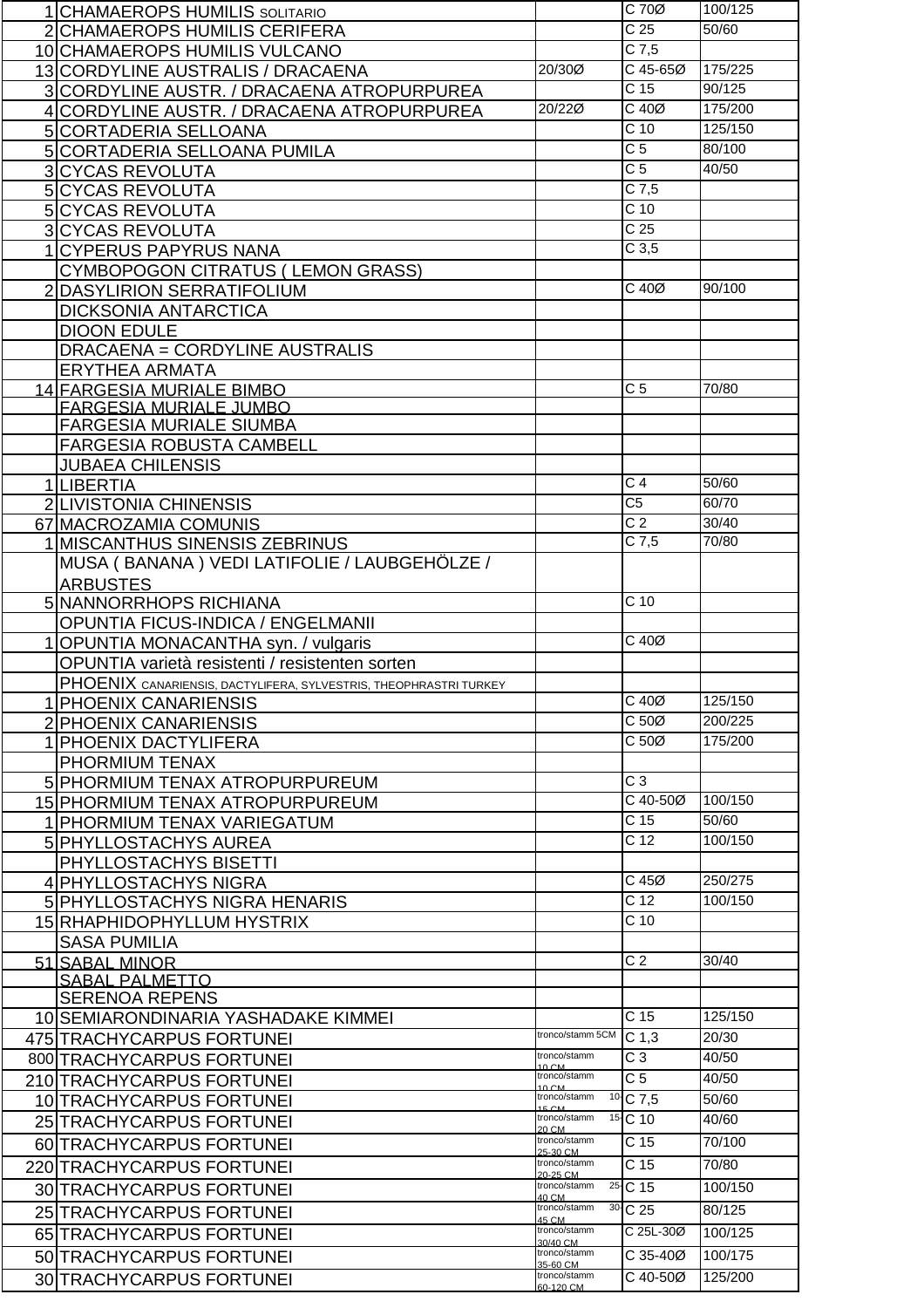| | | | | |
|---|---|---|---|---|
| 1 | CHAMAEROPS HUMILIS SOLITARIO | | C 70Ø | 100/125 |
| 2 | CHAMAEROPS HUMILIS CERIFERA | | C 25 | 50/60 |
| 10 | CHAMAEROPS HUMILIS VULCANO | | C 7,5 | |
| 13 | CORDYLINE AUSTRALIS / DRACAENA | 20/30Ø | C 45-65Ø | 175/225 |
| 3 | CORDYLINE AUSTR. / DRACAENA ATROPURPUREA | | C 15 | 90/125 |
| 4 | CORDYLINE AUSTR. / DRACAENA ATROPURPUREA | 20/22Ø | C 40Ø | 175/200 |
| 5 | CORTADERIA SELLOANA | | C 10 | 125/150 |
| 5 | CORTADERIA SELLOANA PUMILA | | C 5 | 80/100 |
| 3 | CYCAS REVOLUTA | | C 5 | 40/50 |
| 5 | CYCAS REVOLUTA | | C 7,5 | |
| 5 | CYCAS REVOLUTA | | C 10 | |
| 3 | CYCAS REVOLUTA | | C 25 | |
| 1 | CYPERUS PAPYRUS NANA | | C 3,5 | |
| | CYMBOPOGON CITRATUS ( LEMON GRASS) | | | |
| 2 | DASYLIRION SERRATIFOLIUM | | C 40Ø | 90/100 |
| | DICKSONIA ANTARCTICA | | | |
| | DIOON EDULE | | | |
| | DRACAENA = CORDYLINE AUSTRALIS | | | |
| | ERYTHEA ARMATA | | | |
| 14 | FARGESIA MURIALE BIMBO | | C 5 | 70/80 |
| | FARGESIA MURIALE JUMBO | | | |
| | FARGESIA MURIALE SIUMBA | | | |
| | FARGESIA ROBUSTA CAMBELL | | | |
| | JUBAEA CHILENSIS | | | |
| 1 | LIBERTIA | | C 4 | 50/60 |
| 2 | LIVISTONIA CHINENSIS | | C5 | 60/70 |
| 67 | MACROZAMIA COMUNIS | | C 2 | 30/40 |
| 1 | MISCANTHUS SINENSIS ZEBRINUS | | C 7,5 | 70/80 |
| | MUSA ( BANANA ) VEDI LATIFOLIE / LAUBGEHÖLZE / ARBUSTES | | | |
| 5 | NANNORRHOPS RICHIANA | | C 10 | |
| | OPUNTIA FICUS-INDICA / ENGELMANII | | | |
| 1 | OPUNTIA MONACANTHA syn. / vulgaris | | C 40Ø | |
| | OPUNTIA varietà resistenti / resistenten sorten | | | |
| | PHOENIX CANARIENSIS, DACTYLIFERA, SYLVESTRIS, THEOPHRASTRI TURKEY | | | |
| 1 | PHOENIX CANARIENSIS | | C 40Ø | 125/150 |
| 2 | PHOENIX CANARIENSIS | | C 50Ø | 200/225 |
| 1 | PHOENIX DACTYLIFERA | | C 50Ø | 175/200 |
| | PHORMIUM TENAX | | | |
| 5 | PHORMIUM TENAX ATROPURPUREUM | | C 3 | |
| 15 | PHORMIUM TENAX ATROPURPUREUM | | C 40-50Ø | 100/150 |
| 1 | PHORMIUM TENAX VARIEGATUM | | C 15 | 50/60 |
| 5 | PHYLLOSTACHYS AUREA | | C 12 | 100/150 |
| | PHYLLOSTACHYS BISETTI | | | |
| 4 | PHYLLOSTACHYS NIGRA | | C 45Ø | 250/275 |
| 5 | PHYLLOSTACHYS NIGRA HENARIS | | C 12 | 100/150 |
| 15 | RHAPHIDOPHYLLUM HYSTRIX | | C 10 | |
| | SASA PUMILIA | | | |
| 51 | SABAL MINOR | | C 2 | 30/40 |
| | SABAL PALMETTO | | | |
| | SERENOA REPENS | | | |
| 10 | SEMIARONDINARIA YASHADAKE KIMMEI | | C 15 | 125/150 |
| 475 | TRACHYCARPUS FORTUNEI | tronco/stamm 5CM | C 1,3 | 20/30 |
| 800 | TRACHYCARPUS FORTUNEI | tronco/stamm 10 CM | C 3 | 40/50 |
| 210 | TRACHYCARPUS FORTUNEI | tronco/stamm 10 CM | C 5 | 40/50 |
| 10 | TRACHYCARPUS FORTUNEI | tronco/stamm 10-15 CM | C 7,5 | 50/60 |
| 25 | TRACHYCARPUS FORTUNEI | tronco/stamm 15-20 CM | C 10 | 40/60 |
| 60 | TRACHYCARPUS FORTUNEI | tronco/stamm 25-30 CM | C 15 | 70/100 |
| 220 | TRACHYCARPUS FORTUNEI | tronco/stamm 20-25 CM | C 15 | 70/80 |
| 30 | TRACHYCARPUS FORTUNEI | tronco/stamm 25-40 CM | C 15 | 100/150 |
| 25 | TRACHYCARPUS FORTUNEI | tronco/stamm 30-45 CM | C 25 | 80/125 |
| 65 | TRACHYCARPUS FORTUNEI | tronco/stamm 30/40 CM | C 25L-30Ø | 100/125 |
| 50 | TRACHYCARPUS FORTUNEI | tronco/stamm 35-60 CM | C 35-40Ø | 100/175 |
| 30 | TRACHYCARPUS FORTUNEI | tronco/stamm 60-120 CM | C 40-50Ø | 125/200 |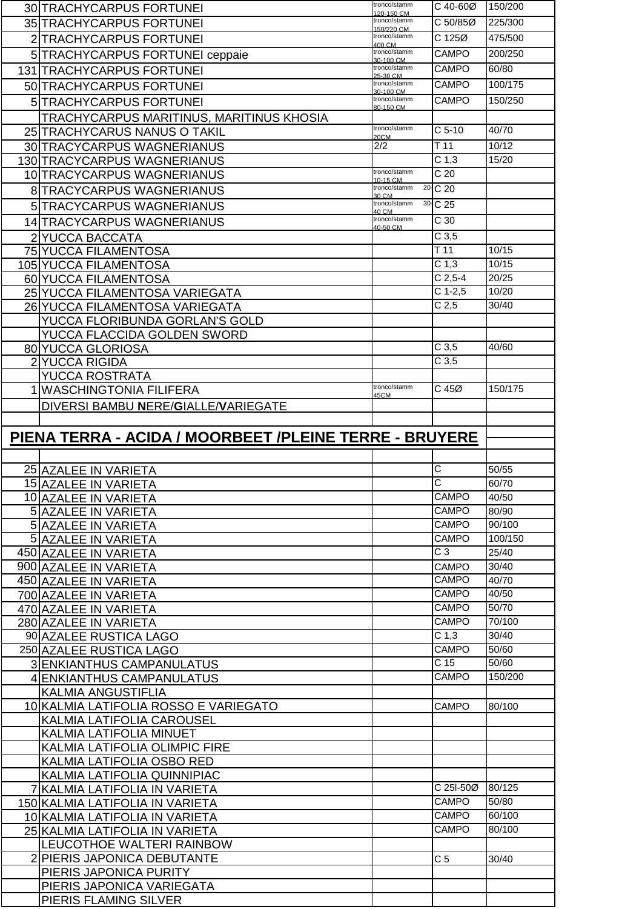| | | | | |
|---|---|---|---|---|
| 30 | TRACHYCARPUS FORTUNEI | tronco/stamm 120-150 CM | C 40-60Ø | 150/200 |
| 35 | TRACHYCARPUS FORTUNEI | tronco/stamm 150/220 CM | C 50/85Ø | 225/300 |
| 2 | TRACHYCARPUS FORTUNEI | tronco/stamm 400 CM | C 125Ø | 475/500 |
| 5 | TRACHYCARPUS FORTUNEI ceppaie | tronco/stamm 30-100 CM | CAMPO | 200/250 |
| 131 | TRACHYCARPUS FORTUNEI | tronco/stamm 25-30 CM | CAMPO | 60/80 |
| 50 | TRACHYCARPUS FORTUNEI | tronco/stamm 30-100 CM | CAMPO | 100/175 |
| 5 | TRACHYCARPUS FORTUNEI | tronco/stamm 80-150 CM | CAMPO | 150/250 |
| | TRACHYCARPUS MARITINUS, MARITINUS KHOSIA | | | |
| 25 | TRACHYCARUS NANUS O TAKIL | tronco/stamm 20CM | C 5-10 | 40/70 |
| 30 | TRACYCARPUS WAGNERIANUS | 2/2 | T 11 | 10/12 |
| 130 | TRACYCARPUS WAGNERIANUS | | C 1,3 | 15/20 |
| 10 | TRACYCARPUS WAGNERIANUS | tronco/stamm 10-15 CM | C 20 | |
| 8 | TRACYCARPUS WAGNERIANUS | tronco/stamm 20-30 CM | C 20 | |
| 5 | TRACYCARPUS WAGNERIANUS | tronco/stamm 30-40 CM | C 25 | |
| 14 | TRACYCARPUS WAGNERIANUS | tronco/stamm 40-50 CM | C 30 | |
| 2 | YUCCA BACCATA | | C 3,5 | |
| 75 | YUCCA FILAMENTOSA | | T 11 | 10/15 |
| 105 | YUCCA FILAMENTOSA | | C 1,3 | 10/15 |
| 60 | YUCCA FILAMENTOSA | | C 2,5-4 | 20/25 |
| 25 | YUCCA FILAMENTOSA VARIEGATA | | C 1-2,5 | 10/20 |
| 26 | YUCCA FILAMENTOSA VARIEGATA | | C 2,5 | 30/40 |
| | YUCCA FLORIBUNDA GORLAN'S GOLD | | | |
| | YUCCA FLACCIDA GOLDEN SWORD | | | |
| 80 | YUCCA GLORIOSA | | C 3,5 | 40/60 |
| 2 | YUCCA RIGIDA | | C 3,5 | |
| | YUCCA ROSTRATA | | | |
| 1 | WASCHINGTONIA FILIFERA | tronco/stamm 45CM | C 45Ø | 150/175 |
| | DIVERSI BAMBU **N**ERE/**G**IALLE/**V**ARIEGATE | | | |

## PIENA TERRA - ACIDA / MOORBEET /PLEINE TERRE - BRUYERE

| | | | | |
|---|---|---|---|---|
| 25 | AZALEE IN VARIETA | | C | 50/55 |
| 15 | AZALEE IN VARIETA | | C | 60/70 |
| 10 | AZALEE IN VARIETA | | CAMPO | 40/50 |
| 5 | AZALEE IN VARIETA | | CAMPO | 80/90 |
| 5 | AZALEE IN VARIETA | | CAMPO | 90/100 |
| 5 | AZALEE IN VARIETA | | CAMPO | 100/150 |
| 450 | AZALEE IN VARIETA | | C 3 | 25/40 |
| 900 | AZALEE IN VARIETA | | CAMPO | 30/40 |
| 450 | AZALEE IN VARIETA | | CAMPO | 40/70 |
| 700 | AZALEE IN VARIETA | | CAMPO | 40/50 |
| 470 | AZALEE IN VARIETA | | CAMPO | 50/70 |
| 280 | AZALEE IN VARIETA | | CAMPO | 70/100 |
| 90 | AZALEE RUSTICA LAGO | | C 1,3 | 30/40 |
| 250 | AZALEE RUSTICA LAGO | | CAMPO | 50/60 |
| 3 | ENKIANTHUS CAMPANULATUS | | C 15 | 50/60 |
| 4 | ENKIANTHUS CAMPANULATUS | | CAMPO | 150/200 |
| | KALMIA ANGUSTIFLIA | | | |
| 10 | KALMIA LATIFOLIA ROSSO E VARIEGATO | | CAMPO | 80/100 |
| | KALMIA LATIFOLIA CAROUSEL | | | |
| | KALMIA LATIFOLIA MINUET | | | |
| | KALMIA LATIFOLIA OLIMPIC FIRE | | | |
| | KALMIA LATIFOLIA OSBO RED | | | |
| | KALMIA LATIFOLIA QUINNIPIAC | | | |
| 7 | KALMIA LATIFOLIA IN VARIETA | | C 25l-50Ø | 80/125 |
| 150 | KALMIA LATIFOLIA IN VARIETA | | CAMPO | 50/80 |
| 10 | KALMIA LATIFOLIA IN VARIETA | | CAMPO | 60/100 |
| 25 | KALMIA LATIFOLIA IN VARIETA | | CAMPO | 80/100 |
| | LEUCOTHOE WALTERI RAINBOW | | | |
| 2 | PIERIS JAPONICA DEBUTANTE | | C 5 | 30/40 |
| | PIERIS JAPONICA PURITY | | | |
| | PIERIS JAPONICA VARIEGATA | | | |
| | PIERIS FLAMING SILVER | | | |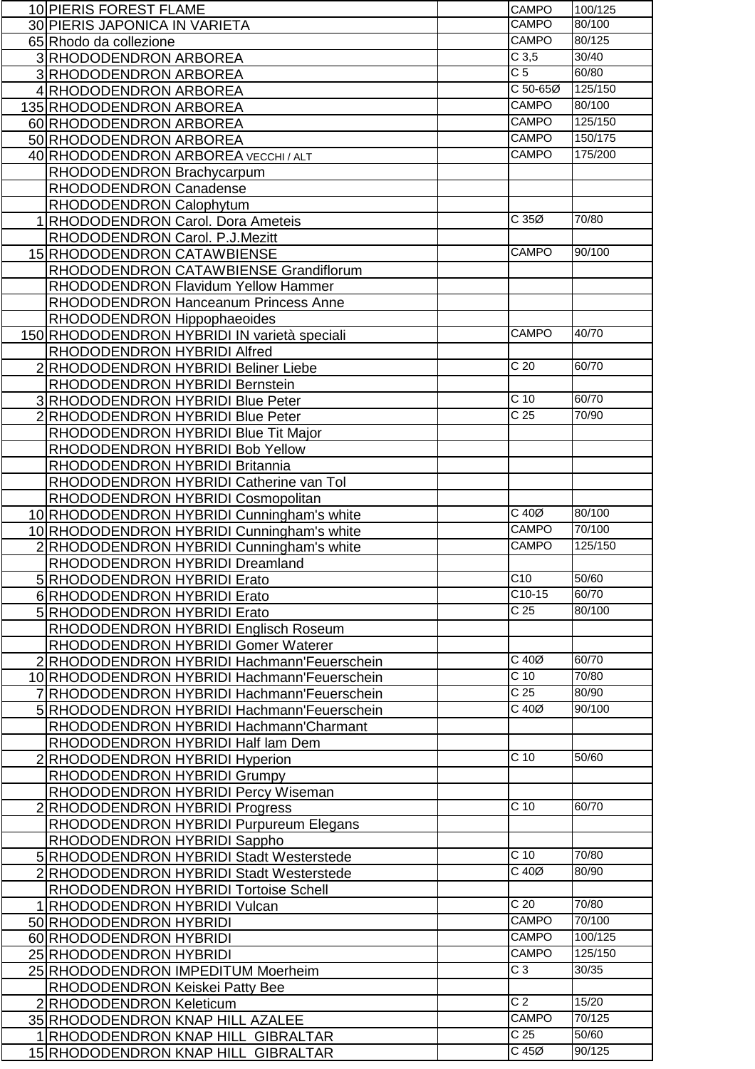| | | | | |
|---|---|---|---|---|
| 10 | PIERIS FOREST FLAME | | CAMPO | 100/125 |
| 30 | PIERIS JAPONICA IN VARIETA | | CAMPO | 80/100 |
| 65 | Rhodo da collezione | | CAMPO | 80/125 |
| 3 | RHODODENDRON ARBOREA | | C 3,5 | 30/40 |
| 3 | RHODODENDRON ARBOREA | | C 5 | 60/80 |
| 4 | RHODODENDRON ARBOREA | | C 50-65Ø | 125/150 |
| 135 | RHODODENDRON ARBOREA | | CAMPO | 80/100 |
| 60 | RHODODENDRON ARBOREA | | CAMPO | 125/150 |
| 50 | RHODODENDRON ARBOREA | | CAMPO | 150/175 |
| 40 | RHODODENDRON ARBOREA VECCHI / ALT | | CAMPO | 175/200 |
| | RHODODENDRON Brachycarpum | | | |
| | RHODODENDRON Canadense | | | |
| | RHODODENDRON Calophytum | | | |
| 1 | RHODODENDRON Carol. Dora Ameteis | | C 35Ø | 70/80 |
| | RHODODENDRON Carol. P.J.Mezitt | | | |
| 15 | RHODODENDRON CATAWBIENSE | | CAMPO | 90/100 |
| | RHODODENDRON CATAWBIENSE Grandiflorum | | | |
| | RHODODENDRON Flavidum Yellow Hammer | | | |
| | RHODODENDRON Hanceanum Princess Anne | | | |
| | RHODODENDRON Hippophaeoides | | | |
| 150 | RHODODENDRON HYBRIDI IN varietà speciali | | CAMPO | 40/70 |
| | RHODODENDRON HYBRIDI Alfred | | | |
| 2 | RHODODENDRON HYBRIDI Beliner Liebe | | C 20 | 60/70 |
| | RHODODENDRON HYBRIDI Bernstein | | | |
| 3 | RHODODENDRON HYBRIDI Blue Peter | | C 10 | 60/70 |
| 2 | RHODODENDRON HYBRIDI Blue Peter | | C 25 | 70/90 |
| | RHODODENDRON HYBRIDI Blue Tit Major | | | |
| | RHODODENDRON HYBRIDI Bob Yellow | | | |
| | RHODODENDRON HYBRIDI Britannia | | | |
| | RHODODENDRON HYBRIDI Catherine van Tol | | | |
| | RHODODENDRON HYBRIDI Cosmopolitan | | | |
| 10 | RHODODENDRON HYBRIDI Cunningham's white | | C 40Ø | 80/100 |
| 10 | RHODODENDRON HYBRIDI Cunningham's white | | CAMPO | 70/100 |
| 2 | RHODODENDRON HYBRIDI Cunningham's white | | CAMPO | 125/150 |
| | RHODODENDRON HYBRIDI Dreamland | | | |
| 5 | RHODODENDRON HYBRIDI Erato | | C10 | 50/60 |
| 6 | RHODODENDRON HYBRIDI Erato | | C10-15 | 60/70 |
| 5 | RHODODENDRON HYBRIDI Erato | | C 25 | 80/100 |
| | RHODODENDRON HYBRIDI Englisch Roseum | | | |
| | RHODODENDRON HYBRIDI Gomer Waterer | | | |
| 2 | RHODODENDRON HYBRIDI Hachmann'Feuerschein | | C 40Ø | 60/70 |
| 10 | RHODODENDRON HYBRIDI Hachmann'Feuerschein | | C 10 | 70/80 |
| 7 | RHODODENDRON HYBRIDI Hachmann'Feuerschein | | C 25 | 80/90 |
| 5 | RHODODENDRON HYBRIDI Hachmann'Feuerschein | | C 40Ø | 90/100 |
| | RHODODENDRON HYBRIDI Hachmann'Charmant | | | |
| | RHODODENDRON HYBRIDI Half lam Dem | | | |
| 2 | RHODODENDRON HYBRIDI Hyperion | | C 10 | 50/60 |
| | RHODODENDRON HYBRIDI Grumpy | | | |
| | RHODODENDRON HYBRIDI Percy Wiseman | | | |
| 2 | RHODODENDRON HYBRIDI Progress | | C 10 | 60/70 |
| | RHODODENDRON HYBRIDI Purpureum Elegans | | | |
| | RHODODENDRON HYBRIDI Sappho | | | |
| 5 | RHODODENDRON HYBRIDI Stadt Westerstede | | C 10 | 70/80 |
| 2 | RHODODENDRON HYBRIDI Stadt Westerstede | | C 40Ø | 80/90 |
| | RHODODENDRON HYBRIDI Tortoise Schell | | | |
| 1 | RHODODENDRON HYBRIDI Vulcan | | C 20 | 70/80 |
| 50 | RHODODENDRON HYBRIDI | | CAMPO | 70/100 |
| 60 | RHODODENDRON HYBRIDI | | CAMPO | 100/125 |
| 25 | RHODODENDRON HYBRIDI | | CAMPO | 125/150 |
| 25 | RHODODENDRON IMPEDITUM Moerheim | | C 3 | 30/35 |
| | RHODODENDRON Keiskei Patty Bee | | | |
| 2 | RHODODENDRON Keleticum | | C 2 | 15/20 |
| 35 | RHODODENDRON KNAP HILL AZALEE | | CAMPO | 70/125 |
| 1 | RHODODENDRON KNAP HILL GIBRALTAR | | C 25 | 50/60 |
| 15 | RHODODENDRON KNAP HILL GIBRALTAR | | C 45Ø | 90/125 |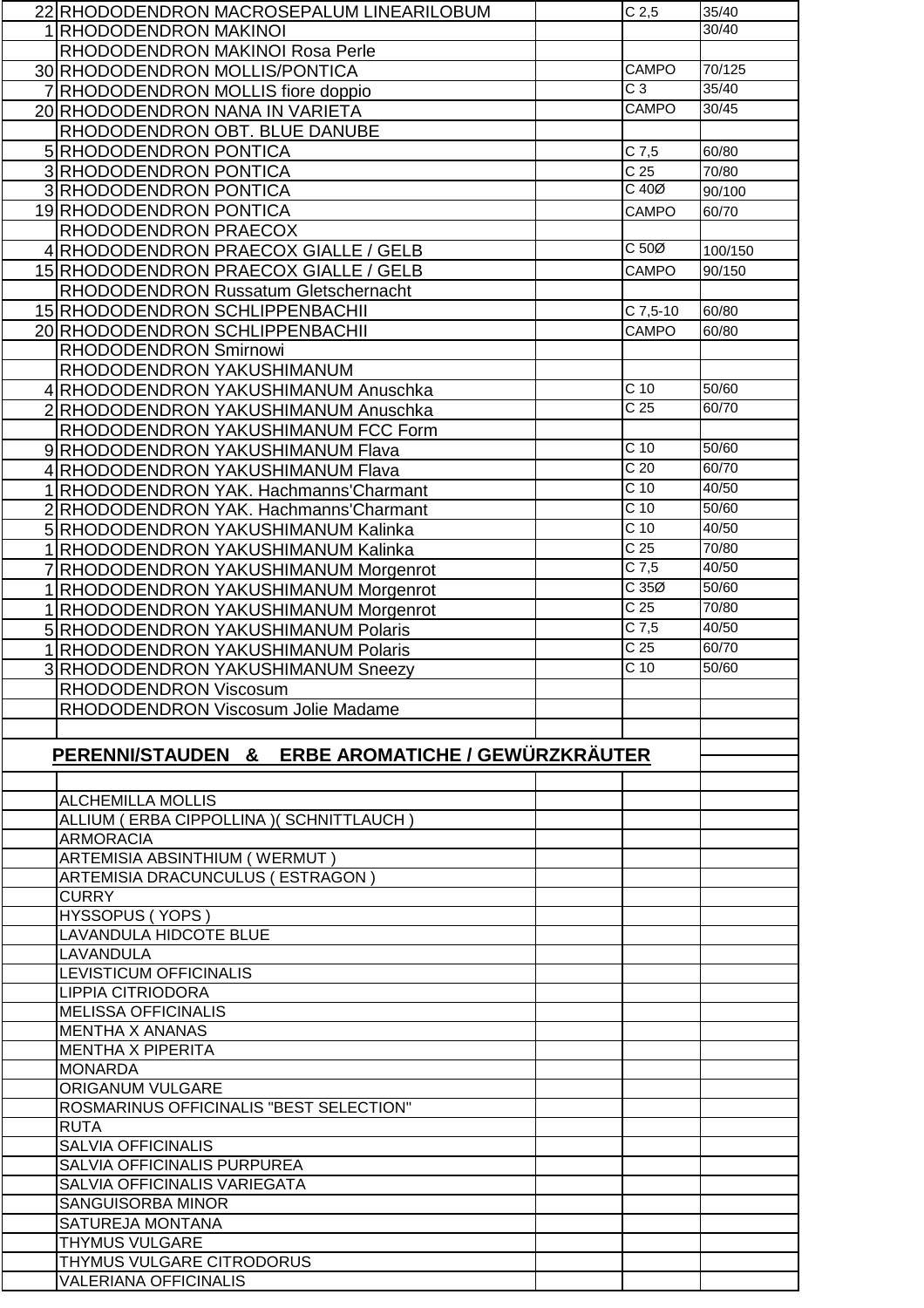| | | | | |
|---|---|---|---|---|
| 22 | RHODODENDRON MACROSEPALUM LINEARILOBUM | | C 2,5 | 35/40 |
| 1 | RHODODENDRON MAKINOI | | | 30/40 |
| | RHODODENDRON MAKINOI Rosa Perle | | | |
| 30 | RHODODENDRON MOLLIS/PONTICA | | CAMPO | 70/125 |
| 7 | RHODODENDRON MOLLIS fiore doppio | | C 3 | 35/40 |
| 20 | RHODODENDRON NANA IN VARIETA | | CAMPO | 30/45 |
| | RHODODENDRON OBT. BLUE DANUBE | | | |
| 5 | RHODODENDRON PONTICA | | C 7,5 | 60/80 |
| 3 | RHODODENDRON PONTICA | | C 25 | 70/80 |
| 3 | RHODODENDRON PONTICA | | C 40Ø | 90/100 |
| 19 | RHODODENDRON PONTICA | | CAMPO | 60/70 |
| | RHODODENDRON PRAECOX | | | |
| 4 | RHODODENDRON PRAECOX GIALLE / GELB | | C 50Ø | 100/150 |
| 15 | RHODODENDRON PRAECOX GIALLE / GELB | | CAMPO | 90/150 |
| | RHODODENDRON Russatum Gletschernacht | | | |
| 15 | RHODODENDRON SCHLIPPENBACHII | | C 7,5-10 | 60/80 |
| 20 | RHODODENDRON SCHLIPPENBACHII | | CAMPO | 60/80 |
| | RHODODENDRON Smirnowi | | | |
| | RHODODENDRON YAKUSHIMANUM | | | |
| 4 | RHODODENDRON YAKUSHIMANUM Anuschka | | C 10 | 50/60 |
| 2 | RHODODENDRON YAKUSHIMANUM Anuschka | | C 25 | 60/70 |
| | RHODODENDRON YAKUSHIMANUM FCC Form | | | |
| 9 | RHODODENDRON YAKUSHIMANUM Flava | | C 10 | 50/60 |
| 4 | RHODODENDRON YAKUSHIMANUM Flava | | C 20 | 60/70 |
| 1 | RHODODENDRON YAK. Hachmanns'Charmant | | C 10 | 40/50 |
| 2 | RHODODENDRON YAK. Hachmanns'Charmant | | C 10 | 50/60 |
| 5 | RHODODENDRON YAKUSHIMANUM Kalinka | | C 10 | 40/50 |
| 1 | RHODODENDRON YAKUSHIMANUM Kalinka | | C 25 | 70/80 |
| 7 | RHODODENDRON YAKUSHIMANUM Morgenrot | | C 7,5 | 40/50 |
| 1 | RHODODENDRON YAKUSHIMANUM Morgenrot | | C 35Ø | 50/60 |
| 1 | RHODODENDRON YAKUSHIMANUM Morgenrot | | C 25 | 70/80 |
| 5 | RHODODENDRON YAKUSHIMANUM Polaris | | C 7,5 | 40/50 |
| 1 | RHODODENDRON YAKUSHIMANUM Polaris | | C 25 | 60/70 |
| 3 | RHODODENDRON YAKUSHIMANUM Sneezy | | C 10 | 50/60 |
| | RHODODENDRON Viscosum | | | |
| | RHODODENDRON Viscosum Jolie Madame | | | |

## PERENNI/STAUDEN & ERBE AROMATICHE / GEWÜRZKRÄUTER

| | | | | |
|---|---|---|---|---|
| | ALCHEMILLA MOLLIS | | | |
| | ALLIUM ( ERBA CIPPOLLINA )( SCHNITTLAUCH ) | | | |
| | ARMORACIA | | | |
| | ARTEMISIA ABSINTHIUM ( WERMUT ) | | | |
| | ARTEMISIA DRACUNCULUS ( ESTRAGON ) | | | |
| | CURRY | | | |
| | HYSSOPUS ( YOPS ) | | | |
| | LAVANDULA HIDCOTE BLUE | | | |
| | LAVANDULA | | | |
| | LEVISTICUM OFFICINALIS | | | |
| | LIPPIA CITRIODORA | | | |
| | MELISSA OFFICINALIS | | | |
| | MENTHA X ANANAS | | | |
| | MENTHA X PIPERITA | | | |
| | MONARDA | | | |
| | ORIGANUM VULGARE | | | |
| | ROSMARINUS OFFICINALIS "BEST SELECTION" | | | |
| | RUTA | | | |
| | SALVIA OFFICINALIS | | | |
| | SALVIA OFFICINALIS PURPUREA | | | |
| | SALVIA OFFICINALIS VARIEGATA | | | |
| | SANGUISORBA MINOR | | | |
| | SATUREJA MONTANA | | | |
| | THYMUS VULGARE | | | |
| | THYMUS VULGARE CITRODORUS | | | |
| | VALERIANA OFFICINALIS | | | |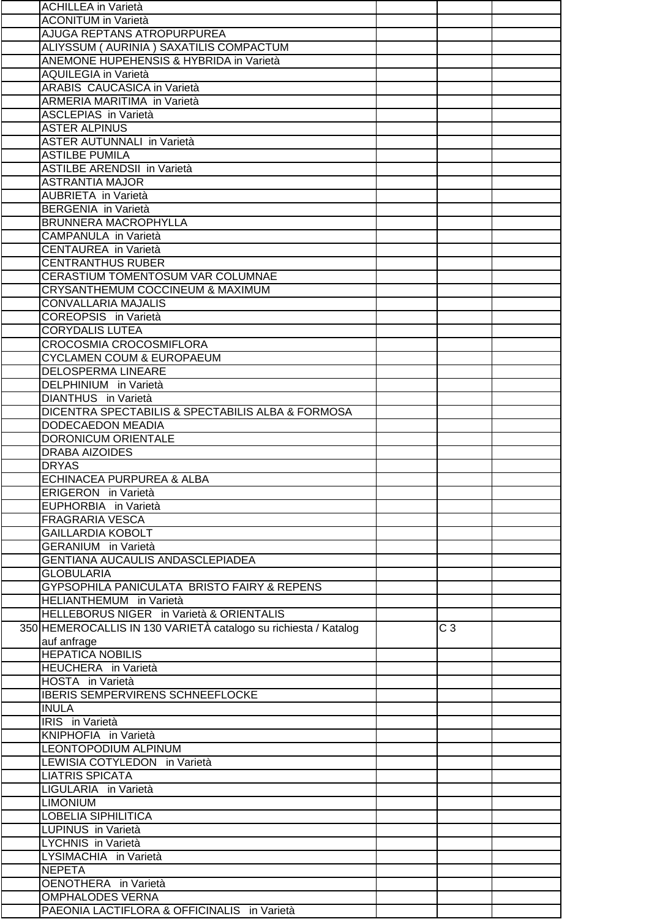| | | | | |
|---|---|---|---|---|
| | ACHILLEA in Varietà | | | |
| | ACONITUM in Varietà | | | |
| | AJUGA REPTANS ATROPURPUREA | | | |
| | ALIYSSUM ( AURINIA ) SAXATILIS COMPACTUM | | | |
| | ANEMONE HUPEHENSIS & HYBRIDA in Varietà | | | |
| | AQUILEGIA in Varietà | | | |
| | ARABIS CAUCASICA in Varietà | | | |
| | ARMERIA MARITIMA in Varietà | | | |
| | ASCLEPIAS in Varietà | | | |
| | ASTER ALPINUS | | | |
| | ASTER AUTUNNALI in Varietà | | | |
| | ASTILBE PUMILA | | | |
| | ASTILBE ARENDSII in Varietà | | | |
| | ASTRANTIA MAJOR | | | |
| | AUBRIETA in Varietà | | | |
| | BERGENIA in Varietà | | | |
| | BRUNNERA MACROPHYLLA | | | |
| | CAMPANULA in Varietà | | | |
| | CENTAUREA in Varietà | | | |
| | CENTRANTHUS RUBER | | | |
| | CERASTIUM TOMENTOSUM VAR COLUMNAE | | | |
| | CRYSANTHEMUM COCCINEUM & MAXIMUM | | | |
| | CONVALLARIA MAJALIS | | | |
| | COREOPSIS in Varietà | | | |
| | CORYDALIS LUTEA | | | |
| | CROCOSMIA CROCOSMIFLORA | | | |
| | CYCLAMEN COUM & EUROPAEUM | | | |
| | DELOSPERMA LINEARE | | | |
| | DELPHINIUM in Varietà | | | |
| | DIANTHUS in Varietà | | | |
| | DICENTRA SPECTABILIS & SPECTABILIS ALBA & FORMOSA | | | |
| | DODECAEDON MEADIA | | | |
| | DORONICUM ORIENTALE | | | |
| | DRABA AIZOIDES | | | |
| | DRYAS | | | |
| | ECHINACEA PURPUREA & ALBA | | | |
| | ERIGERON in Varietà | | | |
| | EUPHORBIA in Varietà | | | |
| | FRAGRARIA VESCA | | | |
| | GAILLARDIA KOBOLT | | | |
| | GERANIUM in Varietà | | | |
| | GENTIANA AUCAULIS ANDASCLEPIADEA | | | |
| | GLOBULARIA | | | |
| | GYPSOPHILA PANICULATA BRISTO FAIRY & REPENS | | | |
| | HELIANTHEMUM in Varietà | | | |
| | HELLEBORUS NIGER in Varietà & ORIENTALIS | | | |
| 350 | HEMEROCALLIS IN 130 VARIETÀ catalogo su richiesta / Katalog auf anfrage | | C 3 | |
| | HEPATICA NOBILIS | | | |
| | HEUCHERA in Varietà | | | |
| | HOSTA in Varietà | | | |
| | IBERIS SEMPERVIRENS SCHNEEFLOCKE | | | |
| | INULA | | | |
| | IRIS in Varietà | | | |
| | KNIPHOFIA in Varietà | | | |
| | LEONTOPODIUM ALPINUM | | | |
| | LEWISIA COTYLEDON in Varietà | | | |
| | LIATRIS SPICATA | | | |
| | LIGULARIA in Varietà | | | |
| | LIMONIUM | | | |
| | LOBELIA SIPHILITICA | | | |
| | LUPINUS in Varietà | | | |
| | LYCHNIS in Varietà | | | |
| | LYSIMACHIA in Varietà | | | |
| | NEPETA | | | |
| | OENOTHERA in Varietà | | | |
| | OMPHALODES VERNA | | | |
| | PAEONIA LACTIFLORA & OFFICINALIS in Varietà | | | |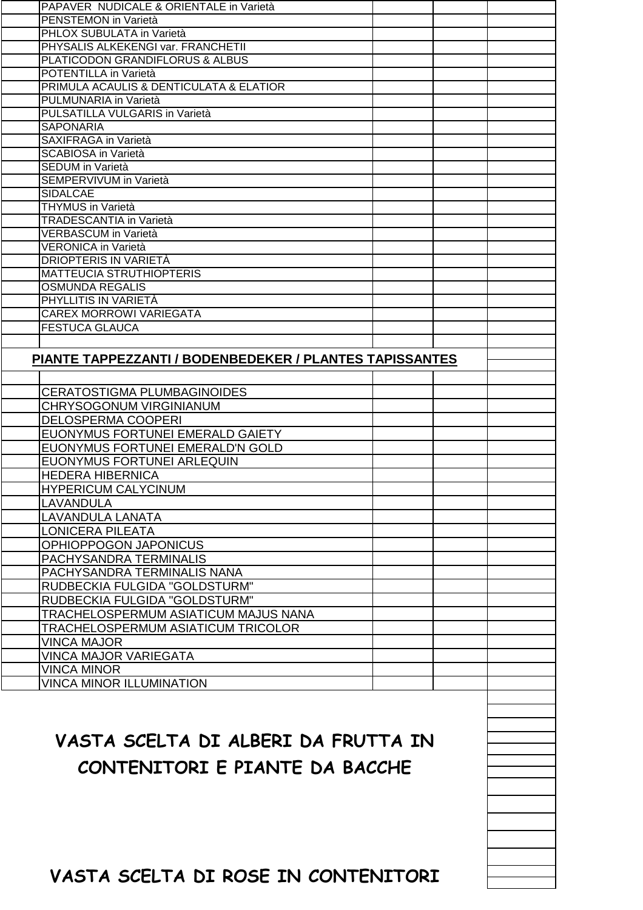| | | | |
|---|---|---|---|
| PAPAVER NUDICALE & ORIENTALE in Varietà | | | |
| PENSTEMON in Varietà | | | |
| PHLOX SUBULATA in Varietà | | | |
| PHYSALIS ALKEKENGI var. FRANCHETII | | | |
| PLATICODON GRANDIFLORUS & ALBUS | | | |
| POTENTILLA in Varietà | | | |
| PRIMULA ACAULIS & DENTICULATA & ELATIOR | | | |
| PULMUNARIA in Varietà | | | |
| PULSATILLA VULGARIS in Varietà | | | |
| SAPONARIA | | | |
| SAXIFRAGA in Varietà | | | |
| SCABIOSA in Varietà | | | |
| SEDUM in Varietà | | | |
| SEMPERVIVUM in Varietà | | | |
| SIDALCAE | | | |
| THYMUS in Varietà | | | |
| TRADESCANTIA in Varietà | | | |
| VERBASCUM in Varietà | | | |
| VERONICA in Varietà | | | |
| DRIOPTERIS IN VARIETÀ | | | |
| MATTEUCIA STRUTHIOPTERIS | | | |
| OSMUNDA REGALIS | | | |
| PHYLLITIS IN VARIETÀ | | | |
| CAREX MORROWI VARIEGATA | | | |
| FESTUCA GLAUCA | | | |

## PIANTE TAPPEZZANTI / BODENBEDEKER / PLANTES TAPISSANTES

| | | | |
|---|---|---|---|
| CERATOSTIGMA PLUMBAGINOIDES | | | |
| CHRYSOGONUM VIRGINIANUM | | | |
| DELOSPERMA COOPERI | | | |
| EUONYMUS FORTUNEI EMERALD GAIETY | | | |
| EUONYMUS FORTUNEI EMERALD'N GOLD | | | |
| EUONYMUS FORTUNEI ARLEQUIN | | | |
| HEDERA HIBERNICA | | | |
| HYPERICUM CALYCINUM | | | |
| LAVANDULA | | | |
| LAVANDULA LANATA | | | |
| LONICERA PILEATA | | | |
| OPHIOPPOGON JAPONICUS | | | |
| PACHYSANDRA TERMINALIS | | | |
| PACHYSANDRA TERMINALIS NANA | | | |
| RUDBECKIA FULGIDA "GOLDSTURM" | | | |
| RUDBECKIA FULGIDA "GOLDSTURM" | | | |
| TRACHELOSPERMUM ASIATICUM MAJUS NANA | | | |
| TRACHELOSPERMUM ASIATICUM TRICOLOR | | | |
| VINCA MAJOR | | | |
| VINCA MAJOR VARIEGATA | | | |
| VINCA MINOR | | | |
| VINCA MINOR ILLUMINATION | | | |

**VASTA SCELTA DI ALBERI DA FRUTTA IN CONTENITORI E PIANTE DA BACCHE**

**VASTA SCELTA DI ROSE IN CONTENITORI**